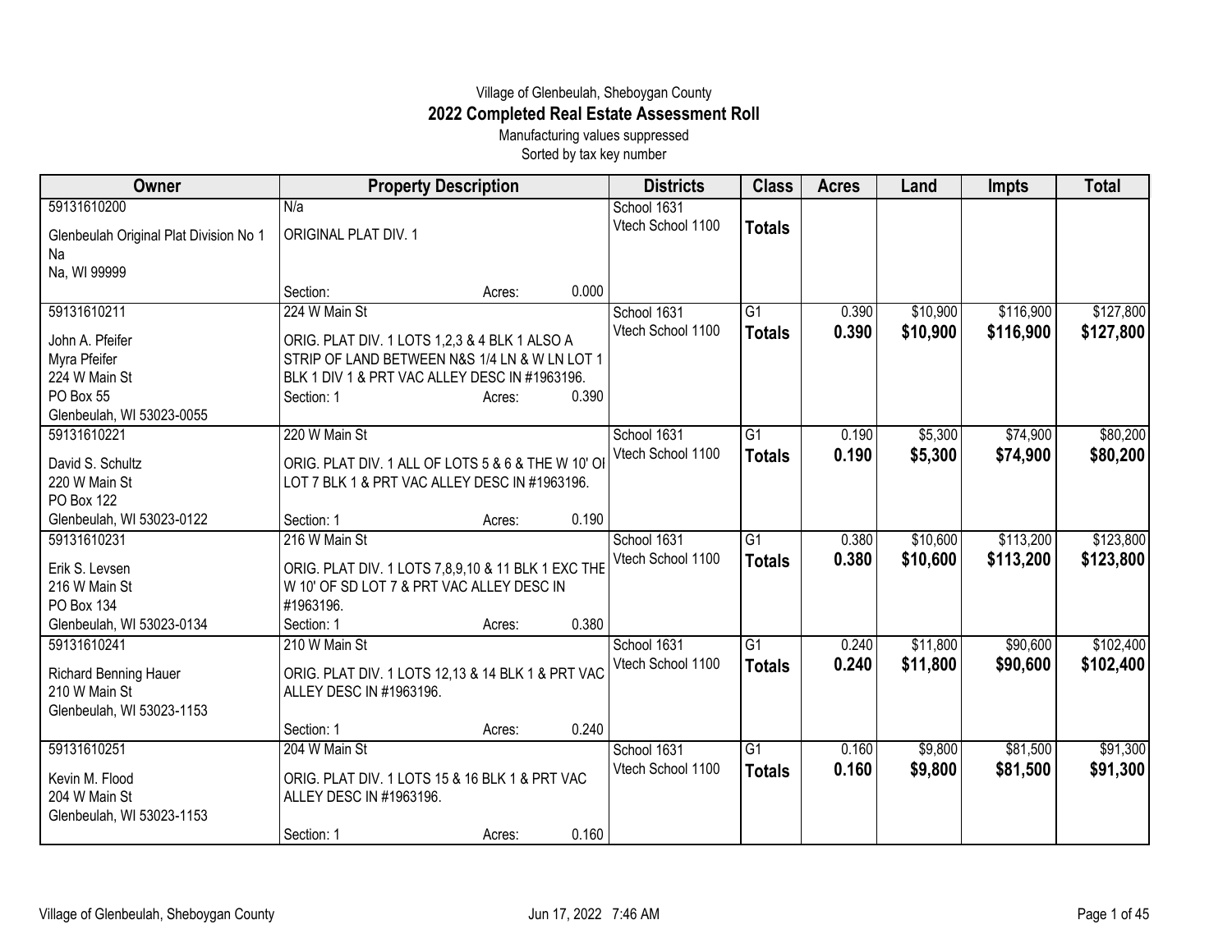Village of Glenbeulah, Sheboygan County

# 2022 Completed Real Estate Assessment Roll

Manufacturing values suppressed

Sorted by tax key number

| Owner | Property Description | Districts | Class | Acres | Land | Impts | Total |
|---|---|---|---|---|---|---|---|
| 59131610200<br>Glenbeulah Original Plat Division No 1<br>Na<br>Na, WI 99999 | N/a<br>ORIGINAL PLAT DIV. 1<br>Section: Acres: 0.000 | School 1631<br>Vtech School 1100 | **Totals** | | | | |
| 59131610211<br>John A. Pfeifer<br>Myra Pfeifer<br>224 W Main St<br>PO Box 55<br>Glenbeulah, WI 53023-0055 | 224 W Main St<br>ORIG. PLAT DIV. 1 LOTS 1,2,3 & 4 BLK 1 ALSO A STRIP OF LAND BETWEEN N&S 1/4 LN & W LN LOT 1 BLK 1 DIV 1 & PRT VAC ALLEY DESC IN #1963196.<br>Section: 1 Acres: 0.390 | School 1631<br>Vtech School 1100 | G1<br>**Totals** | 0.390<br>**0.390** | $10,900<br>**$10,900** | $116,900<br>**$116,900** | $127,800<br>**$127,800** |
| 59131610221<br>David S. Schultz<br>220 W Main St<br>PO Box 122<br>Glenbeulah, WI 53023-0122 | 220 W Main St<br>ORIG. PLAT DIV. 1 ALL OF LOTS 5 & 6 & THE W 10' OF LOT 7 BLK 1 & PRT VAC ALLEY DESC IN #1963196.<br>Section: 1 Acres: 0.190 | School 1631<br>Vtech School 1100 | G1<br>**Totals** | 0.190<br>**0.190** | $5,300<br>**$5,300** | $74,900<br>**$74,900** | $80,200<br>**$80,200** |
| 59131610231<br>Erik S. Levsen<br>216 W Main St<br>PO Box 134<br>Glenbeulah, WI 53023-0134 | 216 W Main St<br>ORIG. PLAT DIV. 1 LOTS 7,8,9,10 & 11 BLK 1 EXC THE W 10' OF SD LOT 7 & PRT VAC ALLEY DESC IN #1963196.<br>Section: 1 Acres: 0.380 | School 1631<br>Vtech School 1100 | G1<br>**Totals** | 0.380<br>**0.380** | $10,600<br>**$10,600** | $113,200<br>**$113,200** | $123,800<br>**$123,800** |
| 59131610241<br>Richard Benning Hauer<br>210 W Main St<br>Glenbeulah, WI 53023-1153 | 210 W Main St<br>ORIG. PLAT DIV. 1 LOTS 12,13 & 14 BLK 1 & PRT VAC ALLEY DESC IN #1963196.<br>Section: 1 Acres: 0.240 | School 1631<br>Vtech School 1100 | G1<br>**Totals** | 0.240<br>**0.240** | $11,800<br>**$11,800** | $90,600<br>**$90,600** | $102,400<br>**$102,400** |
| 59131610251<br>Kevin M. Flood<br>204 W Main St<br>Glenbeulah, WI 53023-1153 | 204 W Main St<br>ORIG. PLAT DIV. 1 LOTS 15 & 16 BLK 1 & PRT VAC ALLEY DESC IN #1963196.<br>Section: 1 Acres: 0.160 | School 1631<br>Vtech School 1100 | G1<br>**Totals** | 0.160<br>**0.160** | $9,800<br>**$9,800** | $81,500<br>**$81,500** | $91,300<br>**$91,300** |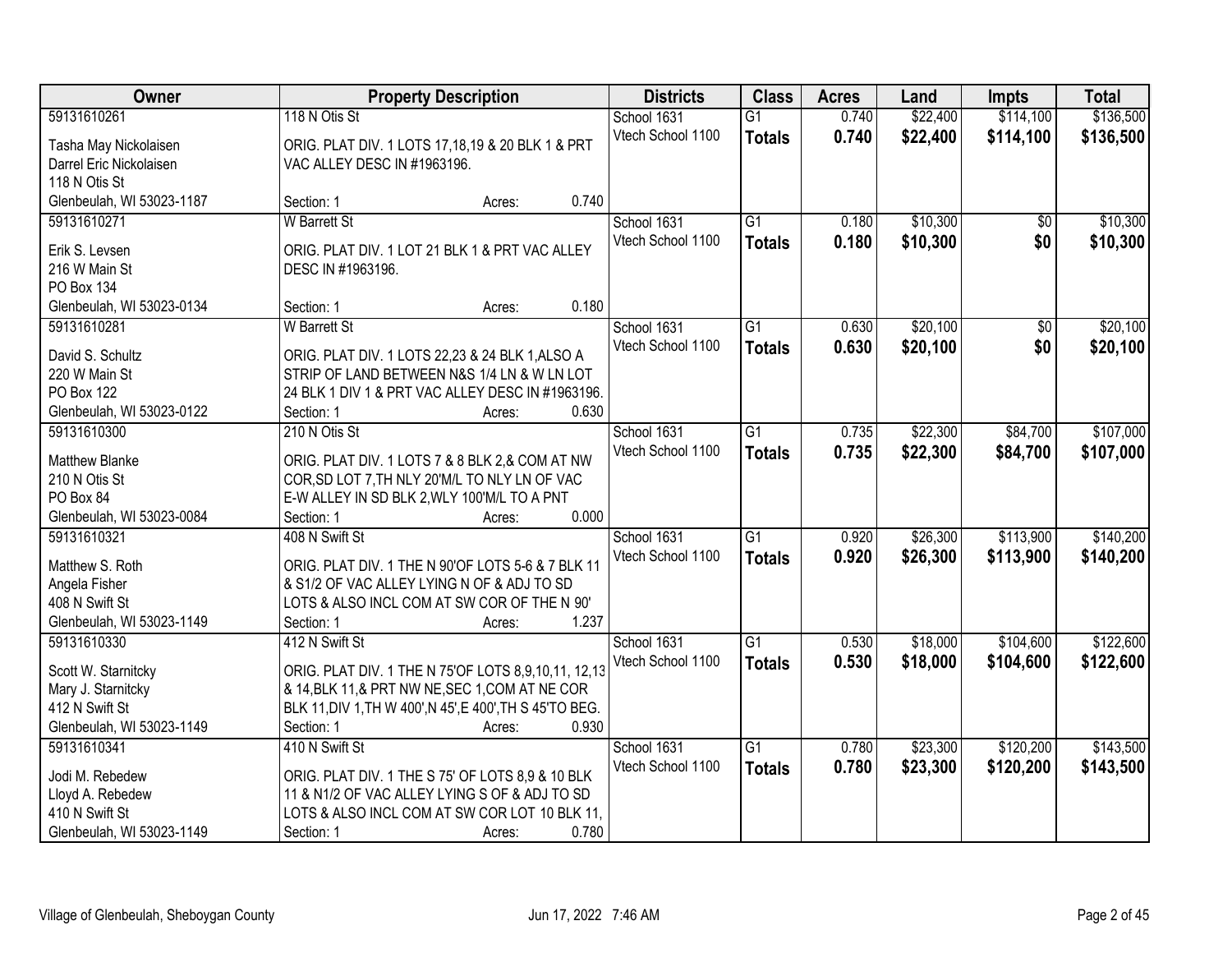| Owner | Property Description | Districts | Class | Acres | Land | Impts | Total |
|---|---|---|---|---|---|---|---|
| 59131610261<br>Tasha May Nickolaisen<br>Darrel Eric Nickolaisen<br>118 N Otis St<br>Glenbeulah, WI 53023-1187 | 118 N Otis St<br>ORIG. PLAT DIV. 1 LOTS 17,18,19 & 20 BLK 1 & PRT VAC ALLEY DESC IN #1963196.<br>Section: 1 Acres: 0.740 | School 1631<br>Vtech School 1100 | G1<br>**Totals** | 0.740<br>**0.740** | $22,400<br>**$22,400** | $114,100<br>**$114,100** | $136,500<br>**$136,500** |
| 59131610271<br>Erik S. Levsen<br>216 W Main St<br>PO Box 134<br>Glenbeulah, WI 53023-0134 | W Barrett St<br>ORIG. PLAT DIV. 1 LOT 21 BLK 1 & PRT VAC ALLEY DESC IN #1963196.<br>Section: 1 Acres: 0.180 | School 1631<br>Vtech School 1100 | G1<br>**Totals** | 0.180<br>**0.180** | $10,300<br>**$10,300** | $0<br>**$0** | $10,300<br>**$10,300** |
| 59131610281<br>David S. Schultz<br>220 W Main St<br>PO Box 122<br>Glenbeulah, WI 53023-0122 | W Barrett St<br>ORIG. PLAT DIV. 1 LOTS 22,23 & 24 BLK 1,ALSO A STRIP OF LAND BETWEEN N&S 1/4 LN & W LN LOT 24 BLK 1 DIV 1 & PRT VAC ALLEY DESC IN #1963196.<br>Section: 1 Acres: 0.630 | School 1631<br>Vtech School 1100 | G1<br>**Totals** | 0.630<br>**0.630** | $20,100<br>**$20,100** | $0<br>**$0** | $20,100<br>**$20,100** |
| 59131610300<br>Matthew Blanke<br>210 N Otis St<br>PO Box 84<br>Glenbeulah, WI 53023-0084 | 210 N Otis St<br>ORIG. PLAT DIV. 1 LOTS 7 & 8 BLK 2,& COM AT NW COR,SD LOT 7,TH NLY 20'M/L TO NLY LN OF VAC E-W ALLEY IN SD BLK 2,WLY 100'M/L TO A PNT<br>Section: 1 Acres: 0.000 | School 1631<br>Vtech School 1100 | G1<br>**Totals** | 0.735<br>**0.735** | $22,300<br>**$22,300** | $84,700<br>**$84,700** | $107,000<br>**$107,000** |
| 59131610321<br>Matthew S. Roth<br>Angela Fisher<br>408 N Swift St<br>Glenbeulah, WI 53023-1149 | 408 N Swift St<br>ORIG. PLAT DIV. 1 THE N 90'OF LOTS 5-6 & 7 BLK 11 & S1/2 OF VAC ALLEY LYING N OF & ADJ TO SD LOTS & ALSO INCL COM AT SW COR OF THE N 90'<br>Section: 1 Acres: 1.237 | School 1631<br>Vtech School 1100 | G1<br>**Totals** | 0.920<br>**0.920** | $26,300<br>**$26,300** | $113,900<br>**$113,900** | $140,200<br>**$140,200** |
| 59131610330<br>Scott W. Starnitcky<br>Mary J. Starnitcky<br>412 N Swift St<br>Glenbeulah, WI 53023-1149 | 412 N Swift St<br>ORIG. PLAT DIV. 1 THE N 75'OF LOTS 8,9,10,11, 12,13 & 14,BLK 11,& PRT NW NE,SEC 1,COM AT NE COR BLK 11,DIV 1,TH W 400',N 45',E 400',TH S 45'TO BEG.<br>Section: 1 Acres: 0.930 | School 1631<br>Vtech School 1100 | G1<br>**Totals** | 0.530<br>**0.530** | $18,000<br>**$18,000** | $104,600<br>**$104,600** | $122,600<br>**$122,600** |
| 59131610341<br>Jodi M. Rebedew<br>Lloyd A. Rebedew<br>410 N Swift St<br>Glenbeulah, WI 53023-1149 | 410 N Swift St<br>ORIG. PLAT DIV. 1 THE S 75' OF LOTS 8,9 & 10 BLK 11 & N1/2 OF VAC ALLEY LYING S OF & ADJ TO SD LOTS & ALSO INCL COM AT SW COR LOT 10 BLK 11,<br>Section: 1 Acres: 0.780 | School 1631<br>Vtech School 1100 | G1<br>**Totals** | 0.780<br>**0.780** | $23,300<br>**$23,300** | $120,200<br>**$120,200** | $143,500<br>**$143,500** |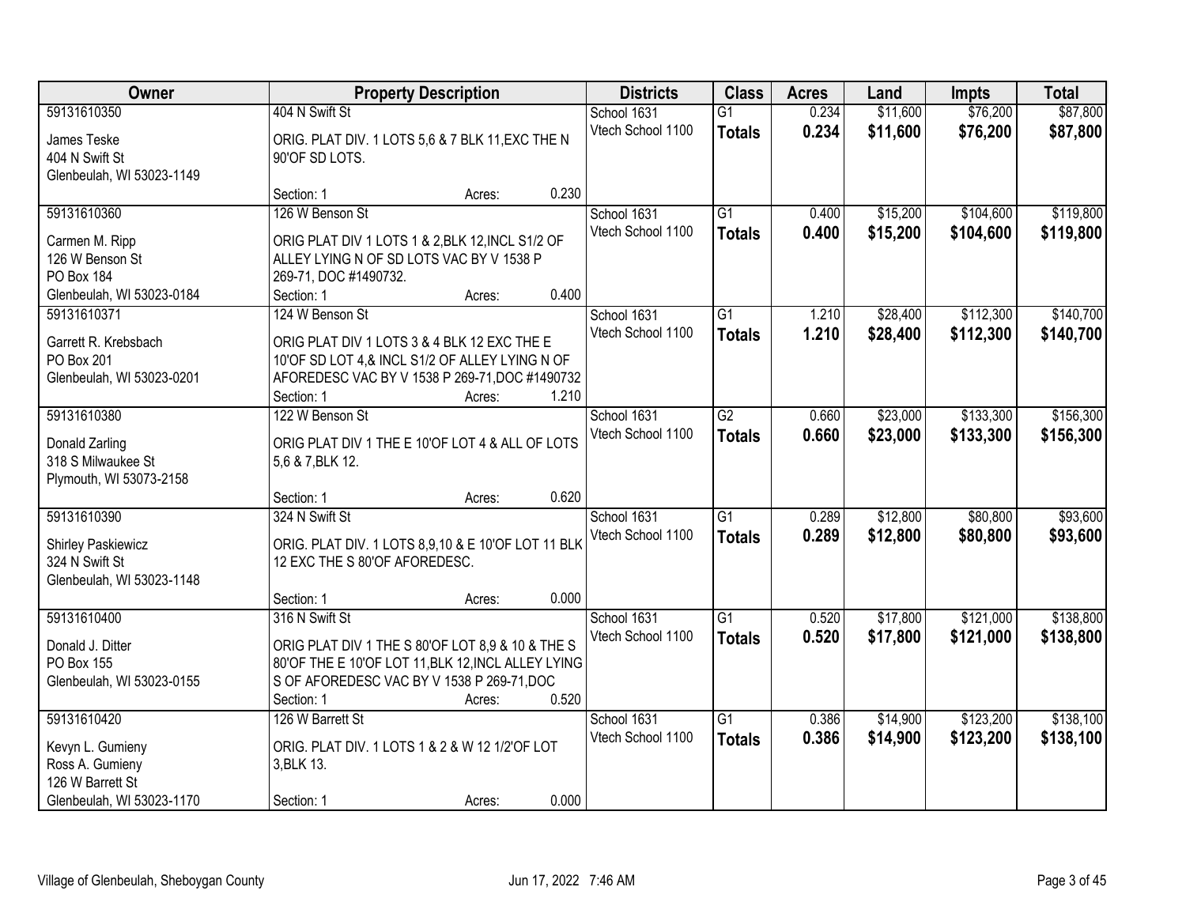| Owner | Property Description | Districts | Class | Acres | Land | Impts | Total |
|---|---|---|---|---|---|---|---|
| 59131610350<br>James Teske<br>404 N Swift St<br>Glenbeulah, WI 53023-1149 | 404 N Swift St<br>ORIG. PLAT DIV. 1 LOTS 5,6 & 7 BLK 11,EXC THE N 90'OF SD LOTS.<br>Section: 1 Acres: 0.230 | School 1631<br>Vtech School 1100 | G1<br>**Totals** | 0.234<br>**0.234** | \$11,600<br>**\$11,600** | \$76,200<br>**\$76,200** | \$87,800<br>**\$87,800** |
| 59131610360<br>Carmen M. Ripp<br>126 W Benson St<br>PO Box 184<br>Glenbeulah, WI 53023-0184 | 126 W Benson St<br>ORIG PLAT DIV 1 LOTS 1 & 2,BLK 12,INCL S1/2 OF ALLEY LYING N OF SD LOTS VAC BY V 1538 P 269-71, DOC #1490732.<br>Section: 1 Acres: 0.400 | School 1631<br>Vtech School 1100 | G1<br>**Totals** | 0.400<br>**0.400** | \$15,200<br>**\$15,200** | \$104,600<br>**\$104,600** | \$119,800<br>**\$119,800** |
| 59131610371<br>Garrett R. Krebsbach<br>PO Box 201<br>Glenbeulah, WI 53023-0201 | 124 W Benson St<br>ORIG PLAT DIV 1 LOTS 3 & 4 BLK 12 EXC THE E 10'OF SD LOT 4,& INCL S1/2 OF ALLEY LYING N OF AFOREDESC VAC BY V 1538 P 269-71,DOC #1490732<br>Section: 1 Acres: 1.210 | School 1631<br>Vtech School 1100 | G1<br>**Totals** | 1.210<br>**1.210** | \$28,400<br>**\$28,400** | \$112,300<br>**\$112,300** | \$140,700<br>**\$140,700** |
| 59131610380<br>Donald Zarling<br>318 S Milwaukee St<br>Plymouth, WI 53073-2158 | 122 W Benson St<br>ORIG PLAT DIV 1 THE E 10'OF LOT 4 & ALL OF LOTS 5,6 & 7,BLK 12.<br>Section: 1 Acres: 0.620 | School 1631<br>Vtech School 1100 | G2<br>**Totals** | 0.660<br>**0.660** | \$23,000<br>**\$23,000** | \$133,300<br>**\$133,300** | \$156,300<br>**\$156,300** |
| 59131610390<br>Shirley Paskiewicz<br>324 N Swift St<br>Glenbeulah, WI 53023-1148 | 324 N Swift St<br>ORIG. PLAT DIV. 1 LOTS 8,9,10 & E 10'OF LOT 11 BLK 12 EXC THE S 80'OF AFOREDESC.<br>Section: 1 Acres: 0.000 | School 1631<br>Vtech School 1100 | G1<br>**Totals** | 0.289<br>**0.289** | \$12,800<br>**\$12,800** | \$80,800<br>**\$80,800** | \$93,600<br>**\$93,600** |
| 59131610400<br>Donald J. Ditter<br>PO Box 155<br>Glenbeulah, WI 53023-0155 | 316 N Swift St<br>ORIG PLAT DIV 1 THE S 80'OF LOT 8,9 & 10 & THE S 80'OF THE E 10'OF LOT 11,BLK 12,INCL ALLEY LYING S OF AFOREDESC VAC BY V 1538 P 269-71,DOC<br>Section: 1 Acres: 0.520 | School 1631<br>Vtech School 1100 | G1<br>**Totals** | 0.520<br>**0.520** | \$17,800<br>**\$17,800** | \$121,000<br>**\$121,000** | \$138,800<br>**\$138,800** |
| 59131610420<br>Kevyn L. Gumieny<br>Ross A. Gumieny<br>126 W Barrett St<br>Glenbeulah, WI 53023-1170 | 126 W Barrett St<br>ORIG. PLAT DIV. 1 LOTS 1 & 2 & W 12 1/2'OF LOT 3,BLK 13.<br>Section: 1 Acres: 0.000 | School 1631<br>Vtech School 1100 | G1<br>**Totals** | 0.386<br>**0.386** | \$14,900<br>**\$14,900** | \$123,200<br>**\$123,200** | \$138,100<br>**\$138,100** |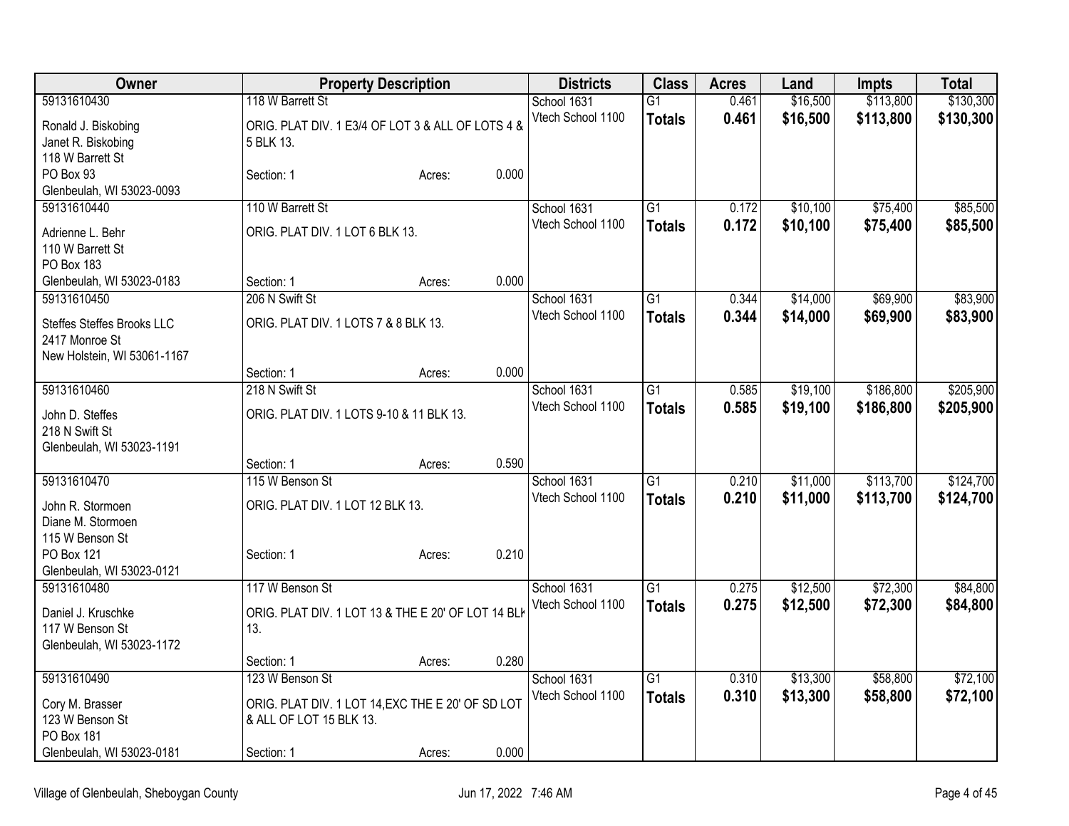| Owner | Property Description | | | Districts | Class | Acres | Land | Impts | Total |
|---|---|---|---|---|---|---|---|---|---|
| 59131610430 | 118 W Barrett St | | | School 1631 | G1 | 0.461 | $16,500 | $113,800 | $130,300 |
| Ronald J. Biskobing<br>Janet R. Biskobing<br>118 W Barrett St<br>PO Box 93<br>Glenbeulah, WI 53023-0093 | ORIG. PLAT DIV. 1 E3/4 OF LOT 3 & ALL OF LOTS 4 & 5 BLK 13. | | | Vtech School 1100 | **Totals** | **0.461** | **$16,500** | **$113,800** | **$130,300** |
| | Section: 1 | Acres: | 0.000 | | | | | | |
| 59131610440 | 110 W Barrett St | | | School 1631 | G1 | 0.172 | $10,100 | $75,400 | $85,500 |
| Adrienne L. Behr<br>110 W Barrett St<br>PO Box 183<br>Glenbeulah, WI 53023-0183 | ORIG. PLAT DIV. 1 LOT 6 BLK 13. | | | Vtech School 1100 | **Totals** | **0.172** | **$10,100** | **$75,400** | **$85,500** |
| | Section: 1 | Acres: | 0.000 | | | | | | |
| 59131610450 | 206 N Swift St | | | School 1631 | G1 | 0.344 | $14,000 | $69,900 | $83,900 |
| Steffes Steffes Brooks LLC<br>2417 Monroe St<br>New Holstein, WI 53061-1167 | ORIG. PLAT DIV. 1 LOTS 7 & 8 BLK 13. | | | Vtech School 1100 | **Totals** | **0.344** | **$14,000** | **$69,900** | **$83,900** |
| | Section: 1 | Acres: | 0.000 | | | | | | |
| 59131610460 | 218 N Swift St | | | School 1631 | G1 | 0.585 | $19,100 | $186,800 | $205,900 |
| John D. Steffes<br>218 N Swift St<br>Glenbeulah, WI 53023-1191 | ORIG. PLAT DIV. 1 LOTS 9-10 & 11 BLK 13. | | | Vtech School 1100 | **Totals** | **0.585** | **$19,100** | **$186,800** | **$205,900** |
| | Section: 1 | Acres: | 0.590 | | | | | | |
| 59131610470 | 115 W Benson St | | | School 1631 | G1 | 0.210 | $11,000 | $113,700 | $124,700 |
| John R. Stormoen<br>Diane M. Stormoen<br>115 W Benson St<br>PO Box 121<br>Glenbeulah, WI 53023-0121 | ORIG. PLAT DIV. 1 LOT 12 BLK 13. | | | Vtech School 1100 | **Totals** | **0.210** | **$11,000** | **$113,700** | **$124,700** |
| | Section: 1 | Acres: | 0.210 | | | | | | |
| 59131610480 | 117 W Benson St | | | School 1631 | G1 | 0.275 | $12,500 | $72,300 | $84,800 |
| Daniel J. Kruschke<br>117 W Benson St<br>Glenbeulah, WI 53023-1172 | ORIG. PLAT DIV. 1 LOT 13 & THE E 20' OF LOT 14 BLK 13. | | | Vtech School 1100 | **Totals** | **0.275** | **$12,500** | **$72,300** | **$84,800** |
| | Section: 1 | Acres: | 0.280 | | | | | | |
| 59131610490 | 123 W Benson St | | | School 1631 | G1 | 0.310 | $13,300 | $58,800 | $72,100 |
| Cory M. Brasser<br>123 W Benson St<br>PO Box 181<br>Glenbeulah, WI 53023-0181 | ORIG. PLAT DIV. 1 LOT 14,EXC THE E 20' OF SD LOT & ALL OF LOT 15 BLK 13. | | | Vtech School 1100 | **Totals** | **0.310** | **$13,300** | **$58,800** | **$72,100** |
| | Section: 1 | Acres: | 0.000 | | | | | | |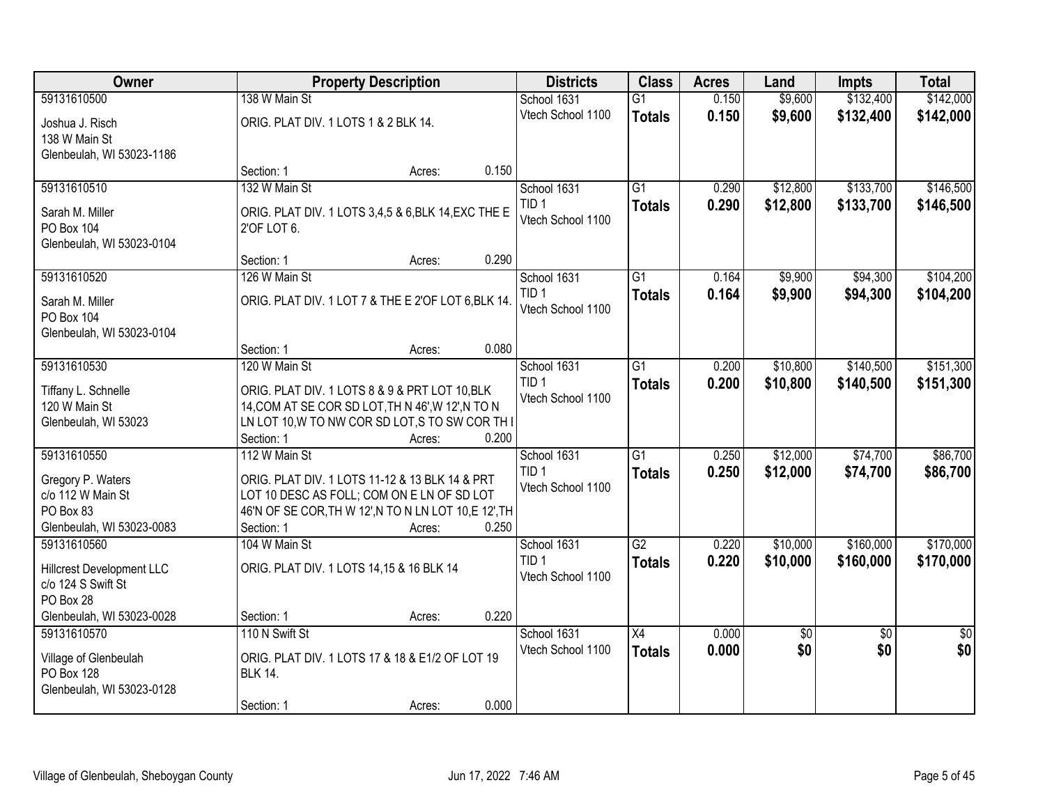| Owner | Property Description | Districts | Class | Acres | Land | Impts | Total |
|---|---|---|---|---|---|---|---|
| 59131610500<br>Joshua J. Risch<br>138 W Main St<br>Glenbeulah, WI 53023-1186 | 138 W Main St<br>ORIG. PLAT DIV. 1 LOTS 1 & 2 BLK 14.<br>Section: 1 Acres: 0.150 | School 1631<br>Vtech School 1100 | G1<br>**Totals** | 0.150<br>**0.150** | $9,600<br>**$9,600** | $132,400<br>**$132,400** | $142,000<br>**$142,000** |
| 59131610510<br>Sarah M. Miller<br>PO Box 104<br>Glenbeulah, WI 53023-0104 | 132 W Main St<br>ORIG. PLAT DIV. 1 LOTS 3,4,5 & 6,BLK 14,EXC THE E 2'OF LOT 6.<br>Section: 1 Acres: 0.290 | School 1631<br>TID 1<br>Vtech School 1100 | G1<br>**Totals** | 0.290<br>**0.290** | $12,800<br>**$12,800** | $133,700<br>**$133,700** | $146,500<br>**$146,500** |
| 59131610520<br>Sarah M. Miller<br>PO Box 104<br>Glenbeulah, WI 53023-0104 | 126 W Main St<br>ORIG. PLAT DIV. 1 LOT 7 & THE E 2'OF LOT 6,BLK 14.<br>Section: 1 Acres: 0.080 | School 1631<br>TID 1<br>Vtech School 1100 | G1<br>**Totals** | 0.164<br>**0.164** | $9,900<br>**$9,900** | $94,300<br>**$94,300** | $104,200<br>**$104,200** |
| 59131610530<br>Tiffany L. Schnelle<br>120 W Main St<br>Glenbeulah, WI 53023 | 120 W Main St<br>ORIG. PLAT DIV. 1 LOTS 8 & 9 & PRT LOT 10,BLK 14,COM AT SE COR SD LOT,TH N 46',W 12',N TO N LN LOT 10,W TO NW COR SD LOT,S TO SW COR TH I<br>Section: 1 Acres: 0.200 | School 1631<br>TID 1<br>Vtech School 1100 | G1<br>**Totals** | 0.200<br>**0.200** | $10,800<br>**$10,800** | $140,500<br>**$140,500** | $151,300<br>**$151,300** |
| 59131610550<br>Gregory P. Waters<br>c/o 112 W Main St<br>PO Box 83<br>Glenbeulah, WI 53023-0083 | 112 W Main St<br>ORIG. PLAT DIV. 1 LOTS 11-12 & 13 BLK 14 & PRT LOT 10 DESC AS FOLL; COM ON E LN OF SD LOT 46'N OF SE COR,TH W 12',N TO N LN LOT 10,E 12',TH<br>Section: 1 Acres: 0.250 | School 1631<br>TID 1<br>Vtech School 1100 | G1<br>**Totals** | 0.250<br>**0.250** | $12,000<br>**$12,000** | $74,700<br>**$74,700** | $86,700<br>**$86,700** |
| 59131610560<br>Hillcrest Development LLC<br>c/o 124 S Swift St<br>PO Box 28<br>Glenbeulah, WI 53023-0028 | 104 W Main St<br>ORIG. PLAT DIV. 1 LOTS 14,15 & 16 BLK 14<br>Section: 1 Acres: 0.220 | School 1631<br>TID 1<br>Vtech School 1100 | G2<br>**Totals** | 0.220<br>**0.220** | $10,000<br>**$10,000** | $160,000<br>**$160,000** | $170,000<br>**$170,000** |
| 59131610570<br>Village of Glenbeulah<br>PO Box 128<br>Glenbeulah, WI 53023-0128 | 110 N Swift St<br>ORIG. PLAT DIV. 1 LOTS 17 & 18 & E1/2 OF LOT 19 BLK 14.<br>Section: 1 Acres: 0.000 | School 1631<br>Vtech School 1100 | X4<br>**Totals** | 0.000<br>**0.000** | $0<br>**$0** | $0<br>**$0** | $0<br>**$0** |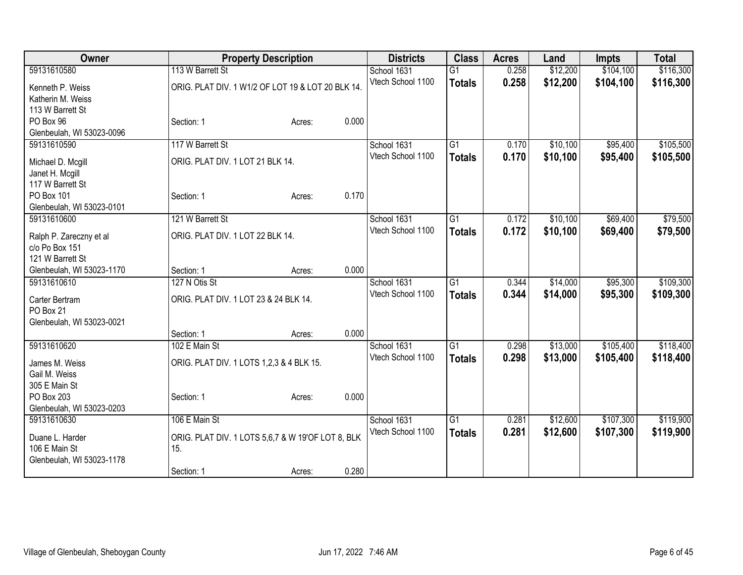| Owner | Property Description | Districts | Class | Acres | Land | Impts | Total |
|---|---|---|---|---|---|---|---|
| 59131610580<br>Kenneth P. Weiss<br>Katherin M. Weiss<br>113 W Barrett St<br>PO Box 96<br>Glenbeulah, WI 53023-0096 | 113 W Barrett St<br>ORIG. PLAT DIV. 1 W1/2 OF LOT 19 & LOT 20 BLK 14.<br>Section: 1 Acres: 0.000 | School 1631<br>Vtech School 1100 | G1<br>**Totals** | 0.258<br>**0.258** | $12,200<br>**$12,200** | $104,100<br>**$104,100** | $116,300<br>**$116,300** |
| 59131610590<br>Michael D. Mcgill<br>Janet H. Mcgill<br>117 W Barrett St<br>PO Box 101<br>Glenbeulah, WI 53023-0101 | 117 W Barrett St<br>ORIG. PLAT DIV. 1 LOT 21 BLK 14.<br>Section: 1 Acres: 0.170 | School 1631<br>Vtech School 1100 | G1<br>**Totals** | 0.170<br>**0.170** | $10,100<br>**$10,100** | $95,400<br>**$95,400** | $105,500<br>**$105,500** |
| 59131610600<br>Ralph P. Zareczny et al<br>c/o Po Box 151<br>121 W Barrett St<br>Glenbeulah, WI 53023-1170 | 121 W Barrett St<br>ORIG. PLAT DIV. 1 LOT 22 BLK 14.<br>Section: 1 Acres: 0.000 | School 1631<br>Vtech School 1100 | G1<br>**Totals** | 0.172<br>**0.172** | $10,100<br>**$10,100** | $69,400<br>**$69,400** | $79,500<br>**$79,500** |
| 59131610610<br>Carter Bertram<br>PO Box 21<br>Glenbeulah, WI 53023-0021 | 127 N Otis St<br>ORIG. PLAT DIV. 1 LOT 23 & 24 BLK 14.<br>Section: 1 Acres: 0.000 | School 1631<br>Vtech School 1100 | G1<br>**Totals** | 0.344<br>**0.344** | $14,000<br>**$14,000** | $95,300<br>**$95,300** | $109,300<br>**$109,300** |
| 59131610620<br>James M. Weiss<br>Gail M. Weiss<br>305 E Main St<br>PO Box 203<br>Glenbeulah, WI 53023-0203 | 102 E Main St<br>ORIG. PLAT DIV. 1 LOTS 1,2,3 & 4 BLK 15.<br>Section: 1 Acres: 0.000 | School 1631<br>Vtech School 1100 | G1<br>**Totals** | 0.298<br>**0.298** | $13,000<br>**$13,000** | $105,400<br>**$105,400** | $118,400<br>**$118,400** |
| 59131610630<br>Duane L. Harder<br>106 E Main St<br>Glenbeulah, WI 53023-1178 | 106 E Main St<br>ORIG. PLAT DIV. 1 LOTS 5,6,7 & W 19'OF LOT 8, BLK 15.<br>Section: 1 Acres: 0.280 | School 1631<br>Vtech School 1100 | G1<br>**Totals** | 0.281<br>**0.281** | $12,600<br>**$12,600** | $107,300<br>**$107,300** | $119,900<br>**$119,900** |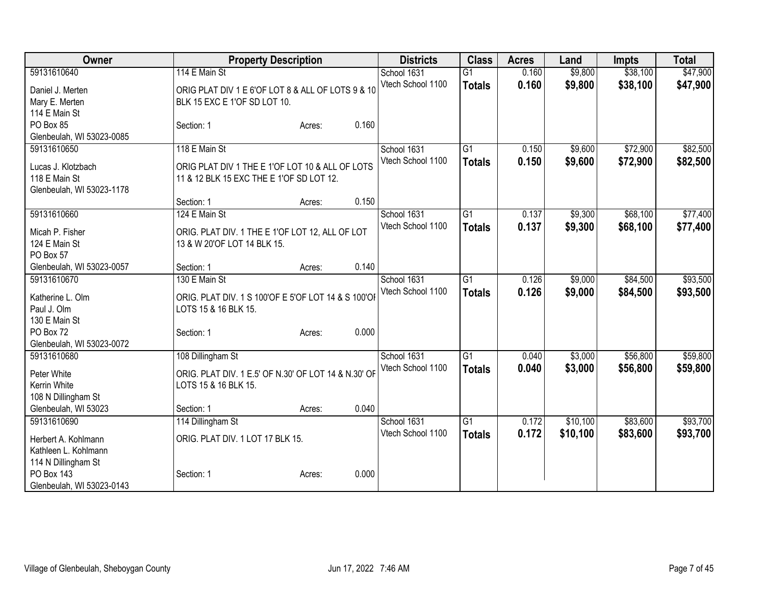| Owner | Property Description | Districts | Class | Acres | Land | Impts | Total |
|---|---|---|---|---|---|---|---|
| 59131610640<br>Daniel J. Merten<br>Mary E. Merten<br>114 E Main St<br>PO Box 85<br>Glenbeulah, WI 53023-0085 | 114 E Main St<br>ORIG PLAT DIV 1 E 6'OF LOT 8 & ALL OF LOTS 9 & 10 BLK 15 EXC E 1'OF SD LOT 10.<br>Section: 1 Acres: 0.160 | School 1631<br>Vtech School 1100 | G1<br>**Totals** | 0.160<br>**0.160** | $9,800<br>**$9,800** | $38,100<br>**$38,100** | $47,900<br>**$47,900** |
| 59131610650<br>Lucas J. Klotzbach<br>118 E Main St<br>Glenbeulah, WI 53023-1178 | 118 E Main St<br>ORIG PLAT DIV 1 THE E 1'OF LOT 10 & ALL OF LOTS 11 & 12 BLK 15 EXC THE E 1'OF SD LOT 12.<br>Section: 1 Acres: 0.150 | School 1631<br>Vtech School 1100 | G1<br>**Totals** | 0.150<br>**0.150** | $9,600<br>**$9,600** | $72,900<br>**$72,900** | $82,500<br>**$82,500** |
| 59131610660<br>Micah P. Fisher<br>124 E Main St<br>PO Box 57<br>Glenbeulah, WI 53023-0057 | 124 E Main St<br>ORIG. PLAT DIV. 1 THE E 1'OF LOT 12, ALL OF LOT 13 & W 20'OF LOT 14 BLK 15.<br>Section: 1 Acres: 0.140 | School 1631<br>Vtech School 1100 | G1<br>**Totals** | 0.137<br>**0.137** | $9,300<br>**$9,300** | $68,100<br>**$68,100** | $77,400<br>**$77,400** |
| 59131610670<br>Katherine L. Olm<br>Paul J. Olm<br>130 E Main St<br>PO Box 72<br>Glenbeulah, WI 53023-0072 | 130 E Main St<br>ORIG. PLAT DIV. 1 S 100'OF E 5'OF LOT 14 & S 100'OF LOTS 15 & 16 BLK 15.<br>Section: 1 Acres: 0.000 | School 1631<br>Vtech School 1100 | G1<br>**Totals** | 0.126<br>**0.126** | $9,000<br>**$9,000** | $84,500<br>**$84,500** | $93,500<br>**$93,500** |
| 59131610680<br>Peter White<br>Kerrin White<br>108 N Dillingham St<br>Glenbeulah, WI 53023 | 108 Dillingham St<br>ORIG. PLAT DIV. 1 E.5' OF N.30' OF LOT 14 & N.30' OF LOTS 15 & 16 BLK 15.<br>Section: 1 Acres: 0.040 | School 1631<br>Vtech School 1100 | G1<br>**Totals** | 0.040<br>**0.040** | $3,000<br>**$3,000** | $56,800<br>**$56,800** | $59,800<br>**$59,800** |
| 59131610690<br>Herbert A. Kohlmann<br>Kathleen L. Kohlmann<br>114 N Dillingham St<br>PO Box 143<br>Glenbeulah, WI 53023-0143 | 114 Dillingham St<br>ORIG. PLAT DIV. 1 LOT 17 BLK 15.<br>Section: 1 Acres: 0.000 | School 1631<br>Vtech School 1100 | G1<br>**Totals** | 0.172<br>**0.172** | $10,100<br>**$10,100** | $83,600<br>**$83,600** | $93,700<br>**$93,700** |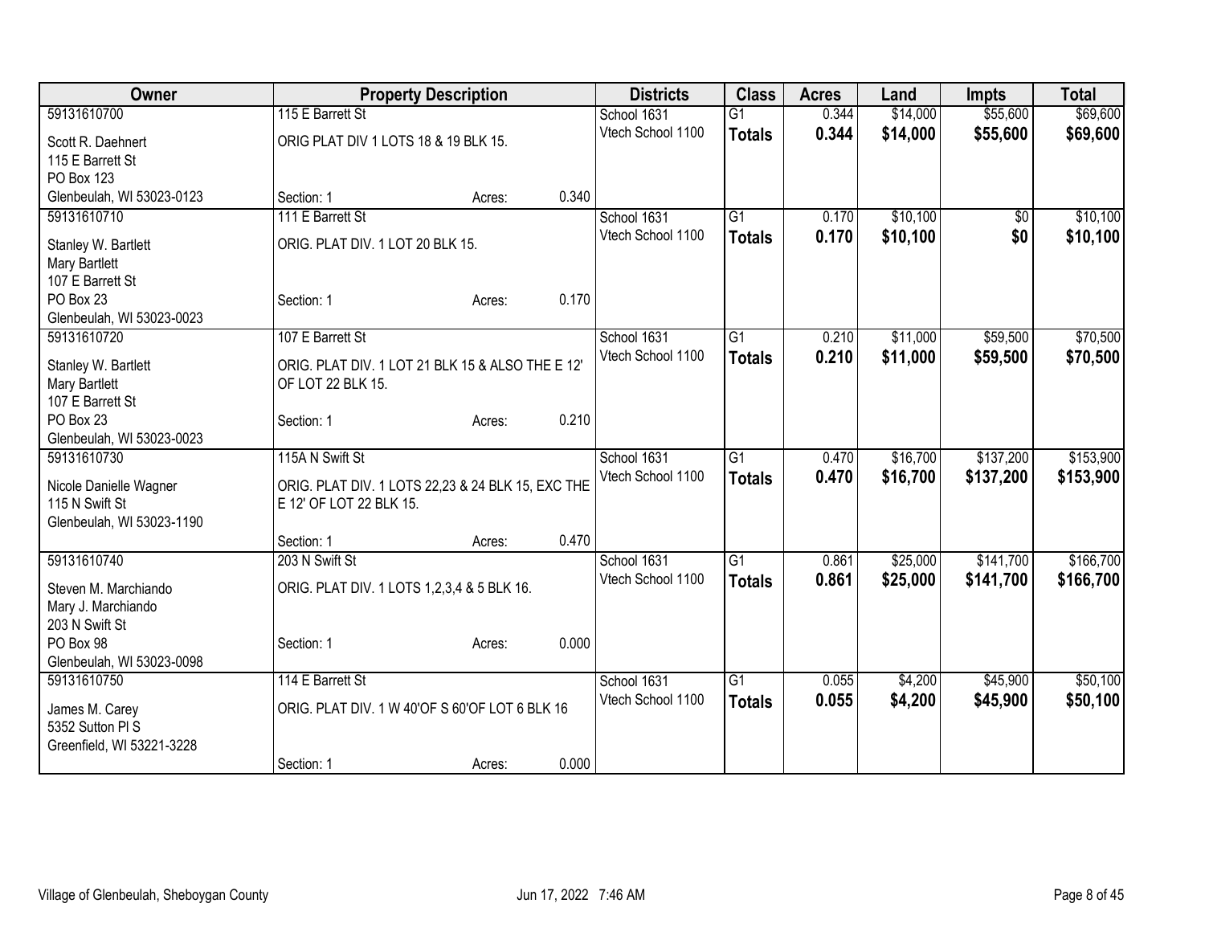| Owner | Property Description | Districts | Class | Acres | Land | Impts | Total |
|---|---|---|---|---|---|---|---|
| 59131610700<br>Scott R. Daehnert<br>115 E Barrett St<br>PO Box 123<br>Glenbeulah, WI 53023-0123 | 115 E Barrett St<br>ORIG PLAT DIV 1 LOTS 18 & 19 BLK 15.<br>Section: 1 Acres: 0.340 | School 1631<br>Vtech School 1100 | G1<br>**Totals** | 0.344<br>**0.344** | $14,000<br>**$14,000** | $55,600<br>**$55,600** | $69,600<br>**$69,600** |
| 59131610710<br>Stanley W. Bartlett<br>Mary Bartlett<br>107 E Barrett St<br>PO Box 23<br>Glenbeulah, WI 53023-0023 | 111 E Barrett St<br>ORIG. PLAT DIV. 1 LOT 20 BLK 15.<br>Section: 1 Acres: 0.170 | School 1631<br>Vtech School 1100 | G1<br>**Totals** | 0.170<br>**0.170** | $10,100<br>**$10,100** | $0<br>**$0** | $10,100<br>**$10,100** |
| 59131610720<br>Stanley W. Bartlett<br>Mary Bartlett<br>107 E Barrett St<br>PO Box 23<br>Glenbeulah, WI 53023-0023 | 107 E Barrett St<br>ORIG. PLAT DIV. 1 LOT 21 BLK 15 & ALSO THE E 12' OF LOT 22 BLK 15.<br>Section: 1 Acres: 0.210 | School 1631<br>Vtech School 1100 | G1<br>**Totals** | 0.210<br>**0.210** | $11,000<br>**$11,000** | $59,500<br>**$59,500** | $70,500<br>**$70,500** |
| 59131610730<br>Nicole Danielle Wagner<br>115 N Swift St<br>Glenbeulah, WI 53023-1190 | 115A N Swift St<br>ORIG. PLAT DIV. 1 LOTS 22,23 & 24 BLK 15, EXC THE E 12' OF LOT 22 BLK 15.<br>Section: 1 Acres: 0.470 | School 1631<br>Vtech School 1100 | G1<br>**Totals** | 0.470<br>**0.470** | $16,700<br>**$16,700** | $137,200<br>**$137,200** | $153,900<br>**$153,900** |
| 59131610740<br>Steven M. Marchiando<br>Mary J. Marchiando<br>203 N Swift St<br>PO Box 98<br>Glenbeulah, WI 53023-0098 | 203 N Swift St<br>ORIG. PLAT DIV. 1 LOTS 1,2,3,4 & 5 BLK 16.<br>Section: 1 Acres: 0.000 | School 1631<br>Vtech School 1100 | G1<br>**Totals** | 0.861<br>**0.861** | $25,000<br>**$25,000** | $141,700<br>**$141,700** | $166,700<br>**$166,700** |
| 59131610750<br>James M. Carey<br>5352 Sutton Pl S<br>Greenfield, WI 53221-3228 | 114 E Barrett St<br>ORIG. PLAT DIV. 1 W 40'OF S 60'OF LOT 6 BLK 16<br>Section: 1 Acres: 0.000 | School 1631<br>Vtech School 1100 | G1<br>**Totals** | 0.055<br>**0.055** | $4,200<br>**$4,200** | $45,900<br>**$45,900** | $50,100<br>**$50,100** |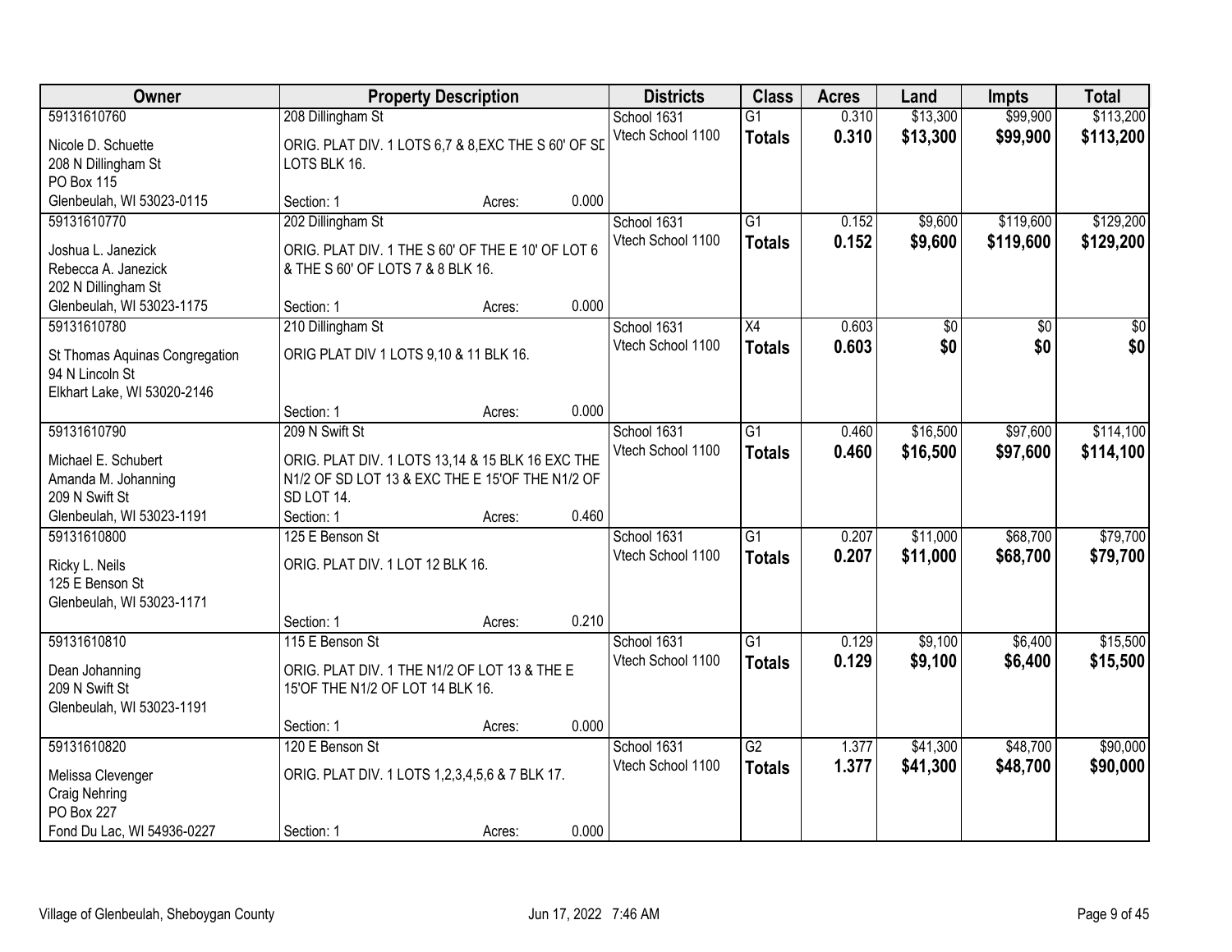| Owner | Property Description | Districts | Class | Acres | Land | Impts | Total |
|---|---|---|---|---|---|---|---|
| 59131610760<br>Nicole D. Schuette<br>208 N Dillingham St<br>PO Box 115<br>Glenbeulah, WI 53023-0115 | 208 Dillingham St<br>ORIG. PLAT DIV. 1 LOTS 6,7 & 8,EXC THE S 60' OF SD LOTS BLK 16.<br>Section: 1 Acres: 0.000 | School 1631<br>Vtech School 1100 | G1<br>**Totals** | 0.310<br>**0.310** | $13,300<br>**$13,300** | $99,900<br>**$99,900** | $113,200<br>**$113,200** |
| 59131610770<br>Joshua L. Janezick<br>Rebecca A. Janezick<br>202 N Dillingham St<br>Glenbeulah, WI 53023-1175 | 202 Dillingham St<br>ORIG. PLAT DIV. 1 THE S 60' OF THE E 10' OF LOT 6 & THE S 60' OF LOTS 7 & 8 BLK 16.<br>Section: 1 Acres: 0.000 | School 1631<br>Vtech School 1100 | G1<br>**Totals** | 0.152<br>**0.152** | $9,600<br>**$9,600** | $119,600<br>**$119,600** | $129,200<br>**$129,200** |
| 59131610780<br>St Thomas Aquinas Congregation<br>94 N Lincoln St<br>Elkhart Lake, WI 53020-2146 | 210 Dillingham St<br>ORIG PLAT DIV 1 LOTS 9,10 & 11 BLK 16.<br>Section: 1 Acres: 0.000 | School 1631<br>Vtech School 1100 | X4<br>**Totals** | 0.603<br>**0.603** | $0<br>**$0** | $0<br>**$0** | $0<br>**$0** |
| 59131610790<br>Michael E. Schubert<br>Amanda M. Johanning<br>209 N Swift St<br>Glenbeulah, WI 53023-1191 | 209 N Swift St<br>ORIG. PLAT DIV. 1 LOTS 13,14 & 15 BLK 16 EXC THE N1/2 OF SD LOT 13 & EXC THE E 15'OF THE N1/2 OF SD LOT 14.<br>Section: 1 Acres: 0.460 | School 1631<br>Vtech School 1100 | G1<br>**Totals** | 0.460<br>**0.460** | $16,500<br>**$16,500** | $97,600<br>**$97,600** | $114,100<br>**$114,100** |
| 59131610800<br>Ricky L. Neils<br>125 E Benson St<br>Glenbeulah, WI 53023-1171 | 125 E Benson St<br>ORIG. PLAT DIV. 1 LOT 12 BLK 16.<br>Section: 1 Acres: 0.210 | School 1631<br>Vtech School 1100 | G1<br>**Totals** | 0.207<br>**0.207** | $11,000<br>**$11,000** | $68,700<br>**$68,700** | $79,700<br>**$79,700** |
| 59131610810<br>Dean Johanning<br>209 N Swift St<br>Glenbeulah, WI 53023-1191 | 115 E Benson St<br>ORIG. PLAT DIV. 1 THE N1/2 OF LOT 13 & THE E 15'OF THE N1/2 OF LOT 14 BLK 16.<br>Section: 1 Acres: 0.000 | School 1631<br>Vtech School 1100 | G1<br>**Totals** | 0.129<br>**0.129** | $9,100<br>**$9,100** | $6,400<br>**$6,400** | $15,500<br>**$15,500** |
| 59131610820<br>Melissa Clevenger<br>Craig Nehring<br>PO Box 227<br>Fond Du Lac, WI 54936-0227 | 120 E Benson St<br>ORIG. PLAT DIV. 1 LOTS 1,2,3,4,5,6 & 7 BLK 17.<br>Section: 1 Acres: 0.000 | School 1631<br>Vtech School 1100 | G2<br>**Totals** | 1.377<br>**1.377** | $41,300<br>**$41,300** | $48,700<br>**$48,700** | $90,000<br>**$90,000** |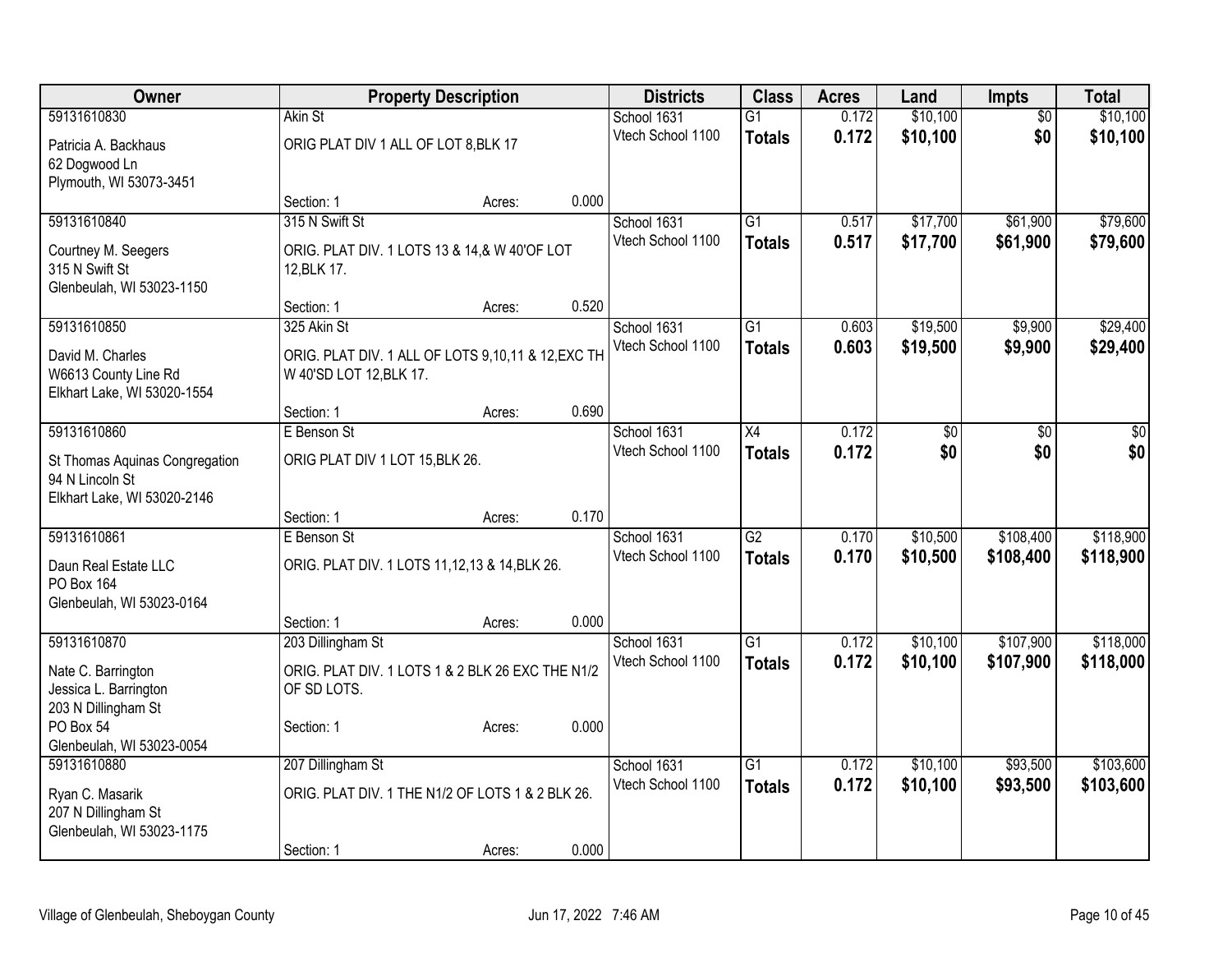| Owner | Property Description | Districts | Class | Acres | Land | Impts | Total |
|---|---|---|---|---|---|---|---|
| 59131610830<br>Patricia A. Backhaus<br>62 Dogwood Ln<br>Plymouth, WI 53073-3451 | Akin St<br>ORIG PLAT DIV 1 ALL OF LOT 8,BLK 17<br>Section: 1 Acres: 0.000 | School 1631<br>Vtech School 1100 | G1<br>**Totals** | 0.172<br>**0.172** | $10,100<br>**$10,100** | $0<br>**$0** | $10,100<br>**$10,100** |
| 59131610840<br>Courtney M. Seegers<br>315 N Swift St<br>Glenbeulah, WI 53023-1150 | 315 N Swift St<br>ORIG. PLAT DIV. 1 LOTS 13 & 14,& W 40'OF LOT 12,BLK 17.<br>Section: 1 Acres: 0.520 | School 1631<br>Vtech School 1100 | G1<br>**Totals** | 0.517<br>**0.517** | $17,700<br>**$17,700** | $61,900<br>**$61,900** | $79,600<br>**$79,600** |
| 59131610850<br>David M. Charles<br>W6613 County Line Rd<br>Elkhart Lake, WI 53020-1554 | 325 Akin St<br>ORIG. PLAT DIV. 1 ALL OF LOTS 9,10,11 & 12,EXC TH W 40'SD LOT 12,BLK 17.<br>Section: 1 Acres: 0.690 | School 1631<br>Vtech School 1100 | G1<br>**Totals** | 0.603<br>**0.603** | $19,500<br>**$19,500** | $9,900<br>**$9,900** | $29,400<br>**$29,400** |
| 59131610860<br>St Thomas Aquinas Congregation<br>94 N Lincoln St<br>Elkhart Lake, WI 53020-2146 | E Benson St<br>ORIG PLAT DIV 1 LOT 15,BLK 26.<br>Section: 1 Acres: 0.170 | School 1631<br>Vtech School 1100 | X4<br>**Totals** | 0.172<br>**0.172** | $0<br>**$0** | $0<br>**$0** | $0<br>**$0** |
| 59131610861<br>Daun Real Estate LLC<br>PO Box 164<br>Glenbeulah, WI 53023-0164 | E Benson St<br>ORIG. PLAT DIV. 1 LOTS 11,12,13 & 14,BLK 26.<br>Section: 1 Acres: 0.000 | School 1631<br>Vtech School 1100 | G2<br>**Totals** | 0.170<br>**0.170** | $10,500<br>**$10,500** | $108,400<br>**$108,400** | $118,900<br>**$118,900** |
| 59131610870<br>Nate C. Barrington<br>Jessica L. Barrington<br>203 N Dillingham St<br>PO Box 54<br>Glenbeulah, WI 53023-0054 | 203 Dillingham St<br>ORIG. PLAT DIV. 1 LOTS 1 & 2 BLK 26 EXC THE N1/2 OF SD LOTS.<br>Section: 1 Acres: 0.000 | School 1631<br>Vtech School 1100 | G1<br>**Totals** | 0.172<br>**0.172** | $10,100<br>**$10,100** | $107,900<br>**$107,900** | $118,000<br>**$118,000** |
| 59131610880<br>Ryan C. Masarik<br>207 N Dillingham St<br>Glenbeulah, WI 53023-1175 | 207 Dillingham St<br>ORIG. PLAT DIV. 1 THE N1/2 OF LOTS 1 & 2 BLK 26.<br>Section: 1 Acres: 0.000 | School 1631<br>Vtech School 1100 | G1<br>**Totals** | 0.172<br>**0.172** | $10,100<br>**$10,100** | $93,500<br>**$93,500** | $103,600<br>**$103,600** |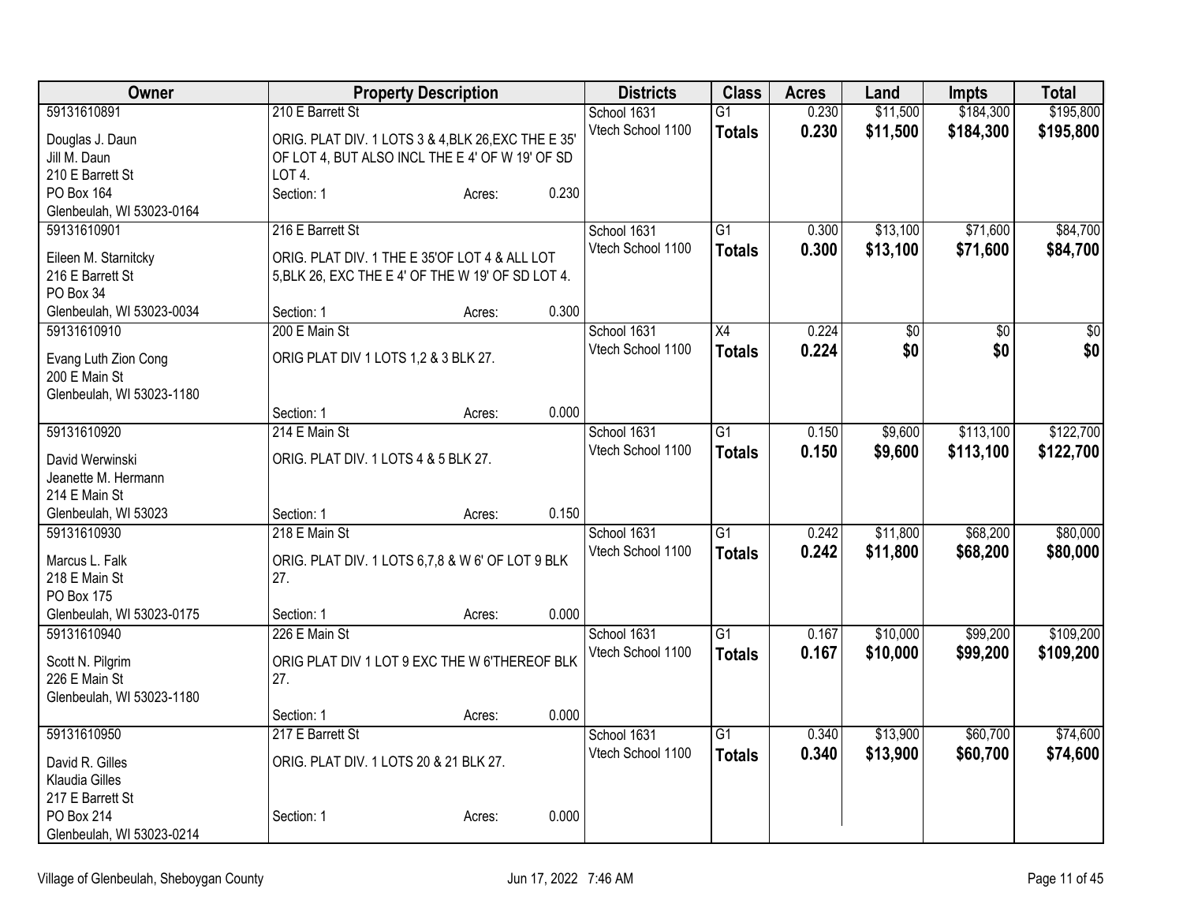| Owner | Property Description | Districts | Class | Acres | Land | Impts | Total |
|---|---|---|---|---|---|---|---|
| 59131610891<br>Douglas J. Daun<br>Jill M. Daun<br>210 E Barrett St<br>PO Box 164<br>Glenbeulah, WI 53023-0164 | 210 E Barrett St<br>ORIG. PLAT DIV. 1 LOTS 3 & 4,BLK 26,EXC THE E 35' OF LOT 4, BUT ALSO INCL THE E 4' OF W 19' OF SD LOT 4.<br>Section: 1 Acres: 0.230 | School 1631<br>Vtech School 1100 | G1<br>**Totals** | 0.230<br>**0.230** | $11,500<br>**$11,500** | $184,300<br>**$184,300** | $195,800<br>**$195,800** |
| 59131610901<br>Eileen M. Starnitcky<br>216 E Barrett St<br>PO Box 34<br>Glenbeulah, WI 53023-0034 | 216 E Barrett St<br>ORIG. PLAT DIV. 1 THE E 35'OF LOT 4 & ALL LOT 5,BLK 26, EXC THE E 4' OF THE W 19' OF SD LOT 4.<br>Section: 1 Acres: 0.300 | School 1631<br>Vtech School 1100 | G1<br>**Totals** | 0.300<br>**0.300** | $13,100<br>**$13,100** | $71,600<br>**$71,600** | $84,700<br>**$84,700** |
| 59131610910<br>Evang Luth Zion Cong<br>200 E Main St<br>Glenbeulah, WI 53023-1180 | 200 E Main St<br>ORIG PLAT DIV 1 LOTS 1,2 & 3 BLK 27.<br>Section: 1 Acres: 0.000 | School 1631<br>Vtech School 1100 | X4<br>**Totals** | 0.224<br>**0.224** | $0<br>**$0** | $0<br>**$0** | $0<br>**$0** |
| 59131610920<br>David Werwinski<br>Jeanette M. Hermann<br>214 E Main St<br>Glenbeulah, WI 53023 | 214 E Main St<br>ORIG. PLAT DIV. 1 LOTS 4 & 5 BLK 27.<br>Section: 1 Acres: 0.150 | School 1631<br>Vtech School 1100 | G1<br>**Totals** | 0.150<br>**0.150** | $9,600<br>**$9,600** | $113,100<br>**$113,100** | $122,700<br>**$122,700** |
| 59131610930<br>Marcus L. Falk<br>218 E Main St<br>PO Box 175<br>Glenbeulah, WI 53023-0175 | 218 E Main St<br>ORIG. PLAT DIV. 1 LOTS 6,7,8 & W 6' OF LOT 9 BLK 27.<br>Section: 1 Acres: 0.000 | School 1631<br>Vtech School 1100 | G1<br>**Totals** | 0.242<br>**0.242** | $11,800<br>**$11,800** | $68,200<br>**$68,200** | $80,000<br>**$80,000** |
| 59131610940<br>Scott N. Pilgrim<br>226 E Main St<br>Glenbeulah, WI 53023-1180 | 226 E Main St<br>ORIG PLAT DIV 1 LOT 9 EXC THE W 6'THEREOF BLK 27.<br>Section: 1 Acres: 0.000 | School 1631<br>Vtech School 1100 | G1<br>**Totals** | 0.167<br>**0.167** | $10,000<br>**$10,000** | $99,200<br>**$99,200** | $109,200<br>**$109,200** |
| 59131610950<br>David R. Gilles<br>Klaudia Gilles<br>217 E Barrett St<br>PO Box 214<br>Glenbeulah, WI 53023-0214 | 217 E Barrett St<br>ORIG. PLAT DIV. 1 LOTS 20 & 21 BLK 27.<br>Section: 1 Acres: 0.000 | School 1631<br>Vtech School 1100 | G1<br>**Totals** | 0.340<br>**0.340** | $13,900<br>**$13,900** | $60,700<br>**$60,700** | $74,600<br>**$74,600** |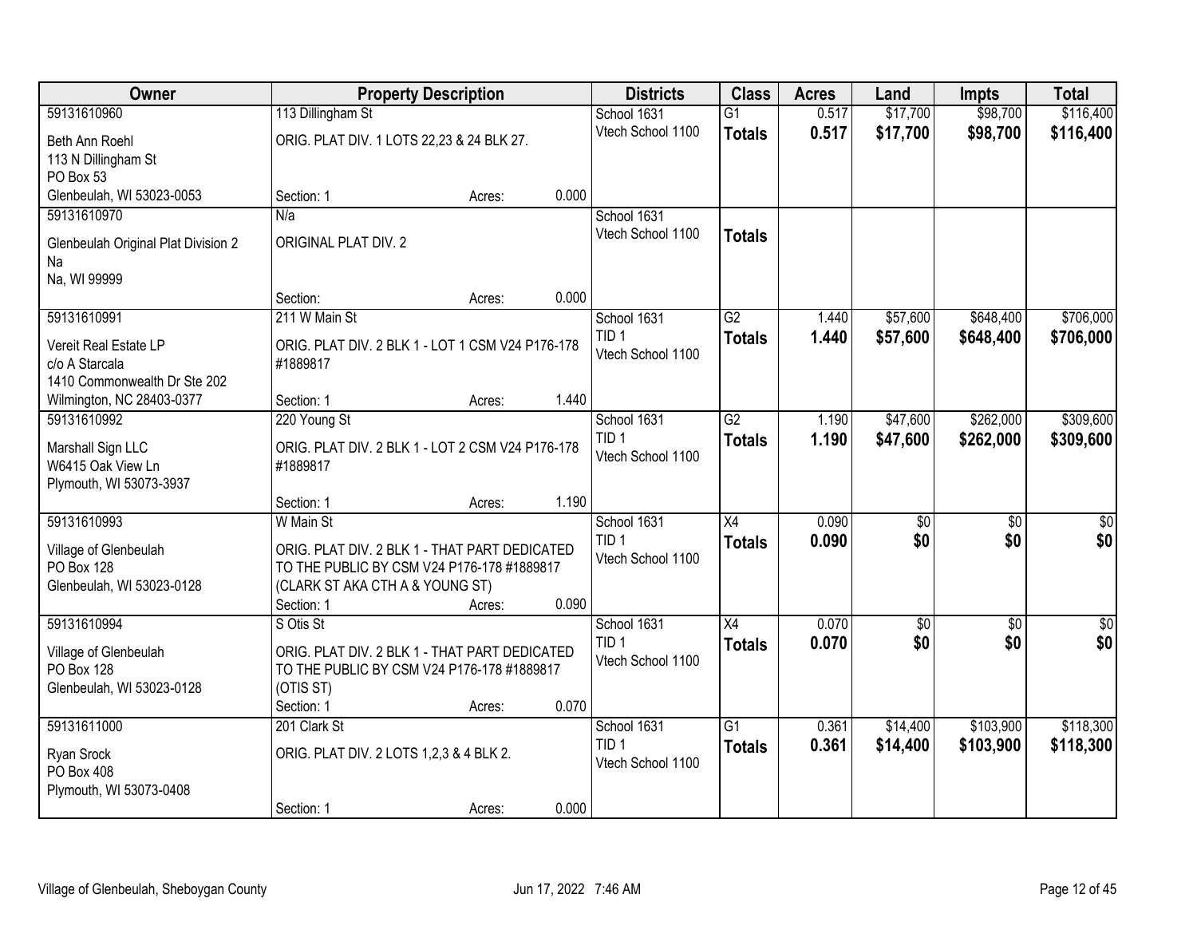| Owner | Property Description | Districts | Class | Acres | Land | Impts | Total |
|---|---|---|---|---|---|---|---|
| 59131610960<br>Beth Ann Roehl<br>113 N Dillingham St<br>PO Box 53<br>Glenbeulah, WI 53023-0053 | 113 Dillingham St<br>ORIG. PLAT DIV. 1 LOTS 22,23 & 24 BLK 27.<br>Section: 1 Acres: 0.000 | School 1631<br>Vtech School 1100 | G1<br>**Totals** | 0.517<br>**0.517** | $17,700<br>**$17,700** | $98,700<br>**$98,700** | $116,400<br>**$116,400** |
| 59131610970<br>Glenbeulah Original Plat Division 2<br>Na<br>Na, WI 99999 | N/a<br>ORIGINAL PLAT DIV. 2<br>Section: Acres: 0.000 | School 1631<br>Vtech School 1100 | **Totals** | | | | |
| 59131610991<br>Vereit Real Estate LP<br>c/o A Starcala<br>1410 Commonwealth Dr Ste 202<br>Wilmington, NC 28403-0377 | 211 W Main St<br>ORIG. PLAT DIV. 2 BLK 1 - LOT 1 CSM V24 P176-178 #1889817<br>Section: 1 Acres: 1.440 | School 1631<br>TID 1<br>Vtech School 1100 | G2<br>**Totals** | 1.440<br>**1.440** | $57,600<br>**$57,600** | $648,400<br>**$648,400** | $706,000<br>**$706,000** |
| 59131610992<br>Marshall Sign LLC<br>W6415 Oak View Ln<br>Plymouth, WI 53073-3937 | 220 Young St<br>ORIG. PLAT DIV. 2 BLK 1 - LOT 2 CSM V24 P176-178 #1889817<br>Section: 1 Acres: 1.190 | School 1631<br>TID 1<br>Vtech School 1100 | G2<br>**Totals** | 1.190<br>**1.190** | $47,600<br>**$47,600** | $262,000<br>**$262,000** | $309,600<br>**$309,600** |
| 59131610993<br>Village of Glenbeulah<br>PO Box 128<br>Glenbeulah, WI 53023-0128 | W Main St<br>ORIG. PLAT DIV. 2 BLK 1 - THAT PART DEDICATED TO THE PUBLIC BY CSM V24 P176-178 #1889817 (CLARK ST AKA CTH A & YOUNG ST)<br>Section: 1 Acres: 0.090 | School 1631<br>TID 1<br>Vtech School 1100 | X4<br>**Totals** | 0.090<br>**0.090** | $0<br>**$0** | $0<br>**$0** | $0<br>**$0** |
| 59131610994<br>Village of Glenbeulah<br>PO Box 128<br>Glenbeulah, WI 53023-0128 | S Otis St<br>ORIG. PLAT DIV. 2 BLK 1 - THAT PART DEDICATED TO THE PUBLIC BY CSM V24 P176-178 #1889817 (OTIS ST)<br>Section: 1 Acres: 0.070 | School 1631<br>TID 1<br>Vtech School 1100 | X4<br>**Totals** | 0.070<br>**0.070** | $0<br>**$0** | $0<br>**$0** | $0<br>**$0** |
| 59131611000<br>Ryan Srock<br>PO Box 408<br>Plymouth, WI 53073-0408 | 201 Clark St<br>ORIG. PLAT DIV. 2 LOTS 1,2,3 & 4 BLK 2.<br>Section: 1 Acres: 0.000 | School 1631<br>TID 1<br>Vtech School 1100 | G1<br>**Totals** | 0.361<br>**0.361** | $14,400<br>**$14,400** | $103,900<br>**$103,900** | $118,300<br>**$118,300** |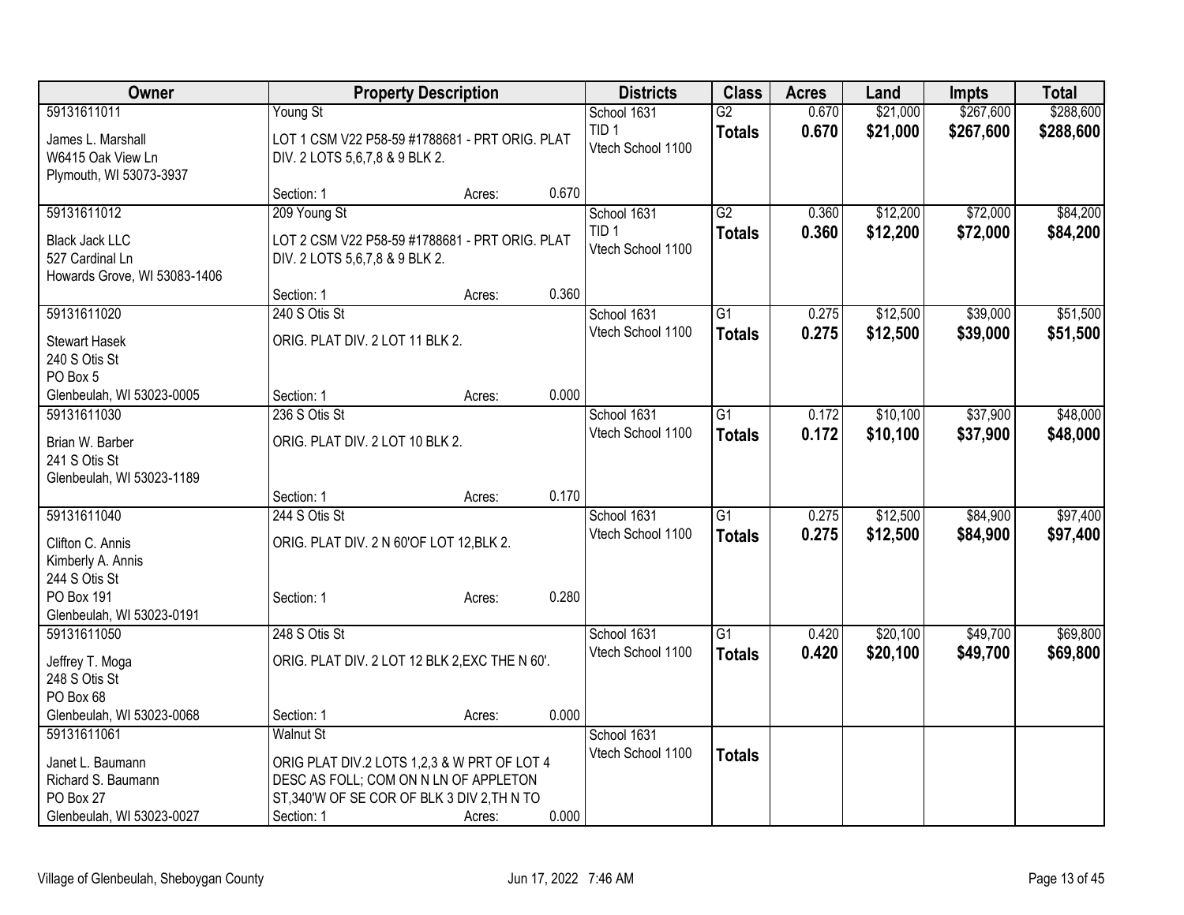| Owner | Property Description | | | Districts | Class | Acres | Land | Impts | Total |
|---|---|---|---|---|---|---|---|---|---|
| 59131611011<br>James L. Marshall<br>W6415 Oak View Ln<br>Plymouth, WI 53073-3937 | Young St<br>LOT 1 CSM V22 P58-59 #1788681 - PRT ORIG. PLAT DIV. 2 LOTS 5,6,7,8 & 9 BLK 2.<br>Section: 1 | Acres: | 0.670 | School 1631<br>TID 1<br>Vtech School 1100 | G2<br>**Totals** | 0.670<br>**0.670** | $21,000<br>**$21,000** | $267,600<br>**$267,600** | $288,600<br>**$288,600** |
| 59131611012<br>Black Jack LLC<br>527 Cardinal Ln<br>Howards Grove, WI 53083-1406 | 209 Young St<br>LOT 2 CSM V22 P58-59 #1788681 - PRT ORIG. PLAT DIV. 2 LOTS 5,6,7,8 & 9 BLK 2.<br>Section: 1 | Acres: | 0.360 | School 1631<br>TID 1<br>Vtech School 1100 | G2<br>**Totals** | 0.360<br>**0.360** | $12,200<br>**$12,200** | $72,000<br>**$72,000** | $84,200<br>**$84,200** |
| 59131611020<br>Stewart Hasek<br>240 S Otis St<br>PO Box 5<br>Glenbeulah, WI 53023-0005 | 240 S Otis St<br>ORIG. PLAT DIV. 2 LOT 11 BLK 2.<br>Section: 1 | Acres: | 0.000 | School 1631<br>Vtech School 1100 | G1<br>**Totals** | 0.275<br>**0.275** | $12,500<br>**$12,500** | $39,000<br>**$39,000** | $51,500<br>**$51,500** |
| 59131611030<br>Brian W. Barber<br>241 S Otis St<br>Glenbeulah, WI 53023-1189 | 236 S Otis St<br>ORIG. PLAT DIV. 2 LOT 10 BLK 2.<br>Section: 1 | Acres: | 0.170 | School 1631<br>Vtech School 1100 | G1<br>**Totals** | 0.172<br>**0.172** | $10,100<br>**$10,100** | $37,900<br>**$37,900** | $48,000<br>**$48,000** |
| 59131611040<br>Clifton C. Annis<br>Kimberly A. Annis<br>244 S Otis St<br>PO Box 191<br>Glenbeulah, WI 53023-0191 | 244 S Otis St<br>ORIG. PLAT DIV. 2 N 60'OF LOT 12,BLK 2.<br>Section: 1 | Acres: | 0.280 | School 1631<br>Vtech School 1100 | G1<br>**Totals** | 0.275<br>**0.275** | $12,500<br>**$12,500** | $84,900<br>**$84,900** | $97,400<br>**$97,400** |
| 59131611050<br>Jeffrey T. Moga<br>248 S Otis St<br>PO Box 68<br>Glenbeulah, WI 53023-0068 | 248 S Otis St<br>ORIG. PLAT DIV. 2 LOT 12 BLK 2,EXC THE N 60'.<br>Section: 1 | Acres: | 0.000 | School 1631<br>Vtech School 1100 | G1<br>**Totals** | 0.420<br>**0.420** | $20,100<br>**$20,100** | $49,700<br>**$49,700** | $69,800<br>**$69,800** |
| 59131611061<br>Janet L. Baumann<br>Richard S. Baumann<br>PO Box 27<br>Glenbeulah, WI 53023-0027 | Walnut St<br>ORIG PLAT DIV.2 LOTS 1,2,3 & W PRT OF LOT 4 DESC AS FOLL; COM ON N LN OF APPLETON ST,340'W OF SE COR OF BLK 3 DIV 2,TH N TO<br>Section: 1 | Acres: | 0.000 | School 1631<br>Vtech School 1100 | **Totals** | | | | |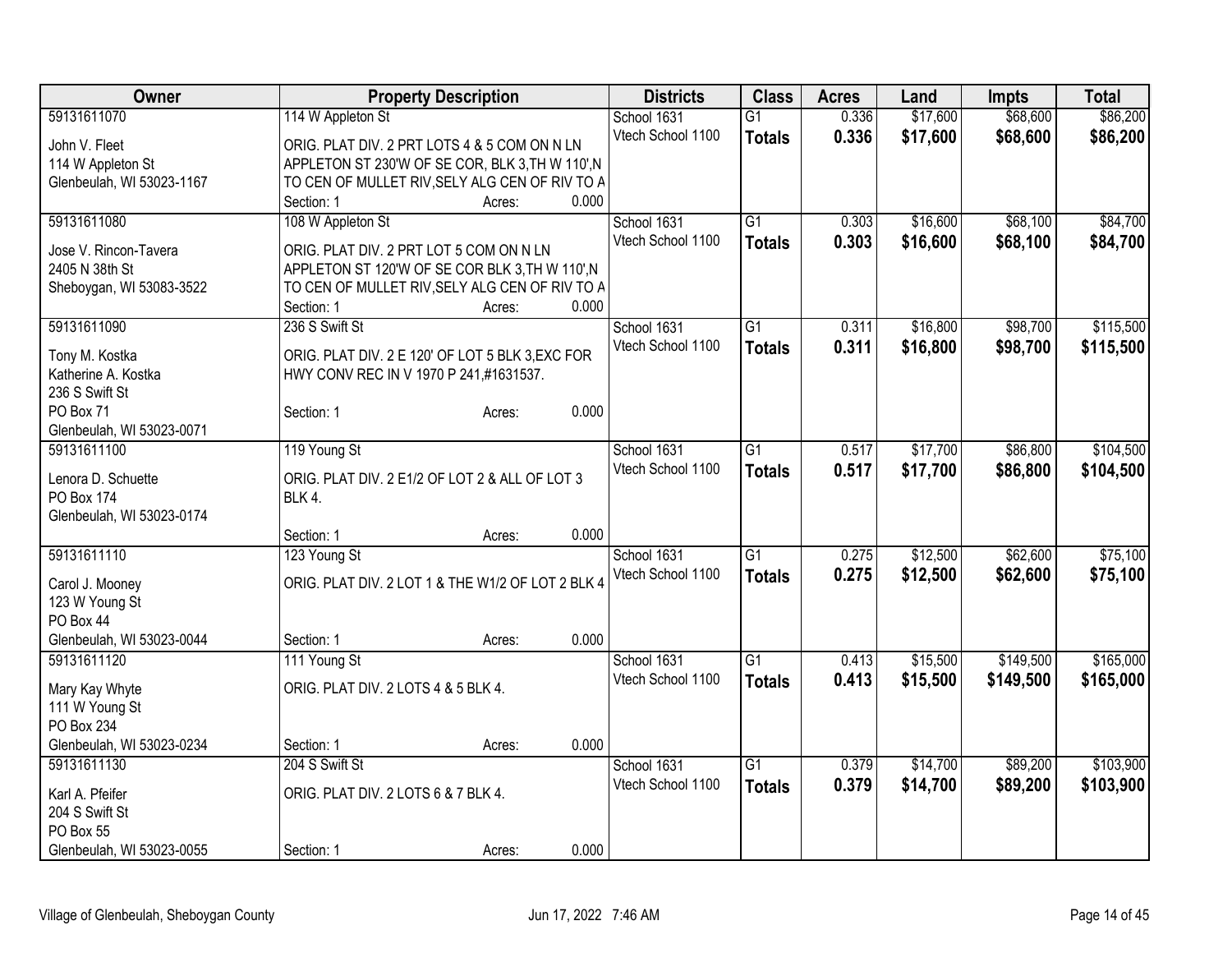| Owner | Property Description | Districts | Class | Acres | Land | Impts | Total |
|---|---|---|---|---|---|---|---|
| 59131611070<br>John V. Fleet<br>114 W Appleton St<br>Glenbeulah, WI 53023-1167 | 114 W Appleton St<br>ORIG. PLAT DIV. 2 PRT LOTS 4 & 5 COM ON N LN APPLETON ST 230'W OF SE COR, BLK 3,TH W 110',N TO CEN OF MULLET RIV,SELY ALG CEN OF RIV TO A<br>Section: 1 Acres: 0.000 | School 1631<br>Vtech School 1100 | G1<br>**Totals** | 0.336<br>**0.336** | $17,600<br>**$17,600** | $68,600<br>**$68,600** | $86,200<br>**$86,200** |
| 59131611080<br>Jose V. Rincon-Tavera<br>2405 N 38th St<br>Sheboygan, WI 53083-3522 | 108 W Appleton St<br>ORIG. PLAT DIV. 2 PRT LOT 5 COM ON N LN APPLETON ST 120'W OF SE COR BLK 3,TH W 110',N TO CEN OF MULLET RIV,SELY ALG CEN OF RIV TO A<br>Section: 1 Acres: 0.000 | School 1631<br>Vtech School 1100 | G1<br>**Totals** | 0.303<br>**0.303** | $16,600<br>**$16,600** | $68,100<br>**$68,100** | $84,700<br>**$84,700** |
| 59131611090<br>Tony M. Kostka<br>Katherine A. Kostka<br>236 S Swift St<br>PO Box 71<br>Glenbeulah, WI 53023-0071 | 236 S Swift St<br>ORIG. PLAT DIV. 2 E 120' OF LOT 5 BLK 3,EXC FOR HWY CONV REC IN V 1970 P 241,#1631537.<br>Section: 1 Acres: 0.000 | School 1631<br>Vtech School 1100 | G1<br>**Totals** | 0.311<br>**0.311** | $16,800<br>**$16,800** | $98,700<br>**$98,700** | $115,500<br>**$115,500** |
| 59131611100<br>Lenora D. Schuette<br>PO Box 174<br>Glenbeulah, WI 53023-0174 | 119 Young St<br>ORIG. PLAT DIV. 2 E1/2 OF LOT 2 & ALL OF LOT 3 BLK 4.<br>Section: 1 Acres: 0.000 | School 1631<br>Vtech School 1100 | G1<br>**Totals** | 0.517<br>**0.517** | $17,700<br>**$17,700** | $86,800<br>**$86,800** | $104,500<br>**$104,500** |
| 59131611110<br>Carol J. Mooney<br>123 W Young St<br>PO Box 44<br>Glenbeulah, WI 53023-0044 | 123 Young St<br>ORIG. PLAT DIV. 2 LOT 1 & THE W1/2 OF LOT 2 BLK 4<br>Section: 1 Acres: 0.000 | School 1631<br>Vtech School 1100 | G1<br>**Totals** | 0.275<br>**0.275** | $12,500<br>**$12,500** | $62,600<br>**$62,600** | $75,100<br>**$75,100** |
| 59131611120<br>Mary Kay Whyte<br>111 W Young St<br>PO Box 234<br>Glenbeulah, WI 53023-0234 | 111 Young St<br>ORIG. PLAT DIV. 2 LOTS 4 & 5 BLK 4.<br>Section: 1 Acres: 0.000 | School 1631<br>Vtech School 1100 | G1<br>**Totals** | 0.413<br>**0.413** | $15,500<br>**$15,500** | $149,500<br>**$149,500** | $165,000<br>**$165,000** |
| 59131611130<br>Karl A. Pfeifer<br>204 S Swift St<br>PO Box 55<br>Glenbeulah, WI 53023-0055 | 204 S Swift St<br>ORIG. PLAT DIV. 2 LOTS 6 & 7 BLK 4.<br>Section: 1 Acres: 0.000 | School 1631<br>Vtech School 1100 | G1<br>**Totals** | 0.379<br>**0.379** | $14,700<br>**$14,700** | $89,200<br>**$89,200** | $103,900<br>**$103,900** |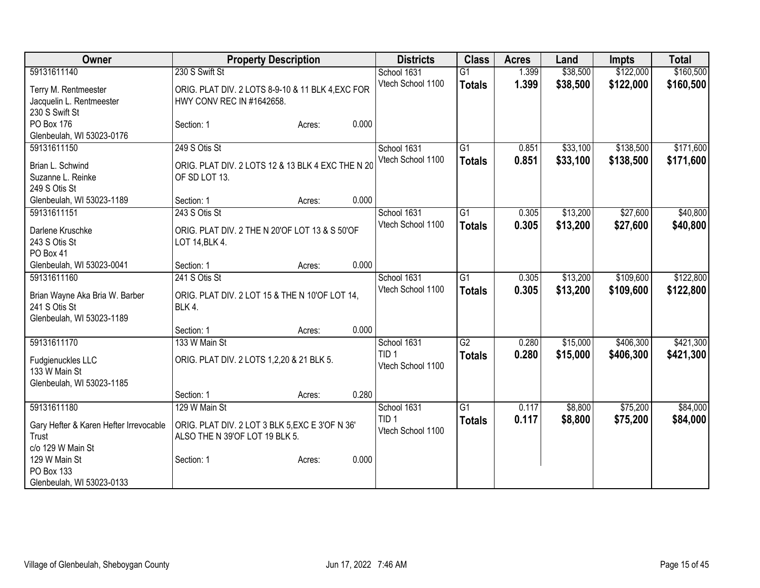| Owner | Property Description | | | Districts | Class | Acres | Land | Impts | Total |
|---|---|---|---|---|---|---|---|---|---|
| 59131611140<br>Terry M. Rentmeester<br>Jacquelin L. Rentmeester<br>230 S Swift St<br>PO Box 176<br>Glenbeulah, WI 53023-0176 | 230 S Swift St<br>ORIG. PLAT DIV. 2 LOTS 8-9-10 & 11 BLK 4,EXC FOR HWY CONV REC IN #1642658.<br>Section: 1 | Acres: | 0.000 | School 1631<br>Vtech School 1100 | G1<br>**Totals** | 1.399<br>**1.399** | $38,500<br>**$38,500** | $122,000<br>**$122,000** | $160,500<br>**$160,500** |
| 59131611150<br>Brian L. Schwind<br>Suzanne L. Reinke<br>249 S Otis St<br>Glenbeulah, WI 53023-1189 | 249 S Otis St<br>ORIG. PLAT DIV. 2 LOTS 12 & 13 BLK 4 EXC THE N 20 OF SD LOT 13.<br>Section: 1 | Acres: | 0.000 | School 1631<br>Vtech School 1100 | G1<br>**Totals** | 0.851<br>**0.851** | $33,100<br>**$33,100** | $138,500<br>**$138,500** | $171,600<br>**$171,600** |
| 59131611151<br>Darlene Kruschke<br>243 S Otis St<br>PO Box 41<br>Glenbeulah, WI 53023-0041 | 243 S Otis St<br>ORIG. PLAT DIV. 2 THE N 20'OF LOT 13 & S 50'OF LOT 14,BLK 4.<br>Section: 1 | Acres: | 0.000 | School 1631<br>Vtech School 1100 | G1<br>**Totals** | 0.305<br>**0.305** | $13,200<br>**$13,200** | $27,600<br>**$27,600** | $40,800<br>**$40,800** |
| 59131611160<br>Brian Wayne Aka Bria W. Barber<br>241 S Otis St<br>Glenbeulah, WI 53023-1189 | 241 S Otis St<br>ORIG. PLAT DIV. 2 LOT 15 & THE N 10'OF LOT 14, BLK 4.<br>Section: 1 | Acres: | 0.000 | School 1631<br>Vtech School 1100 | G1<br>**Totals** | 0.305<br>**0.305** | $13,200<br>**$13,200** | $109,600<br>**$109,600** | $122,800<br>**$122,800** |
| 59131611170<br>Fudgienuckles LLC<br>133 W Main St<br>Glenbeulah, WI 53023-1185 | 133 W Main St<br>ORIG. PLAT DIV. 2 LOTS 1,2,20 & 21 BLK 5.<br>Section: 1 | Acres: | 0.280 | School 1631<br>TID 1<br>Vtech School 1100 | G2<br>**Totals** | 0.280<br>**0.280** | $15,000<br>**$15,000** | $406,300<br>**$406,300** | $421,300<br>**$421,300** |
| 59131611180<br>Gary Hefter & Karen Hefter Irrevocable Trust<br>c/o 129 W Main St<br>129 W Main St<br>PO Box 133<br>Glenbeulah, WI 53023-0133 | 129 W Main St<br>ORIG. PLAT DIV. 2 LOT 3 BLK 5,EXC E 3'OF N 36' ALSO THE N 39'OF LOT 19 BLK 5.<br>Section: 1 | Acres: | 0.000 | School 1631<br>TID 1<br>Vtech School 1100 | G1<br>**Totals** | 0.117<br>**0.117** | $8,800<br>**$8,800** | $75,200<br>**$75,200** | $84,000<br>**$84,000** |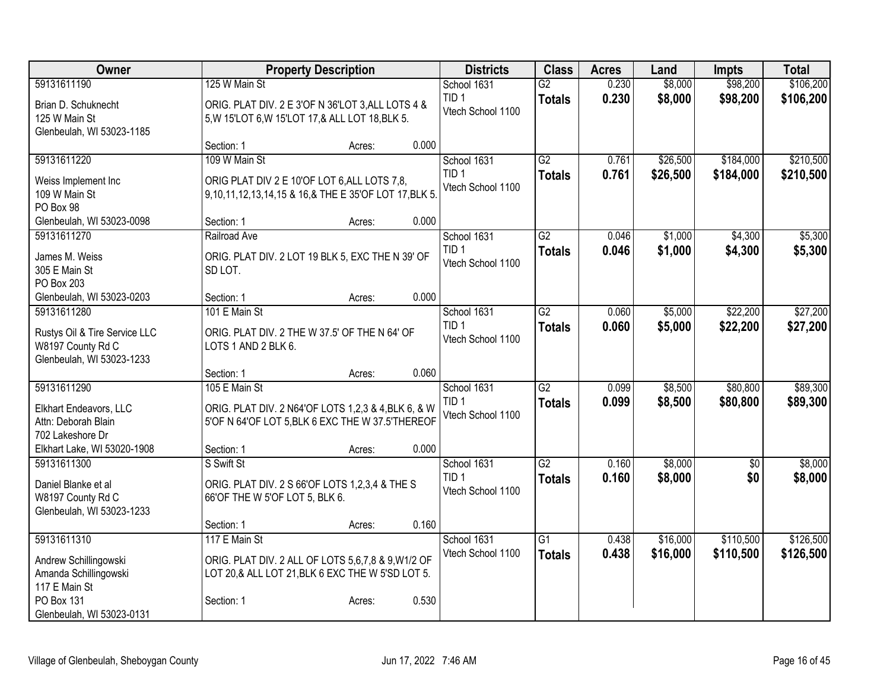| Owner | Property Description | Districts | Class | Acres | Land | Impts | Total |
|---|---|---|---|---|---|---|---|
| 59131611190<br>Brian D. Schuknecht<br>125 W Main St<br>Glenbeulah, WI 53023-1185 | 125 W Main St<br>ORIG. PLAT DIV. 2 E 3'OF N 36'LOT 3,ALL LOTS 4 & 5,W 15'LOT 6,W 15'LOT 17,& ALL LOT 18,BLK 5.<br>Section: 1 Acres: 0.000 | School 1631<br>TID 1<br>Vtech School 1100 | G2<br>**Totals** | 0.230<br>**0.230** | $8,000<br>**$8,000** | $98,200<br>**$98,200** | $106,200<br>**$106,200** |
| 59131611220<br>Weiss Implement Inc<br>109 W Main St<br>PO Box 98<br>Glenbeulah, WI 53023-0098 | 109 W Main St<br>ORIG PLAT DIV 2 E 10'OF LOT 6,ALL LOTS 7,8, 9,10,11,12,13,14,15 & 16,& THE E 35'OF LOT 17,BLK 5.<br>Section: 1 Acres: 0.000 | School 1631<br>TID 1<br>Vtech School 1100 | G2<br>**Totals** | 0.761<br>**0.761** | $26,500<br>**$26,500** | $184,000<br>**$184,000** | $210,500<br>**$210,500** |
| 59131611270<br>James M. Weiss<br>305 E Main St<br>PO Box 203<br>Glenbeulah, WI 53023-0203 | Railroad Ave<br>ORIG. PLAT DIV. 2 LOT 19 BLK 5, EXC THE N 39' OF SD LOT.<br>Section: 1 Acres: 0.000 | School 1631<br>TID 1<br>Vtech School 1100 | G2<br>**Totals** | 0.046<br>**0.046** | $1,000<br>**$1,000** | $4,300<br>**$4,300** | $5,300<br>**$5,300** |
| 59131611280<br>Rustys Oil & Tire Service LLC<br>W8197 County Rd C<br>Glenbeulah, WI 53023-1233 | 101 E Main St<br>ORIG. PLAT DIV. 2 THE W 37.5' OF THE N 64' OF LOTS 1 AND 2 BLK 6.<br>Section: 1 Acres: 0.060 | School 1631<br>TID 1<br>Vtech School 1100 | G2<br>**Totals** | 0.060<br>**0.060** | $5,000<br>**$5,000** | $22,200<br>**$22,200** | $27,200<br>**$27,200** |
| 59131611290<br>Elkhart Endeavors, LLC<br>Attn: Deborah Blain<br>702 Lakeshore Dr<br>Elkhart Lake, WI 53020-1908 | 105 E Main St<br>ORIG. PLAT DIV. 2 N64'OF LOTS 1,2,3 & 4,BLK 6, & W 5'OF N 64'OF LOT 5,BLK 6 EXC THE W 37.5'THEREOF<br>Section: 1 Acres: 0.000 | School 1631<br>TID 1<br>Vtech School 1100 | G2<br>**Totals** | 0.099<br>**0.099** | $8,500<br>**$8,500** | $80,800<br>**$80,800** | $89,300<br>**$89,300** |
| 59131611300<br>Daniel Blanke et al<br>W8197 County Rd C<br>Glenbeulah, WI 53023-1233 | S Swift St<br>ORIG. PLAT DIV. 2 S 66'OF LOTS 1,2,3,4 & THE S 66'OF THE W 5'OF LOT 5, BLK 6.<br>Section: 1 Acres: 0.160 | School 1631<br>TID 1<br>Vtech School 1100 | G2<br>**Totals** | 0.160<br>**0.160** | $8,000<br>**$8,000** | $0<br>**$0** | $8,000<br>**$8,000** |
| 59131611310<br>Andrew Schillingowski<br>Amanda Schillingowski<br>117 E Main St<br>PO Box 131<br>Glenbeulah, WI 53023-0131 | 117 E Main St<br>ORIG. PLAT DIV. 2 ALL OF LOTS 5,6,7,8 & 9,W1/2 OF LOT 20,& ALL LOT 21,BLK 6 EXC THE W 5'SD LOT 5.<br>Section: 1 Acres: 0.530 | School 1631<br>Vtech School 1100 | G1<br>**Totals** | 0.438<br>**0.438** | $16,000<br>**$16,000** | $110,500<br>**$110,500** | $126,500<br>**$126,500** |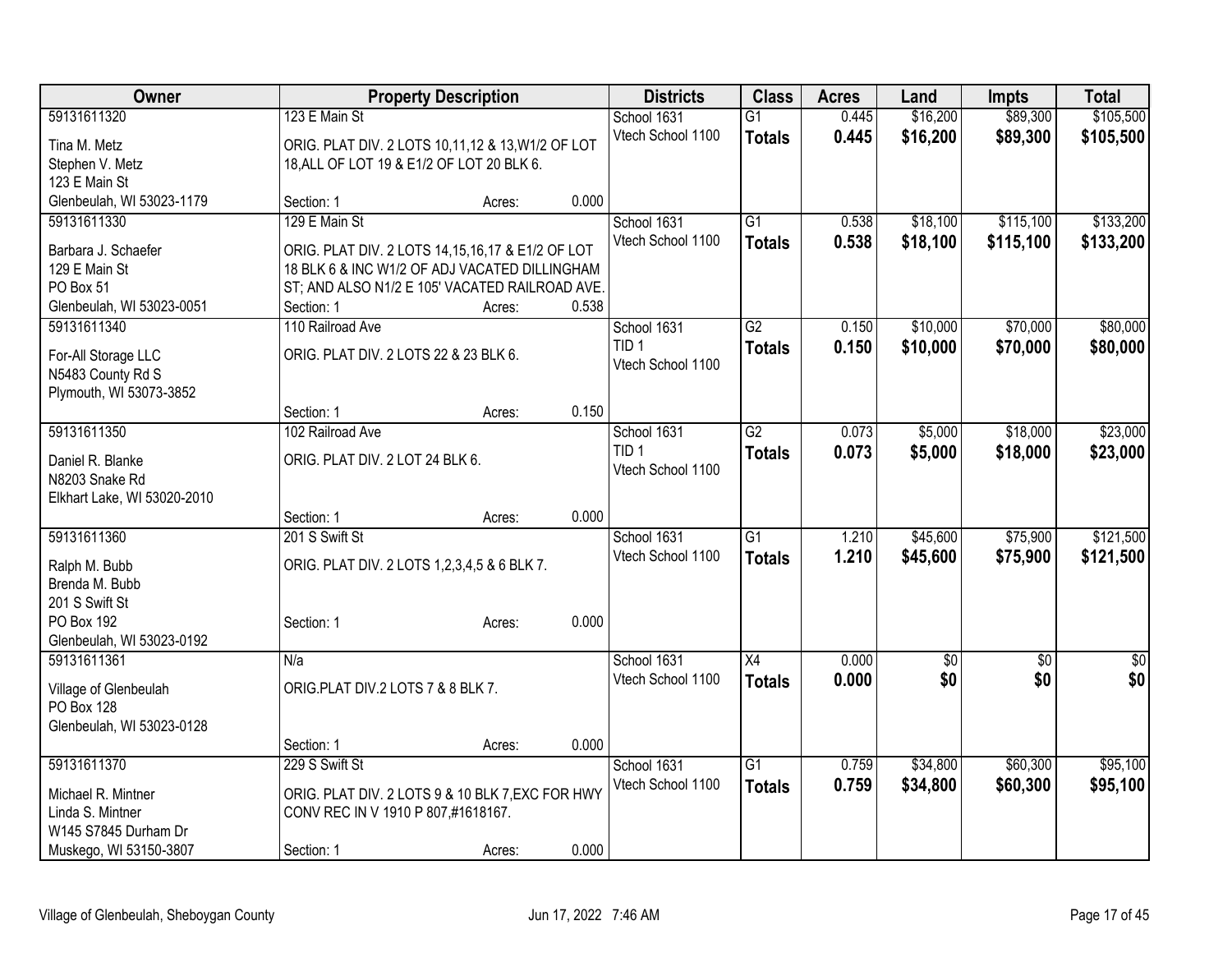| Owner | Property Description | Districts | Class | Acres | Land | Impts | Total |
|---|---|---|---|---|---|---|---|
| 59131611320<br>Tina M. Metz<br>Stephen V. Metz<br>123 E Main St<br>Glenbeulah, WI 53023-1179 | 123 E Main St<br>ORIG. PLAT DIV. 2 LOTS 10,11,12 & 13,W1/2 OF LOT 18,ALL OF LOT 19 & E1/2 OF LOT 20 BLK 6.<br>Section: 1 Acres: 0.000 | School 1631<br>Vtech School 1100 | G1<br>**Totals** | 0.445<br>**0.445** | $16,200<br>**$16,200** | $89,300<br>**$89,300** | $105,500<br>**$105,500** |
| 59131611330<br>Barbara J. Schaefer<br>129 E Main St<br>PO Box 51<br>Glenbeulah, WI 53023-0051 | 129 E Main St<br>ORIG. PLAT DIV. 2 LOTS 14,15,16,17 & E1/2 OF LOT 18 BLK 6 & INC W1/2 OF ADJ VACATED DILLINGHAM ST; AND ALSO N1/2 E 105' VACATED RAILROAD AVE.<br>Section: 1 Acres: 0.538 | School 1631<br>Vtech School 1100 | G1<br>**Totals** | 0.538<br>**0.538** | $18,100<br>**$18,100** | $115,100<br>**$115,100** | $133,200<br>**$133,200** |
| 59131611340<br>For-All Storage LLC<br>N5483 County Rd S<br>Plymouth, WI 53073-3852 | 110 Railroad Ave<br>ORIG. PLAT DIV. 2 LOTS 22 & 23 BLK 6.<br>Section: 1 Acres: 0.150 | School 1631<br>TID 1<br>Vtech School 1100 | G2<br>**Totals** | 0.150<br>**0.150** | $10,000<br>**$10,000** | $70,000<br>**$70,000** | $80,000<br>**$80,000** |
| 59131611350<br>Daniel R. Blanke<br>N8203 Snake Rd<br>Elkhart Lake, WI 53020-2010 | 102 Railroad Ave<br>ORIG. PLAT DIV. 2 LOT 24 BLK 6.<br>Section: 1 Acres: 0.000 | School 1631<br>TID 1<br>Vtech School 1100 | G2<br>**Totals** | 0.073<br>**0.073** | $5,000<br>**$5,000** | $18,000<br>**$18,000** | $23,000<br>**$23,000** |
| 59131611360<br>Ralph M. Bubb<br>Brenda M. Bubb<br>201 S Swift St<br>PO Box 192<br>Glenbeulah, WI 53023-0192 | 201 S Swift St<br>ORIG. PLAT DIV. 2 LOTS 1,2,3,4,5 & 6 BLK 7.<br>Section: 1 Acres: 0.000 | School 1631<br>Vtech School 1100 | G1<br>**Totals** | 1.210<br>**1.210** | $45,600<br>**$45,600** | $75,900<br>**$75,900** | $121,500<br>**$121,500** |
| 59131611361<br>Village of Glenbeulah<br>PO Box 128<br>Glenbeulah, WI 53023-0128 | N/a<br>ORIG.PLAT DIV.2 LOTS 7 & 8 BLK 7.<br>Section: 1 Acres: 0.000 | School 1631<br>Vtech School 1100 | X4<br>**Totals** | 0.000<br>**0.000** | $0<br>**$0** | $0<br>**$0** | $0<br>**$0** |
| 59131611370<br>Michael R. Mintner<br>Linda S. Mintner<br>W145 S7845 Durham Dr<br>Muskego, WI 53150-3807 | 229 S Swift St<br>ORIG. PLAT DIV. 2 LOTS 9 & 10 BLK 7,EXC FOR HWY CONV REC IN V 1910 P 807,#1618167.<br>Section: 1 Acres: 0.000 | School 1631<br>Vtech School 1100 | G1<br>**Totals** | 0.759<br>**0.759** | $34,800<br>**$34,800** | $60,300<br>**$60,300** | $95,100<br>**$95,100** |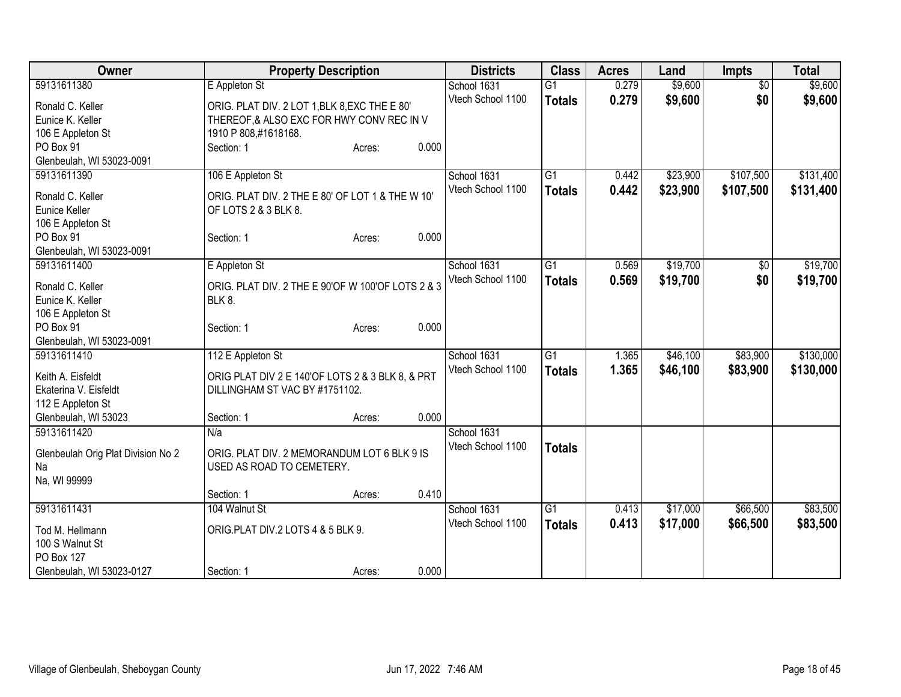| Owner | Property Description | | | Districts | Class | Acres | Land | Impts | Total |
|---|---|---|---|---|---|---|---|---|---|
| 59131611380 | E Appleton St | | | School 1631 | G1 | 0.279 | $9,600 | $0 | $9,600 |
| Ronald C. Keller<br>Eunice K. Keller<br>106 E Appleton St<br>PO Box 91<br>Glenbeulah, WI 53023-0091 | ORIG. PLAT DIV. 2 LOT 1,BLK 8,EXC THE E 80' THEREOF,& ALSO EXC FOR HWY CONV REC IN V 1910 P 808,#1618168. | | | Vtech School 1100 | **Totals** | **0.279** | **$9,600** | **$0** | **$9,600** |
| | Section: 1 | Acres: | 0.000 | | | | | | |
| 59131611390 | 106 E Appleton St | | | School 1631 | G1 | 0.442 | $23,900 | $107,500 | $131,400 |
| Ronald C. Keller<br>Eunice Keller<br>106 E Appleton St<br>PO Box 91<br>Glenbeulah, WI 53023-0091 | ORIG. PLAT DIV. 2 THE E 80' OF LOT 1 & THE W 10' OF LOTS 2 & 3 BLK 8. | | | Vtech School 1100 | **Totals** | **0.442** | **$23,900** | **$107,500** | **$131,400** |
| | Section: 1 | Acres: | 0.000 | | | | | | |
| 59131611400 | E Appleton St | | | School 1631 | G1 | 0.569 | $19,700 | $0 | $19,700 |
| Ronald C. Keller<br>Eunice K. Keller<br>106 E Appleton St<br>PO Box 91<br>Glenbeulah, WI 53023-0091 | ORIG. PLAT DIV. 2 THE E 90'OF W 100'OF LOTS 2 & 3 BLK 8. | | | Vtech School 1100 | **Totals** | **0.569** | **$19,700** | **$0** | **$19,700** |
| | Section: 1 | Acres: | 0.000 | | | | | | |
| 59131611410 | 112 E Appleton St | | | School 1631 | G1 | 1.365 | $46,100 | $83,900 | $130,000 |
| Keith A. Eisfeldt<br>Ekaterina V. Eisfeldt<br>112 E Appleton St<br>Glenbeulah, WI 53023 | ORIG PLAT DIV 2 E 140'OF LOTS 2 & 3 BLK 8, & PRT DILLINGHAM ST VAC BY #1751102. | | | Vtech School 1100 | **Totals** | **1.365** | **$46,100** | **$83,900** | **$130,000** |
| | Section: 1 | Acres: | 0.000 | | | | | | |
| 59131611420 | N/a | | | School 1631 | | | | | |
| Glenbeulah Orig Plat Division No 2<br>Na<br>Na, WI 99999 | ORIG. PLAT DIV. 2 MEMORANDUM LOT 6 BLK 9 IS USED AS ROAD TO CEMETERY. | | | Vtech School 1100 | **Totals** | | | | |
| | Section: 1 | Acres: | 0.410 | | | | | | |
| 59131611431 | 104 Walnut St | | | School 1631 | G1 | 0.413 | $17,000 | $66,500 | $83,500 |
| Tod M. Hellmann<br>100 S Walnut St<br>PO Box 127<br>Glenbeulah, WI 53023-0127 | ORIG.PLAT DIV.2 LOTS 4 & 5 BLK 9. | | | Vtech School 1100 | **Totals** | **0.413** | **$17,000** | **$66,500** | **$83,500** |
| | Section: 1 | Acres: | 0.000 | | | | | | |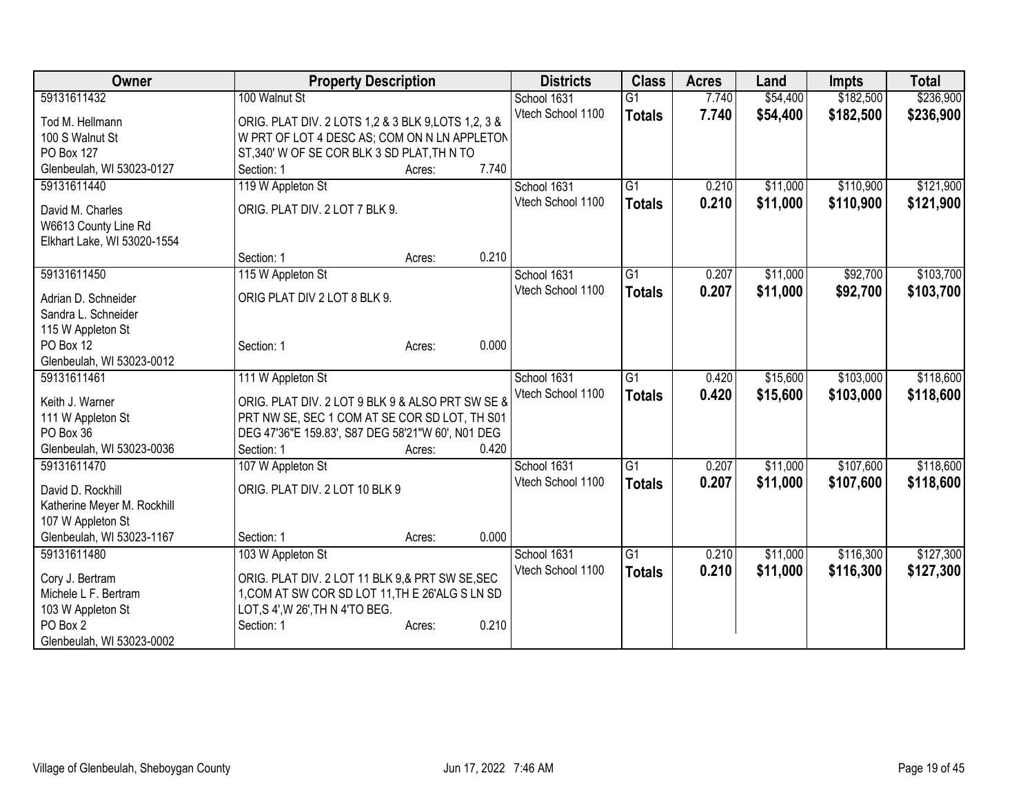| Owner | Property Description | Districts | Class | Acres | Land | Impts | Total |
|---|---|---|---|---|---|---|---|
| 59131611432<br>Tod M. Hellmann<br>100 S Walnut St<br>PO Box 127<br>Glenbeulah, WI 53023-0127 | 100 Walnut St<br>ORIG. PLAT DIV. 2 LOTS 1,2 & 3 BLK 9,LOTS 1,2, 3 & W PRT OF LOT 4 DESC AS; COM ON N LN APPLETON ST,340' W OF SE COR BLK 3 SD PLAT,TH N TO<br>Section: 1 Acres: 7.740 | School 1631<br>Vtech School 1100 | G1<br>**Totals** | 7.740<br>**7.740** | $54,400<br>**$54,400** | $182,500<br>**$182,500** | $236,900<br>**$236,900** |
| 59131611440<br>David M. Charles<br>W6613 County Line Rd<br>Elkhart Lake, WI 53020-1554 | 119 W Appleton St<br>ORIG. PLAT DIV. 2 LOT 7 BLK 9.<br>Section: 1 Acres: 0.210 | School 1631<br>Vtech School 1100 | G1<br>**Totals** | 0.210<br>**0.210** | $11,000<br>**$11,000** | $110,900<br>**$110,900** | $121,900<br>**$121,900** |
| 59131611450<br>Adrian D. Schneider<br>Sandra L. Schneider<br>115 W Appleton St<br>PO Box 12<br>Glenbeulah, WI 53023-0012 | 115 W Appleton St<br>ORIG PLAT DIV 2 LOT 8 BLK 9.<br>Section: 1 Acres: 0.000 | School 1631<br>Vtech School 1100 | G1<br>**Totals** | 0.207<br>**0.207** | $11,000<br>**$11,000** | $92,700<br>**$92,700** | $103,700<br>**$103,700** |
| 59131611461<br>Keith J. Warner<br>111 W Appleton St<br>PO Box 36<br>Glenbeulah, WI 53023-0036 | 111 W Appleton St<br>ORIG. PLAT DIV. 2 LOT 9 BLK 9 & ALSO PRT SW SE & PRT NW SE, SEC 1 COM AT SE COR SD LOT, TH S01 DEG 47'36"E 159.83', S87 DEG 58'21"W 60', N01 DEG<br>Section: 1 Acres: 0.420 | School 1631<br>Vtech School 1100 | G1<br>**Totals** | 0.420<br>**0.420** | $15,600<br>**$15,600** | $103,000<br>**$103,000** | $118,600<br>**$118,600** |
| 59131611470<br>David D. Rockhill<br>Katherine Meyer M. Rockhill<br>107 W Appleton St<br>Glenbeulah, WI 53023-1167 | 107 W Appleton St<br>ORIG. PLAT DIV. 2 LOT 10 BLK 9<br>Section: 1 Acres: 0.000 | School 1631<br>Vtech School 1100 | G1<br>**Totals** | 0.207<br>**0.207** | $11,000<br>**$11,000** | $107,600<br>**$107,600** | $118,600<br>**$118,600** |
| 59131611480<br>Cory J. Bertram<br>Michele L F. Bertram<br>103 W Appleton St<br>PO Box 2<br>Glenbeulah, WI 53023-0002 | 103 W Appleton St<br>ORIG. PLAT DIV. 2 LOT 11 BLK 9,& PRT SW SE,SEC 1,COM AT SW COR SD LOT 11,TH E 26'ALG S LN SD LOT,S 4',W 26',TH N 4'TO BEG.<br>Section: 1 Acres: 0.210 | School 1631<br>Vtech School 1100 | G1<br>**Totals** | 0.210<br>**0.210** | $11,000<br>**$11,000** | $116,300<br>**$116,300** | $127,300<br>**$127,300** |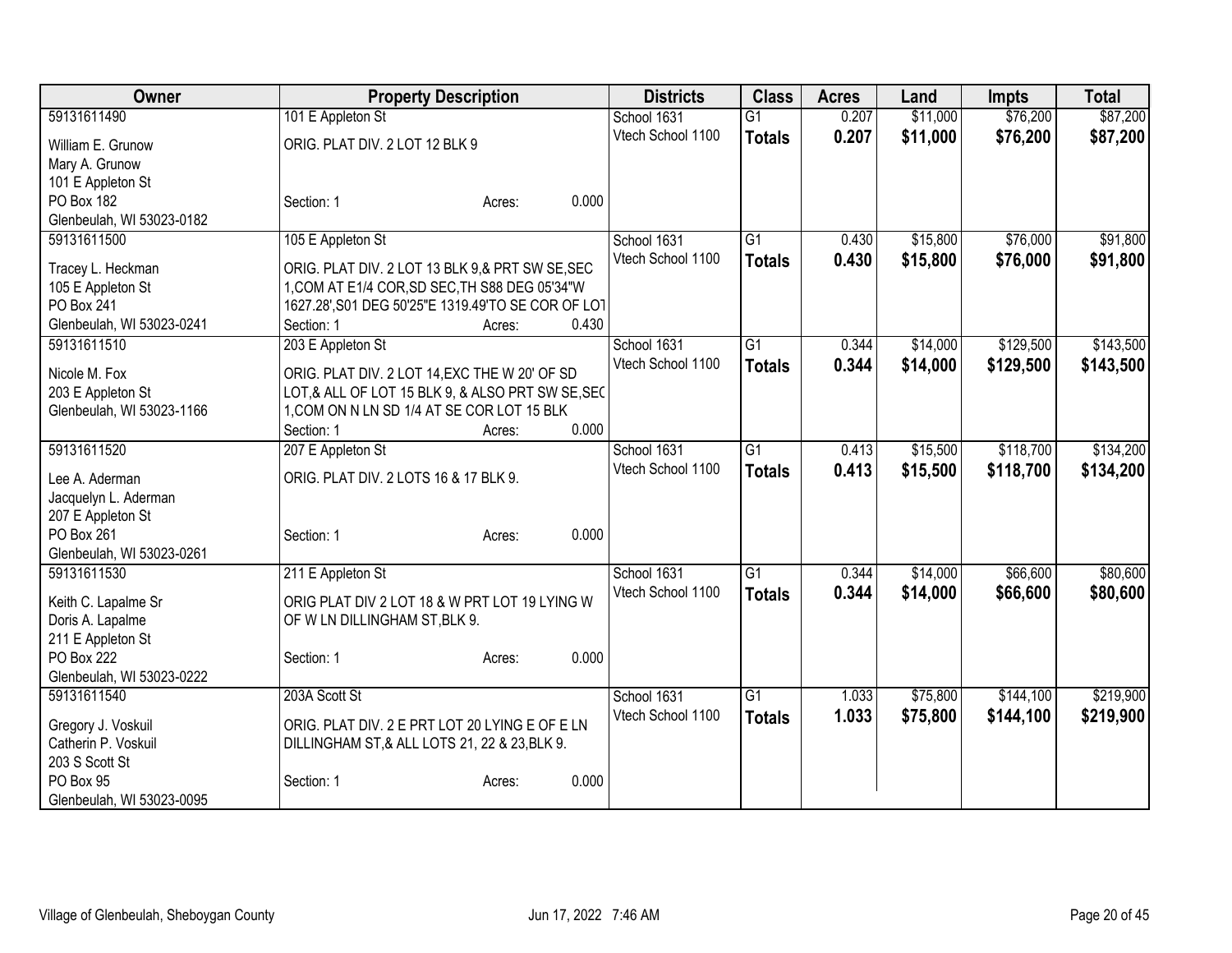| Owner | Property Description | Districts | Class | Acres | Land | Impts | Total |
|---|---|---|---|---|---|---|---|
| 59131611490<br>William E. Grunow<br>Mary A. Grunow<br>101 E Appleton St<br>PO Box 182<br>Glenbeulah, WI 53023-0182 | 101 E Appleton St<br>ORIG. PLAT DIV. 2 LOT 12 BLK 9<br>Section: 1 Acres: 0.000 | School 1631<br>Vtech School 1100 | G1<br>**Totals** | 0.207<br>**0.207** | $11,000<br>**$11,000** | $76,200<br>**$76,200** | $87,200<br>**$87,200** |
| 59131611500<br>Tracey L. Heckman<br>105 E Appleton St<br>PO Box 241<br>Glenbeulah, WI 53023-0241 | 105 E Appleton St<br>ORIG. PLAT DIV. 2 LOT 13 BLK 9,& PRT SW SE,SEC 1,COM AT E1/4 COR,SD SEC,TH S88 DEG 05'34"W 1627.28',S01 DEG 50'25"E 1319.49'TO SE COR OF LOT<br>Section: 1 Acres: 0.430 | School 1631<br>Vtech School 1100 | G1<br>**Totals** | 0.430<br>**0.430** | $15,800<br>**$15,800** | $76,000<br>**$76,000** | $91,800<br>**$91,800** |
| 59131611510<br>Nicole M. Fox<br>203 E Appleton St<br>Glenbeulah, WI 53023-1166 | 203 E Appleton St<br>ORIG. PLAT DIV. 2 LOT 14,EXC THE W 20' OF SD LOT,& ALL OF LOT 15 BLK 9, & ALSO PRT SW SE,SEC 1,COM ON N LN SD 1/4 AT SE COR LOT 15 BLK<br>Section: 1 Acres: 0.000 | School 1631<br>Vtech School 1100 | G1<br>**Totals** | 0.344<br>**0.344** | $14,000<br>**$14,000** | $129,500<br>**$129,500** | $143,500<br>**$143,500** |
| 59131611520<br>Lee A. Aderman<br>Jacquelyn L. Aderman<br>207 E Appleton St<br>PO Box 261<br>Glenbeulah, WI 53023-0261 | 207 E Appleton St<br>ORIG. PLAT DIV. 2 LOTS 16 & 17 BLK 9.<br>Section: 1 Acres: 0.000 | School 1631<br>Vtech School 1100 | G1<br>**Totals** | 0.413<br>**0.413** | $15,500<br>**$15,500** | $118,700<br>**$118,700** | $134,200<br>**$134,200** |
| 59131611530<br>Keith C. Lapalme Sr<br>Doris A. Lapalme<br>211 E Appleton St<br>PO Box 222<br>Glenbeulah, WI 53023-0222 | 211 E Appleton St<br>ORIG PLAT DIV 2 LOT 18 & W PRT LOT 19 LYING W OF W LN DILLINGHAM ST,BLK 9.<br>Section: 1 Acres: 0.000 | School 1631<br>Vtech School 1100 | G1<br>**Totals** | 0.344<br>**0.344** | $14,000<br>**$14,000** | $66,600<br>**$66,600** | $80,600<br>**$80,600** |
| 59131611540<br>Gregory J. Voskuil<br>Catherin P. Voskuil<br>203 S Scott St<br>PO Box 95<br>Glenbeulah, WI 53023-0095 | 203A Scott St<br>ORIG. PLAT DIV. 2 E PRT LOT 20 LYING E OF E LN DILLINGHAM ST,& ALL LOTS 21, 22 & 23,BLK 9.<br>Section: 1 Acres: 0.000 | School 1631<br>Vtech School 1100 | G1<br>**Totals** | 1.033<br>**1.033** | $75,800<br>**$75,800** | $144,100<br>**$144,100** | $219,900<br>**$219,900** |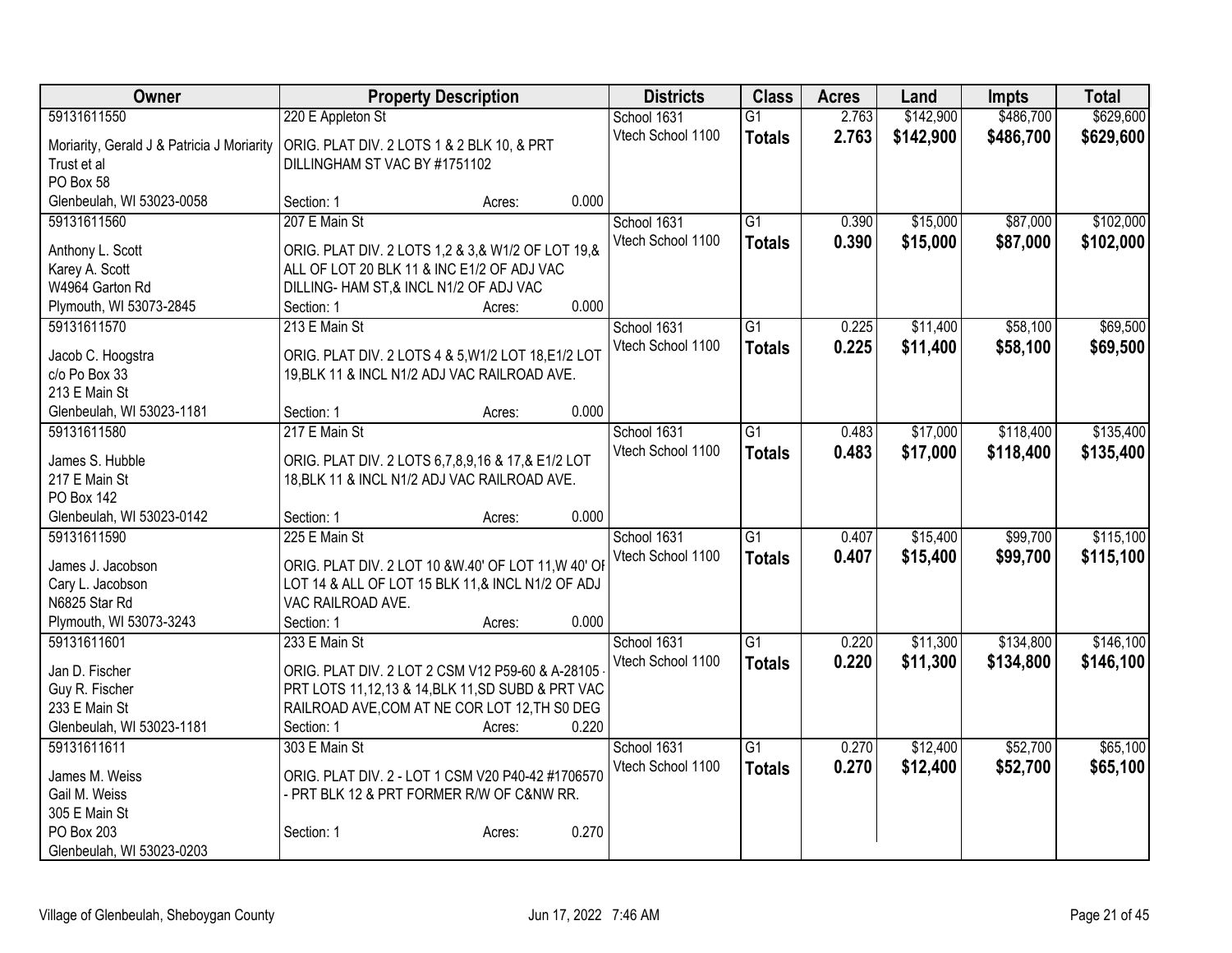| Owner | Property Description | Districts | Class | Acres | Land | Impts | Total |
|---|---|---|---|---|---|---|---|
| 59131611550<br>Moriarity, Gerald J & Patricia J Moriarity Trust et al<br>PO Box 58<br>Glenbeulah, WI 53023-0058 | 220 E Appleton St<br>ORIG. PLAT DIV. 2 LOTS 1 & 2 BLK 10, & PRT DILLINGHAM ST VAC BY #1751102<br>Section: 1 Acres: 0.000 | School 1631<br>Vtech School 1100 | G1<br>**Totals** | 2.763<br>**2.763** | $142,900<br>**$142,900** | $486,700<br>**$486,700** | $629,600<br>**$629,600** |
| 59131611560<br>Anthony L. Scott<br>Karey A. Scott<br>W4964 Garton Rd<br>Plymouth, WI 53073-2845 | 207 E Main St<br>ORIG. PLAT DIV. 2 LOTS 1,2 & 3,& W1/2 OF LOT 19,& ALL OF LOT 20 BLK 11 & INC E1/2 OF ADJ VAC DILLING- HAM ST,& INCL N1/2 OF ADJ VAC<br>Section: 1 Acres: 0.000 | School 1631<br>Vtech School 1100 | G1<br>**Totals** | 0.390<br>**0.390** | $15,000<br>**$15,000** | $87,000<br>**$87,000** | $102,000<br>**$102,000** |
| 59131611570<br>Jacob C. Hoogstra<br>c/o Po Box 33<br>213 E Main St<br>Glenbeulah, WI 53023-1181 | 213 E Main St<br>ORIG. PLAT DIV. 2 LOTS 4 & 5,W1/2 LOT 18,E1/2 LOT 19,BLK 11 & INCL N1/2 ADJ VAC RAILROAD AVE.<br>Section: 1 Acres: 0.000 | School 1631<br>Vtech School 1100 | G1<br>**Totals** | 0.225<br>**0.225** | $11,400<br>**$11,400** | $58,100<br>**$58,100** | $69,500<br>**$69,500** |
| 59131611580<br>James S. Hubble<br>217 E Main St<br>PO Box 142<br>Glenbeulah, WI 53023-0142 | 217 E Main St<br>ORIG. PLAT DIV. 2 LOTS 6,7,8,9,16 & 17,& E1/2 LOT 18,BLK 11 & INCL N1/2 ADJ VAC RAILROAD AVE.<br>Section: 1 Acres: 0.000 | School 1631<br>Vtech School 1100 | G1<br>**Totals** | 0.483<br>**0.483** | $17,000<br>**$17,000** | $118,400<br>**$118,400** | $135,400<br>**$135,400** |
| 59131611590<br>James J. Jacobson<br>Cary L. Jacobson<br>N6825 Star Rd<br>Plymouth, WI 53073-3243 | 225 E Main St<br>ORIG. PLAT DIV. 2 LOT 10 &W.40' OF LOT 11,W 40' OF LOT 14 & ALL OF LOT 15 BLK 11,& INCL N1/2 OF ADJ VAC RAILROAD AVE.<br>Section: 1 Acres: 0.000 | School 1631<br>Vtech School 1100 | G1<br>**Totals** | 0.407<br>**0.407** | $15,400<br>**$15,400** | $99,700<br>**$99,700** | $115,100<br>**$115,100** |
| 59131611601<br>Jan D. Fischer<br>Guy R. Fischer<br>233 E Main St<br>Glenbeulah, WI 53023-1181 | 233 E Main St<br>ORIG. PLAT DIV. 2 LOT 2 CSM V12 P59-60 & A-28105 - PRT LOTS 11,12,13 & 14,BLK 11,SD SUBD & PRT VAC RAILROAD AVE,COM AT NE COR LOT 12,TH S0 DEG<br>Section: 1 Acres: 0.220 | School 1631<br>Vtech School 1100 | G1<br>**Totals** | 0.220<br>**0.220** | $11,300<br>**$11,300** | $134,800<br>**$134,800** | $146,100<br>**$146,100** |
| 59131611611<br>James M. Weiss<br>Gail M. Weiss<br>305 E Main St<br>PO Box 203<br>Glenbeulah, WI 53023-0203 | 303 E Main St<br>ORIG. PLAT DIV. 2 - LOT 1 CSM V20 P40-42 #1706570 - PRT BLK 12 & PRT FORMER R/W OF C&NW RR.<br>Section: 1 Acres: 0.270 | School 1631<br>Vtech School 1100 | G1<br>**Totals** | 0.270<br>**0.270** | $12,400<br>**$12,400** | $52,700<br>**$52,700** | $65,100<br>**$65,100** |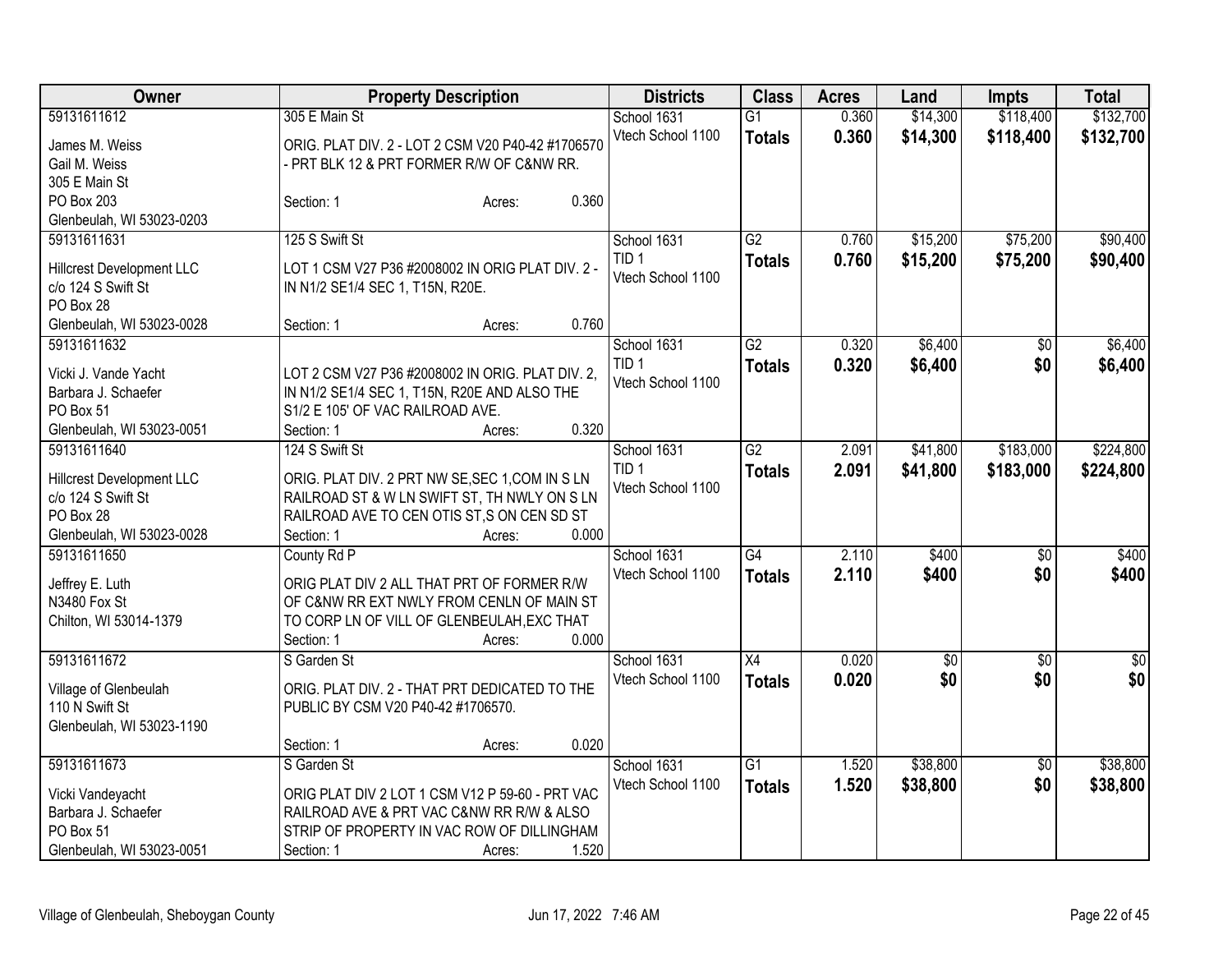| Owner | Property Description | Districts | Class | Acres | Land | Impts | Total |
|---|---|---|---|---|---|---|---|
| 59131611612<br>James M. Weiss<br>Gail M. Weiss<br>305 E Main St<br>PO Box 203<br>Glenbeulah, WI 53023-0203 | 305 E Main St<br>ORIG. PLAT DIV. 2 - LOT 2 CSM V20 P40-42 #1706570 - PRT BLK 12 & PRT FORMER R/W OF C&NW RR.<br>Section: 1 Acres: 0.360 | School 1631<br>Vtech School 1100 | G1<br>**Totals** | 0.360<br>**0.360** | $14,300<br>**$14,300** | $118,400<br>**$118,400** | $132,700<br>**$132,700** |
| 59131611631<br>Hillcrest Development LLC<br>c/o 124 S Swift St<br>PO Box 28<br>Glenbeulah, WI 53023-0028 | 125 S Swift St<br>LOT 1 CSM V27 P36 #2008002 IN ORIG PLAT DIV. 2 - IN N1/2 SE1/4 SEC 1, T15N, R20E.<br>Section: 1 Acres: 0.760 | School 1631<br>TID 1<br>Vtech School 1100 | G2<br>**Totals** | 0.760<br>**0.760** | $15,200<br>**$15,200** | $75,200<br>**$75,200** | $90,400<br>**$90,400** |
| 59131611632<br>Vicki J. Vande Yacht<br>Barbara J. Schaefer<br>PO Box 51<br>Glenbeulah, WI 53023-0051 | LOT 2 CSM V27 P36 #2008002 IN ORIG. PLAT DIV. 2, IN N1/2 SE1/4 SEC 1, T15N, R20E AND ALSO THE S1/2 E 105' OF VAC RAILROAD AVE.<br>Section: 1 Acres: 0.320 | School 1631<br>TID 1<br>Vtech School 1100 | G2<br>**Totals** | 0.320<br>**0.320** | $6,400<br>**$6,400** | $0<br>**$0** | $6,400<br>**$6,400** |
| 59131611640<br>Hillcrest Development LLC<br>c/o 124 S Swift St<br>PO Box 28<br>Glenbeulah, WI 53023-0028 | 124 S Swift St<br>ORIG. PLAT DIV. 2 PRT NW SE,SEC 1,COM IN S LN RAILROAD ST & W LN SWIFT ST, TH NWLY ON S LN RAILROAD AVE TO CEN OTIS ST,S ON CEN SD ST<br>Section: 1 Acres: 0.000 | School 1631<br>TID 1<br>Vtech School 1100 | G2<br>**Totals** | 2.091<br>**2.091** | $41,800<br>**$41,800** | $183,000<br>**$183,000** | $224,800<br>**$224,800** |
| 59131611650<br>Jeffrey E. Luth<br>N3480 Fox St<br>Chilton, WI 53014-1379 | County Rd P<br>ORIG PLAT DIV 2 ALL THAT PRT OF FORMER R/W OF C&NW RR EXT NWLY FROM CENLN OF MAIN ST TO CORP LN OF VILL OF GLENBEULAH,EXC THAT<br>Section: 1 Acres: 0.000 | School 1631<br>Vtech School 1100 | G4<br>**Totals** | 2.110<br>**2.110** | $400<br>**$400** | $0<br>**$0** | $400<br>**$400** |
| 59131611672<br>Village of Glenbeulah<br>110 N Swift St<br>Glenbeulah, WI 53023-1190 | S Garden St<br>ORIG. PLAT DIV. 2 - THAT PRT DEDICATED TO THE PUBLIC BY CSM V20 P40-42 #1706570.<br>Section: 1 Acres: 0.020 | School 1631<br>Vtech School 1100 | X4<br>**Totals** | 0.020<br>**0.020** | $0<br>**$0** | $0<br>**$0** | $0<br>**$0** |
| 59131611673<br>Vicki Vandeyacht<br>Barbara J. Schaefer<br>PO Box 51<br>Glenbeulah, WI 53023-0051 | S Garden St<br>ORIG PLAT DIV 2 LOT 1 CSM V12 P 59-60 - PRT VAC RAILROAD AVE & PRT VAC C&NW RR R/W & ALSO STRIP OF PROPERTY IN VAC ROW OF DILLINGHAM<br>Section: 1 Acres: 1.520 | School 1631<br>Vtech School 1100 | G1<br>**Totals** | 1.520<br>**1.520** | $38,800<br>**$38,800** | $0<br>**$0** | $38,800<br>**$38,800** |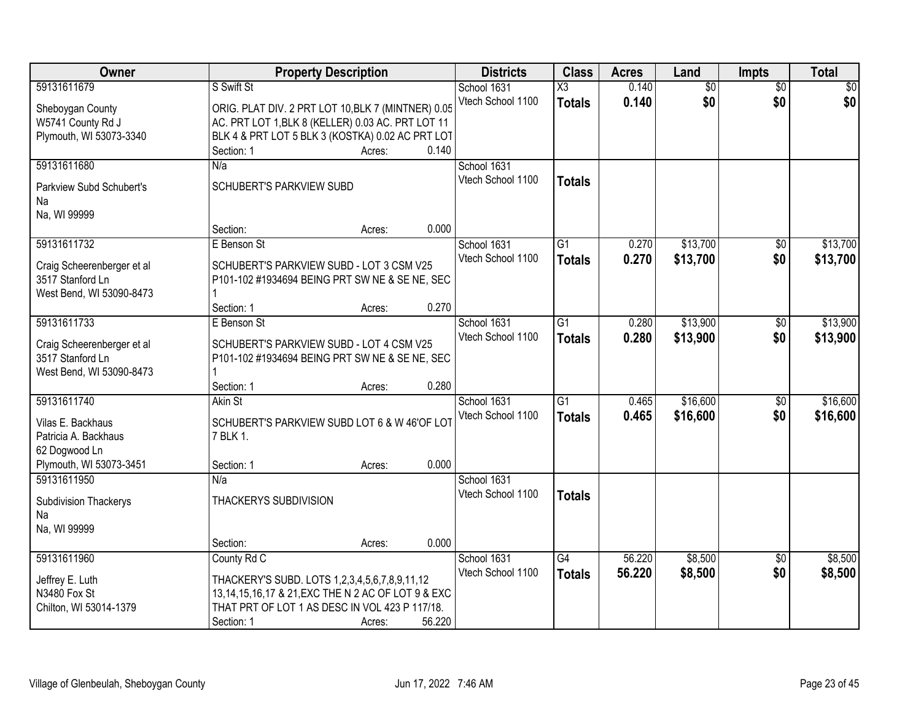| Owner | Property Description | Districts | Class | Acres | Land | Impts | Total |
|---|---|---|---|---|---|---|---|
| 59131611679<br>Sheboygan County<br>W5741 County Rd J<br>Plymouth, WI 53073-3340 | S Swift St<br>ORIG. PLAT DIV. 2 PRT LOT 10,BLK 7 (MINTNER) 0.05 AC. PRT LOT 1,BLK 8 (KELLER) 0.03 AC. PRT LOT 11 BLK 4 & PRT LOT 5 BLK 3 (KOSTKA) 0.02 AC PRT LOT<br>Section: 1 Acres: 0.140 | School 1631<br>Vtech School 1100 | X3<br>**Totals** | 0.140<br>**0.140** | $0<br>**$0** | $0<br>**$0** | $0<br>**$0** |
| 59131611680<br>Parkview Subd Schubert's<br>Na<br>Na, WI 99999 | N/a<br>SCHUBERT'S PARKVIEW SUBD<br>Section: Acres: 0.000 | School 1631<br>Vtech School 1100 | **Totals** | | | | |
| 59131611732<br>Craig Scheerenberger et al<br>3517 Stanford Ln<br>West Bend, WI 53090-8473 | E Benson St<br>SCHUBERT'S PARKVIEW SUBD - LOT 3 CSM V25 P101-102 #1934694 BEING PRT SW NE & SE NE, SEC 1<br>Section: 1 Acres: 0.270 | School 1631<br>Vtech School 1100 | G1<br>**Totals** | 0.270<br>**0.270** | $13,700<br>**$13,700** | $0<br>**$0** | $13,700<br>**$13,700** |
| 59131611733<br>Craig Scheerenberger et al<br>3517 Stanford Ln<br>West Bend, WI 53090-8473 | E Benson St<br>SCHUBERT'S PARKVIEW SUBD - LOT 4 CSM V25 P101-102 #1934694 BEING PRT SW NE & SE NE, SEC 1<br>Section: 1 Acres: 0.280 | School 1631<br>Vtech School 1100 | G1<br>**Totals** | 0.280<br>**0.280** | $13,900<br>**$13,900** | $0<br>**$0** | $13,900<br>**$13,900** |
| 59131611740<br>Vilas E. Backhaus<br>Patricia A. Backhaus<br>62 Dogwood Ln<br>Plymouth, WI 53073-3451 | Akin St<br>SCHUBERT'S PARKVIEW SUBD LOT 6 & W 46'OF LOT 7 BLK 1.<br>Section: 1 Acres: 0.000 | School 1631<br>Vtech School 1100 | G1<br>**Totals** | 0.465<br>**0.465** | $16,600<br>**$16,600** | $0<br>**$0** | $16,600<br>**$16,600** |
| 59131611950<br>Subdivision Thackerys<br>Na<br>Na, WI 99999 | N/a<br>THACKERYS SUBDIVISION<br>Section: Acres: 0.000 | School 1631<br>Vtech School 1100 | **Totals** | | | | |
| 59131611960<br>Jeffrey E. Luth<br>N3480 Fox St<br>Chilton, WI 53014-1379 | County Rd C<br>THACKERY'S SUBD. LOTS 1,2,3,4,5,6,7,8,9,11,12 13,14,15,16,17 & 21,EXC THE N 2 AC OF LOT 9 & EXC THAT PRT OF LOT 1 AS DESC IN VOL 423 P 117/18.<br>Section: 1 Acres: 56.220 | School 1631<br>Vtech School 1100 | G4<br>**Totals** | 56.220<br>**56.220** | $8,500<br>**$8,500** | $0<br>**$0** | $8,500<br>**$8,500** |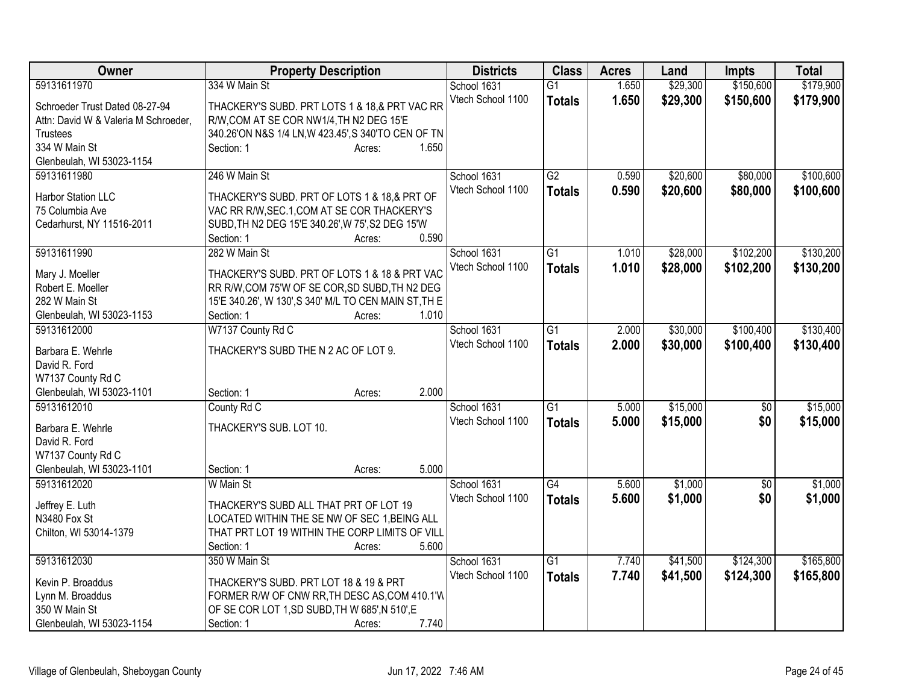| Owner | Property Description | Districts | Class | Acres | Land | Impts | Total |
|---|---|---|---|---|---|---|---|
| 59131611970<br>Schroeder Trust Dated 08-27-94<br>Attn: David W & Valeria M Schroeder, Trustees<br>334 W Main St<br>Glenbeulah, WI 53023-1154 | 334 W Main St<br>THACKERY'S SUBD. PRT LOTS 1 & 18,& PRT VAC RR R/W,COM AT SE COR NW1/4,TH N2 DEG 15'E 340.26'ON N&S 1/4 LN,W 423.45',S 340'TO CEN OF TN<br>Section: 1 Acres: 1.650 | School 1631<br>Vtech School 1100 | G1<br>**Totals** | 1.650<br>**1.650** | $29,300<br>**$29,300** | $150,600<br>**$150,600** | $179,900<br>**$179,900** |
| 59131611980<br>Harbor Station LLC<br>75 Columbia Ave<br>Cedarhurst, NY 11516-2011 | 246 W Main St<br>THACKERY'S SUBD. PRT OF LOTS 1 & 18,& PRT OF VAC RR R/W,SEC.1,COM AT SE COR THACKERY'S SUBD,TH N2 DEG 15'E 340.26',W 75',S2 DEG 15'W<br>Section: 1 Acres: 0.590 | School 1631<br>Vtech School 1100 | G2<br>**Totals** | 0.590<br>**0.590** | $20,600<br>**$20,600** | $80,000<br>**$80,000** | $100,600<br>**$100,600** |
| 59131611990<br>Mary J. Moeller<br>Robert E. Moeller<br>282 W Main St<br>Glenbeulah, WI 53023-1153 | 282 W Main St<br>THACKERY'S SUBD. PRT OF LOTS 1 & 18 & PRT VAC RR R/W,COM 75'W OF SE COR,SD SUBD,TH N2 DEG 15'E 340.26', W 130',S 340' M/L TO CEN MAIN ST,TH E<br>Section: 1 Acres: 1.010 | School 1631<br>Vtech School 1100 | G1<br>**Totals** | 1.010<br>**1.010** | $28,000<br>**$28,000** | $102,200<br>**$102,200** | $130,200<br>**$130,200** |
| 59131612000<br>Barbara E. Wehrle<br>David R. Ford<br>W7137 County Rd C<br>Glenbeulah, WI 53023-1101 | W7137 County Rd C<br>THACKERY'S SUBD THE N 2 AC OF LOT 9.<br>Section: 1 Acres: 2.000 | School 1631<br>Vtech School 1100 | G1<br>**Totals** | 2.000<br>**2.000** | $30,000<br>**$30,000** | $100,400<br>**$100,400** | $130,400<br>**$130,400** |
| 59131612010<br>Barbara E. Wehrle<br>David R. Ford<br>W7137 County Rd C<br>Glenbeulah, WI 53023-1101 | County Rd C<br>THACKERY'S SUB. LOT 10.<br>Section: 1 Acres: 5.000 | School 1631<br>Vtech School 1100 | G1<br>**Totals** | 5.000<br>**5.000** | $15,000<br>**$15,000** | $0<br>**$0** | $15,000<br>**$15,000** |
| 59131612020<br>Jeffrey E. Luth<br>N3480 Fox St<br>Chilton, WI 53014-1379 | W Main St<br>THACKERY'S SUBD ALL THAT PRT OF LOT 19 LOCATED WITHIN THE SE NW OF SEC 1,BEING ALL THAT PRT LOT 19 WITHIN THE CORP LIMITS OF VILL<br>Section: 1 Acres: 5.600 | School 1631<br>Vtech School 1100 | G4<br>**Totals** | 5.600<br>**5.600** | $1,000<br>**$1,000** | $0<br>**$0** | $1,000<br>**$1,000** |
| 59131612030<br>Kevin P. Broaddus<br>Lynn M. Broaddus<br>350 W Main St<br>Glenbeulah, WI 53023-1154 | 350 W Main St<br>THACKERY'S SUBD. PRT LOT 18 & 19 & PRT FORMER R/W OF CNW RR,TH DESC AS,COM 410.1'W OF SE COR LOT 1,SD SUBD,TH W 685',N 510',E<br>Section: 1 Acres: 7.740 | School 1631<br>Vtech School 1100 | G1<br>**Totals** | 7.740<br>**7.740** | $41,500<br>**$41,500** | $124,300<br>**$124,300** | $165,800<br>**$165,800** |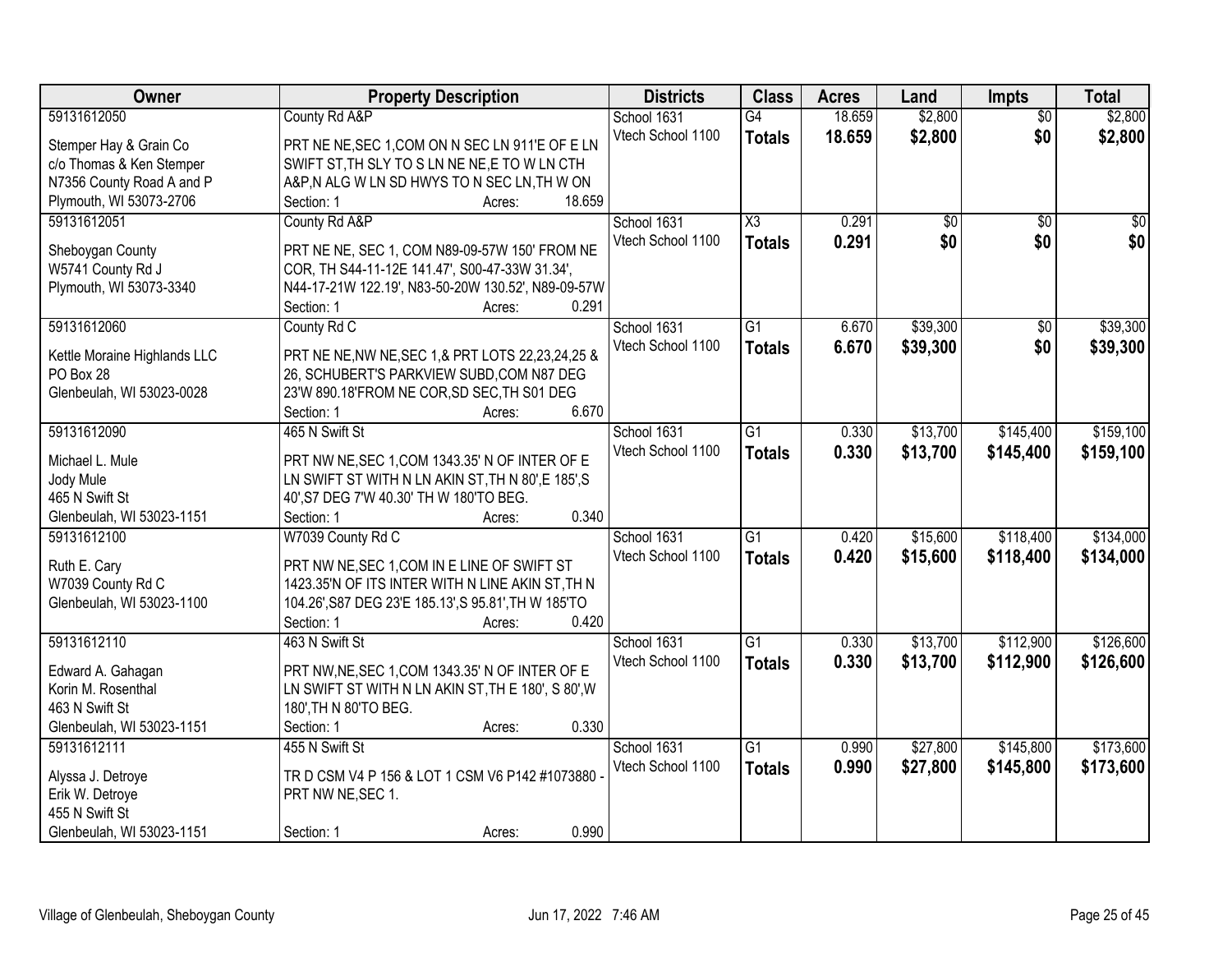| Owner | Property Description | Districts | Class | Acres | Land | Impts | Total |
|---|---|---|---|---|---|---|---|
| 59131612050<br>Stemper Hay & Grain Co<br>c/o Thomas & Ken Stemper<br>N7356 County Road A and P<br>Plymouth, WI 53073-2706 | County Rd A&P<br>PRT NE NE,SEC 1,COM ON N SEC LN 911'E OF E LN SWIFT ST,TH SLY TO S LN NE NE,E TO W LN CTH A&P,N ALG W LN SD HWYS TO N SEC LN,TH W ON<br>Section: 1 Acres: 18.659 | School 1631<br>Vtech School 1100 | G4<br>**Totals** | 18.659<br>**18.659** | $2,800<br>**$2,800** | $0<br>**$0** | $2,800<br>**$2,800** |
| 59131612051<br>Sheboygan County<br>W5741 County Rd J<br>Plymouth, WI 53073-3340 | County Rd A&P<br>PRT NE NE, SEC 1, COM N89-09-57W 150' FROM NE COR, TH S44-11-12E 141.47', S00-47-33W 31.34', N44-17-21W 122.19', N83-50-20W 130.52', N89-09-57W<br>Section: 1 Acres: 0.291 | School 1631<br>Vtech School 1100 | X3<br>**Totals** | 0.291<br>**0.291** | $0<br>**$0** | $0<br>**$0** | $0<br>**$0** |
| 59131612060<br>Kettle Moraine Highlands LLC<br>PO Box 28<br>Glenbeulah, WI 53023-0028 | County Rd C<br>PRT NE NE,NW NE,SEC 1,& PRT LOTS 22,23,24,25 & 26, SCHUBERT'S PARKVIEW SUBD,COM N87 DEG 23'W 890.18'FROM NE COR,SD SEC,TH S01 DEG<br>Section: 1 Acres: 6.670 | School 1631<br>Vtech School 1100 | G1<br>**Totals** | 6.670<br>**6.670** | $39,300<br>**$39,300** | $0<br>**$0** | $39,300<br>**$39,300** |
| 59131612090<br>Michael L. Mule<br>Jody Mule<br>465 N Swift St<br>Glenbeulah, WI 53023-1151 | 465 N Swift St<br>PRT NW NE,SEC 1,COM 1343.35' N OF INTER OF E LN SWIFT ST WITH N LN AKIN ST,TH N 80',E 185',S 40',S7 DEG 7'W 40.30' TH W 180'TO BEG.<br>Section: 1 Acres: 0.340 | School 1631<br>Vtech School 1100 | G1<br>**Totals** | 0.330<br>**0.330** | $13,700<br>**$13,700** | $145,400<br>**$145,400** | $159,100<br>**$159,100** |
| 59131612100<br>Ruth E. Cary<br>W7039 County Rd C<br>Glenbeulah, WI 53023-1100 | W7039 County Rd C<br>PRT NW NE,SEC 1,COM IN E LINE OF SWIFT ST 1423.35'N OF ITS INTER WITH N LINE AKIN ST,TH N 104.26',S87 DEG 23'E 185.13',S 95.81',TH W 185'TO<br>Section: 1 Acres: 0.420 | School 1631<br>Vtech School 1100 | G1<br>**Totals** | 0.420<br>**0.420** | $15,600<br>**$15,600** | $118,400<br>**$118,400** | $134,000<br>**$134,000** |
| 59131612110<br>Edward A. Gahagan<br>Korin M. Rosenthal<br>463 N Swift St<br>Glenbeulah, WI 53023-1151 | 463 N Swift St<br>PRT NW,NE,SEC 1,COM 1343.35' N OF INTER OF E LN SWIFT ST WITH N LN AKIN ST,TH E 180', S 80',W 180',TH N 80'TO BEG.<br>Section: 1 Acres: 0.330 | School 1631<br>Vtech School 1100 | G1<br>**Totals** | 0.330<br>**0.330** | $13,700<br>**$13,700** | $112,900<br>**$112,900** | $126,600<br>**$126,600** |
| 59131612111<br>Alyssa J. Detroye<br>Erik W. Detroye<br>455 N Swift St<br>Glenbeulah, WI 53023-1151 | 455 N Swift St<br>TR D CSM V4 P 156 & LOT 1 CSM V6 P142 #1073880 - PRT NW NE,SEC 1.<br>Section: 1 Acres: 0.990 | School 1631<br>Vtech School 1100 | G1<br>**Totals** | 0.990<br>**0.990** | $27,800<br>**$27,800** | $145,800<br>**$145,800** | $173,600<br>**$173,600** |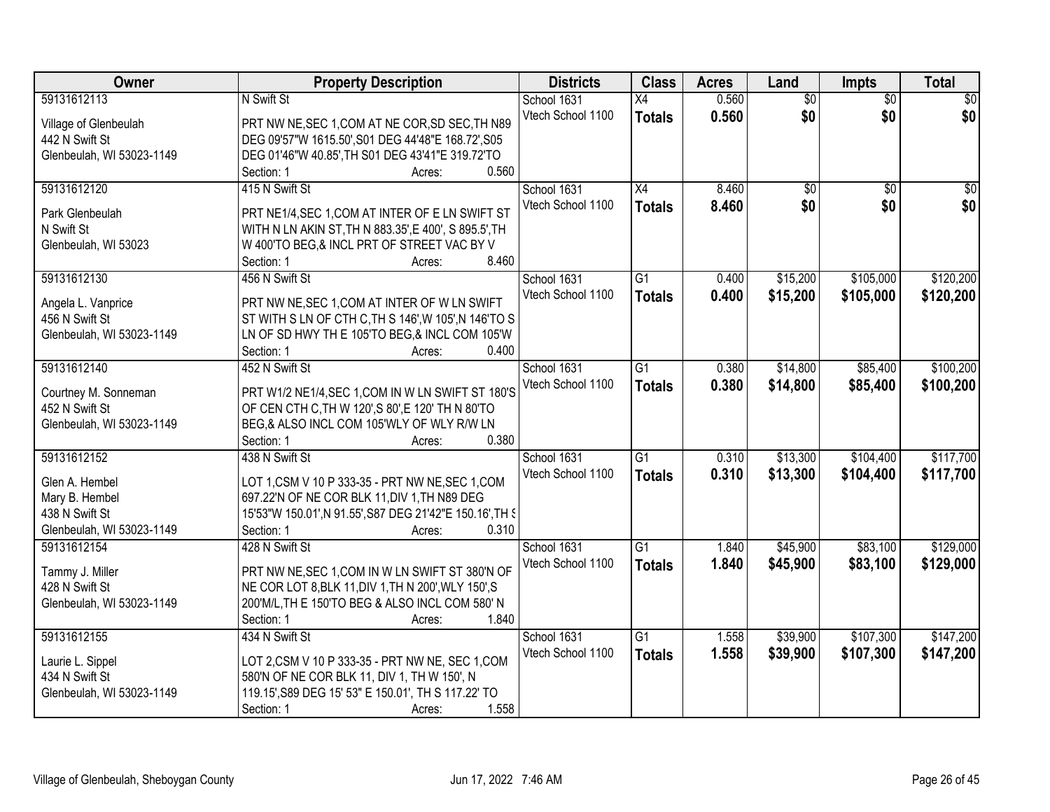| Owner | Property Description | Districts | Class | Acres | Land | Impts | Total |
|---|---|---|---|---|---|---|---|
| 59131612113<br>Village of Glenbeulah<br>442 N Swift St<br>Glenbeulah, WI 53023-1149 | N Swift St<br>PRT NW NE,SEC 1,COM AT NE COR,SD SEC,TH N89 DEG 09'57"W 1615.50',S01 DEG 44'48"E 168.72',S05 DEG 01'46"W 40.85',TH S01 DEG 43'41"E 319.72'TO<br>Section: 1 Acres: 0.560 | School 1631<br>Vtech School 1100 | X4<br>**Totals** | 0.560<br>**0.560** | $0<br>**$0** | $0<br>**$0** | $0<br>**$0** |
| 59131612120<br>Park Glenbeulah<br>N Swift St<br>Glenbeulah, WI 53023 | 415 N Swift St<br>PRT NE1/4,SEC 1,COM AT INTER OF E LN SWIFT ST WITH N LN AKIN ST,TH N 883.35',E 400', S 895.5',TH W 400'TO BEG,& INCL PRT OF STREET VAC BY V<br>Section: 1 Acres: 8.460 | School 1631<br>Vtech School 1100 | X4<br>**Totals** | 8.460<br>**8.460** | $0<br>**$0** | $0<br>**$0** | $0<br>**$0** |
| 59131612130<br>Angela L. Vanprice<br>456 N Swift St<br>Glenbeulah, WI 53023-1149 | 456 N Swift St<br>PRT NW NE,SEC 1,COM AT INTER OF W LN SWIFT ST WITH S LN OF CTH C,TH S 146',W 105',N 146'TO S LN OF SD HWY TH E 105'TO BEG,& INCL COM 105'W<br>Section: 1 Acres: 0.400 | School 1631<br>Vtech School 1100 | G1<br>**Totals** | 0.400<br>**0.400** | $15,200<br>**$15,200** | $105,000<br>**$105,000** | $120,200<br>**$120,200** |
| 59131612140<br>Courtney M. Sonneman<br>452 N Swift St<br>Glenbeulah, WI 53023-1149 | 452 N Swift St<br>PRT W1/2 NE1/4,SEC 1,COM IN W LN SWIFT ST 180'S OF CEN CTH C,TH W 120',S 80',E 120' TH N 80'TO BEG,& ALSO INCL COM 105'WLY OF WLY R/W LN<br>Section: 1 Acres: 0.380 | School 1631<br>Vtech School 1100 | G1<br>**Totals** | 0.380<br>**0.380** | $14,800<br>**$14,800** | $85,400<br>**$85,400** | $100,200<br>**$100,200** |
| 59131612152<br>Glen A. Hembel<br>Mary B. Hembel<br>438 N Swift St<br>Glenbeulah, WI 53023-1149 | 438 N Swift St<br>LOT 1,CSM V 10 P 333-35 - PRT NW NE,SEC 1,COM 697.22'N OF NE COR BLK 11,DIV 1,TH N89 DEG 15'53"W 150.01',N 91.55',S87 DEG 21'42"E 150.16',TH S<br>Section: 1 Acres: 0.310 | School 1631<br>Vtech School 1100 | G1<br>**Totals** | 0.310<br>**0.310** | $13,300<br>**$13,300** | $104,400<br>**$104,400** | $117,700<br>**$117,700** |
| 59131612154<br>Tammy J. Miller<br>428 N Swift St<br>Glenbeulah, WI 53023-1149 | 428 N Swift St<br>PRT NW NE,SEC 1,COM IN W LN SWIFT ST 380'N OF NE COR LOT 8,BLK 11,DIV 1,TH N 200',WLY 150',S 200'M/L,TH E 150'TO BEG & ALSO INCL COM 580' N<br>Section: 1 Acres: 1.840 | School 1631<br>Vtech School 1100 | G1<br>**Totals** | 1.840<br>**1.840** | $45,900<br>**$45,900** | $83,100<br>**$83,100** | $129,000<br>**$129,000** |
| 59131612155<br>Laurie L. Sippel<br>434 N Swift St<br>Glenbeulah, WI 53023-1149 | 434 N Swift St<br>LOT 2,CSM V 10 P 333-35 - PRT NW NE, SEC 1,COM 580'N OF NE COR BLK 11, DIV 1, TH W 150', N 119.15',S89 DEG 15' 53" E 150.01', TH S 117.22' TO<br>Section: 1 Acres: 1.558 | School 1631<br>Vtech School 1100 | G1<br>**Totals** | 1.558<br>**1.558** | $39,900<br>**$39,900** | $107,300<br>**$107,300** | $147,200<br>**$147,200** |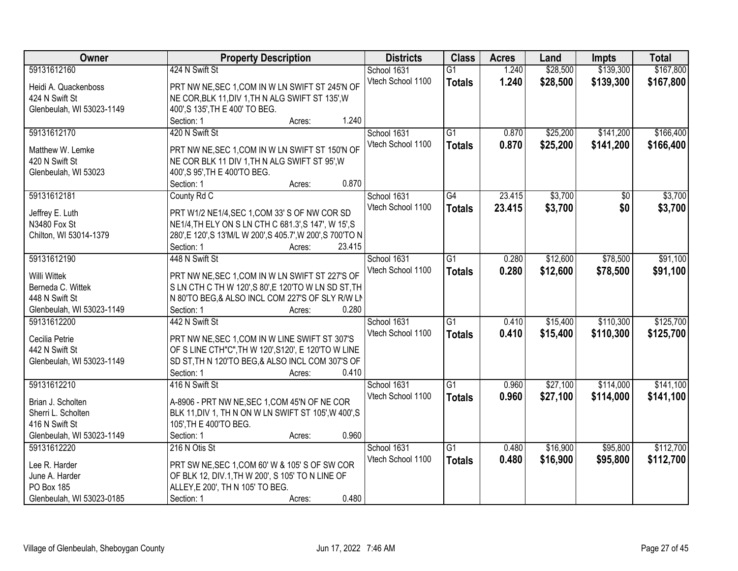| Owner | Property Description | Districts | Class | Acres | Land | Impts | Total |
|---|---|---|---|---|---|---|---|
| 59131612160<br>Heidi A. Quackenboss<br>424 N Swift St<br>Glenbeulah, WI 53023-1149 | 424 N Swift St<br>PRT NW NE,SEC 1,COM IN W LN SWIFT ST 245'N OF NE COR,BLK 11,DIV 1,TH N ALG SWIFT ST 135',W 400',S 135',TH E 400' TO BEG.<br>Section: 1 Acres: 1.240 | School 1631<br>Vtech School 1100 | G1<br>**Totals** | 1.240<br>**1.240** | $28,500<br>**$28,500** | $139,300<br>**$139,300** | $167,800<br>**$167,800** |
| 59131612170<br>Matthew W. Lemke<br>420 N Swift St<br>Glenbeulah, WI 53023 | 420 N Swift St<br>PRT NW NE,SEC 1,COM IN W LN SWIFT ST 150'N OF NE COR BLK 11 DIV 1,TH N ALG SWIFT ST 95',W 400',S 95',TH E 400'TO BEG.<br>Section: 1 Acres: 0.870 | School 1631<br>Vtech School 1100 | G1<br>**Totals** | 0.870<br>**0.870** | $25,200<br>**$25,200** | $141,200<br>**$141,200** | $166,400<br>**$166,400** |
| 59131612181<br>Jeffrey E. Luth<br>N3480 Fox St<br>Chilton, WI 53014-1379 | County Rd C<br>PRT W1/2 NE1/4,SEC 1,COM 33' S OF NW COR SD NE1/4,TH ELY ON S LN CTH C 681.3',S 147', W 15',S 280',E 120',S 13'M/L W 200',S 405.7',W 200',S 700'TO N<br>Section: 1 Acres: 23.415 | School 1631<br>Vtech School 1100 | G4<br>**Totals** | 23.415<br>**23.415** | $3,700<br>**$3,700** | $0<br>**$0** | $3,700<br>**$3,700** |
| 59131612190<br>Willi Wittek<br>Berneda C. Wittek<br>448 N Swift St<br>Glenbeulah, WI 53023-1149 | 448 N Swift St<br>PRT NW NE,SEC 1,COM IN W LN SWIFT ST 227'S OF S LN CTH C TH W 120',S 80',E 120'TO W LN SD ST,TH N 80'TO BEG,& ALSO INCL COM 227'S OF SLY R/W LN<br>Section: 1 Acres: 0.280 | School 1631<br>Vtech School 1100 | G1<br>**Totals** | 0.280<br>**0.280** | $12,600<br>**$12,600** | $78,500<br>**$78,500** | $91,100<br>**$91,100** |
| 59131612200<br>Cecilia Petrie<br>442 N Swift St<br>Glenbeulah, WI 53023-1149 | 442 N Swift St<br>PRT NW NE,SEC 1,COM IN W LINE SWIFT ST 307'S OF S LINE CTH"C",TH W 120',S120', E 120'TO W LINE SD ST,TH N 120'TO BEG,& ALSO INCL COM 307'S OF<br>Section: 1 Acres: 0.410 | School 1631<br>Vtech School 1100 | G1<br>**Totals** | 0.410<br>**0.410** | $15,400<br>**$15,400** | $110,300<br>**$110,300** | $125,700<br>**$125,700** |
| 59131612210<br>Brian J. Scholten<br>Sherri L. Scholten<br>416 N Swift St<br>Glenbeulah, WI 53023-1149 | 416 N Swift St<br>A-8906 - PRT NW NE,SEC 1,COM 45'N OF NE COR BLK 11,DIV 1, TH N ON W LN SWIFT ST 105',W 400',S 105',TH E 400'TO BEG.<br>Section: 1 Acres: 0.960 | School 1631<br>Vtech School 1100 | G1<br>**Totals** | 0.960<br>**0.960** | $27,100<br>**$27,100** | $114,000<br>**$114,000** | $141,100<br>**$141,100** |
| 59131612220<br>Lee R. Harder<br>June A. Harder<br>PO Box 185<br>Glenbeulah, WI 53023-0185 | 216 N Otis St<br>PRT SW NE,SEC 1,COM 60' W & 105' S OF SW COR OF BLK 12, DIV.1,TH W 200', S 105' TO N LINE OF ALLEY,E 200', TH N 105' TO BEG.<br>Section: 1 Acres: 0.480 | School 1631<br>Vtech School 1100 | G1<br>**Totals** | 0.480<br>**0.480** | $16,900<br>**$16,900** | $95,800<br>**$95,800** | $112,700<br>**$112,700** |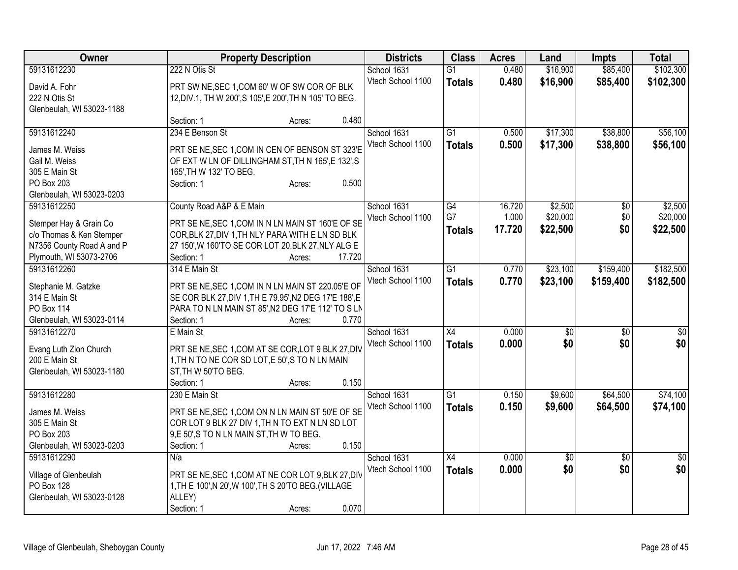| Owner | Property Description | Districts | Class | Acres | Land | Impts | Total |
|---|---|---|---|---|---|---|---|
| 59131612230<br><br>David A. Fohr<br>222 N Otis St<br>Glenbeulah, WI 53023-1188 | 222 N Otis St<br><br>PRT SW NE,SEC 1,COM 60' W OF SW COR OF BLK 12,DIV.1, TH W 200',S 105',E 200',TH N 105' TO BEG.<br><br>Section: 1 Acres: 0.480 | School 1631<br>Vtech School 1100 | G1<br>**Totals** | 0.480<br>**0.480** | $16,900<br>**$16,900** | $85,400<br>**$85,400** | $102,300<br>**$102,300** |
| 59131612240<br><br>James M. Weiss<br>Gail M. Weiss<br>305 E Main St<br>PO Box 203<br>Glenbeulah, WI 53023-0203 | 234 E Benson St<br><br>PRT SE NE,SEC 1,COM IN CEN OF BENSON ST 323'E OF EXT W LN OF DILLINGHAM ST,TH N 165',E 132',S 165',TH W 132' TO BEG.<br>Section: 1 Acres: 0.500 | School 1631<br>Vtech School 1100 | G1<br>**Totals** | 0.500<br>**0.500** | $17,300<br>**$17,300** | $38,800<br>**$38,800** | $56,100<br>**$56,100** |
| 59131612250<br><br>Stemper Hay & Grain Co<br>c/o Thomas & Ken Stemper<br>N7356 County Road A and P<br>Plymouth, WI 53073-2706 | County Road A&P & E Main<br><br>PRT SE NE,SEC 1,COM IN N LN MAIN ST 160'E OF SE COR,BLK 27,DIV 1,TH NLY PARA WITH E LN SD BLK 27 150',W 160'TO SE COR LOT 20,BLK 27,NLY ALG E<br>Section: 1 Acres: 17.720 | School 1631<br>Vtech School 1100 | G4<br>G7<br>**Totals** | 16.720<br>1.000<br>**17.720** | $2,500<br>$20,000<br>**$22,500** | $0<br>$0<br>**$0** | $2,500<br>$20,000<br>**$22,500** |
| 59131612260<br><br>Stephanie M. Gatzke<br>314 E Main St<br>PO Box 114<br>Glenbeulah, WI 53023-0114 | 314 E Main St<br><br>PRT SE NE,SEC 1,COM IN N LN MAIN ST 220.05'E OF SE COR BLK 27,DIV 1,TH E 79.95',N2 DEG 17'E 188',E PARA TO N LN MAIN ST 85',N2 DEG 17'E 112' TO S LN<br>Section: 1 Acres: 0.770 | School 1631<br>Vtech School 1100 | G1<br>**Totals** | 0.770<br>**0.770** | $23,100<br>**$23,100** | $159,400<br>**$159,400** | $182,500<br>**$182,500** |
| 59131612270<br><br>Evang Luth Zion Church<br>200 E Main St<br>Glenbeulah, WI 53023-1180 | E Main St<br><br>PRT SE NE,SEC 1,COM AT SE COR,LOT 9 BLK 27,DIV 1,TH N TO NE COR SD LOT,E 50',S TO N LN MAIN ST,TH W 50'TO BEG.<br>Section: 1 Acres: 0.150 | School 1631<br>Vtech School 1100 | X4<br>**Totals** | 0.000<br>**0.000** | $0<br>**$0** | $0<br>**$0** | $0<br>**$0** |
| 59131612280<br><br>James M. Weiss<br>305 E Main St<br>PO Box 203<br>Glenbeulah, WI 53023-0203 | 230 E Main St<br><br>PRT SE NE,SEC 1,COM ON N LN MAIN ST 50'E OF SE COR LOT 9 BLK 27 DIV 1,TH N TO EXT N LN SD LOT 9,E 50',S TO N LN MAIN ST,TH W TO BEG.<br>Section: 1 Acres: 0.150 | School 1631<br>Vtech School 1100 | G1<br>**Totals** | 0.150<br>**0.150** | $9,600<br>**$9,600** | $64,500<br>**$64,500** | $74,100<br>**$74,100** |
| 59131612290<br><br>Village of Glenbeulah<br>PO Box 128<br>Glenbeulah, WI 53023-0128 | N/a<br><br>PRT SE NE,SEC 1,COM AT NE COR LOT 9,BLK 27,DIV 1,TH E 100',N 20',W 100',TH S 20'TO BEG.(VILLAGE ALLEY)<br>Section: 1 Acres: 0.070 | School 1631<br>Vtech School 1100 | X4<br>**Totals** | 0.000<br>**0.000** | $0<br>**$0** | $0<br>**$0** | $0<br>**$0** |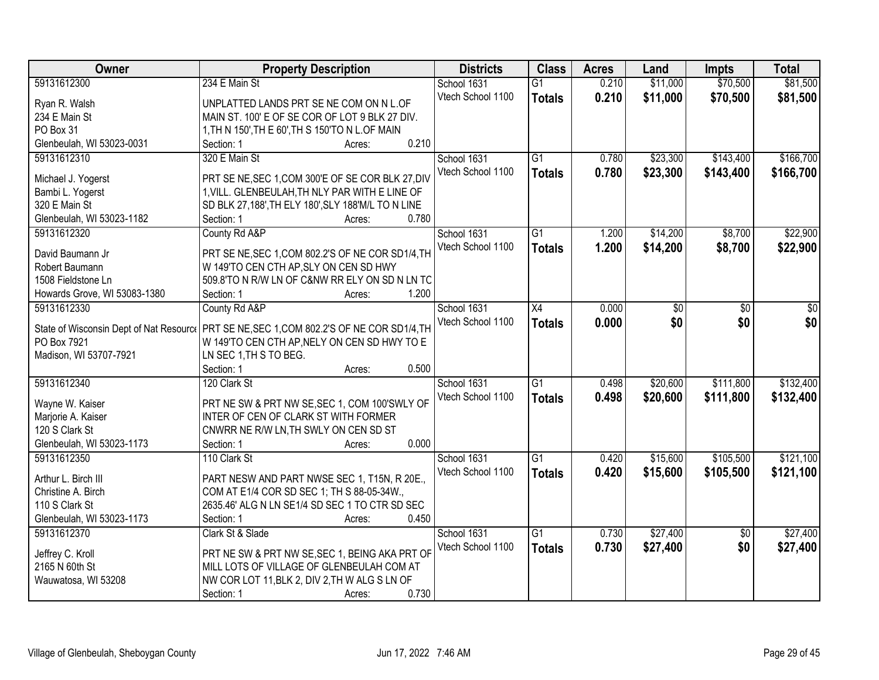| Owner | Property Description | Districts | Class | Acres | Land | Impts | Total |
|---|---|---|---|---|---|---|---|
| 59131612300<br><br>Ryan R. Walsh<br>234 E Main St<br>PO Box 31<br>Glenbeulah, WI 53023-0031 | 234 E Main St<br><br>UNPLATTED LANDS PRT SE NE COM ON N L.OF MAIN ST. 100' E OF SE COR OF LOT 9 BLK 27 DIV. 1,TH N 150',TH E 60',TH S 150'TO N L.OF MAIN<br>Section: 1 Acres: 0.210 | School 1631<br>Vtech School 1100 | G1<br>**Totals** | 0.210<br>**0.210** | $11,000<br>**$11,000** | $70,500<br>**$70,500** | $81,500<br>**$81,500** |
| 59131612310<br><br>Michael J. Yogerst<br>Bambi L. Yogerst<br>320 E Main St<br>Glenbeulah, WI 53023-1182 | 320 E Main St<br><br>PRT SE NE,SEC 1,COM 300'E OF SE COR BLK 27,DIV 1,VILL. GLENBEULAH,TH NLY PAR WITH E LINE OF SD BLK 27,188',TH ELY 180',SLY 188'M/L TO N LINE<br>Section: 1 Acres: 0.780 | School 1631<br>Vtech School 1100 | G1<br>**Totals** | 0.780<br>**0.780** | $23,300<br>**$23,300** | $143,400<br>**$143,400** | $166,700<br>**$166,700** |
| 59131612320<br><br>David Baumann Jr<br>Robert Baumann<br>1508 Fieldstone Ln<br>Howards Grove, WI 53083-1380 | County Rd A&P<br><br>PRT SE NE,SEC 1,COM 802.2'S OF NE COR SD1/4,TH W 149'TO CEN CTH AP,SLY ON CEN SD HWY 509.8'TO N R/W LN OF C&NW RR ELY ON SD N LN TC<br>Section: 1 Acres: 1.200 | School 1631<br>Vtech School 1100 | G1<br>**Totals** | 1.200<br>**1.200** | $14,200<br>**$14,200** | $8,700<br>**$8,700** | $22,900<br>**$22,900** |
| 59131612330<br><br>State of Wisconsin Dept of Nat Resource<br>PO Box 7921<br>Madison, WI 53707-7921 | County Rd A&P<br><br>PRT SE NE,SEC 1,COM 802.2'S OF NE COR SD1/4,TH W 149'TO CEN CTH AP,NELY ON CEN SD HWY TO E LN SEC 1,TH S TO BEG.<br>Section: 1 Acres: 0.500 | School 1631<br>Vtech School 1100 | X4<br>**Totals** | 0.000<br>**0.000** | $0<br>**$0** | $0<br>**$0** | $0<br>**$0** |
| 59131612340<br><br>Wayne W. Kaiser<br>Marjorie A. Kaiser<br>120 S Clark St<br>Glenbeulah, WI 53023-1173 | 120 Clark St<br><br>PRT NE SW & PRT NW SE,SEC 1, COM 100'SWLY OF INTER OF CEN OF CLARK ST WITH FORMER CNWRR NE R/W LN,TH SWLY ON CEN SD ST<br>Section: 1 Acres: 0.000 | School 1631<br>Vtech School 1100 | G1<br>**Totals** | 0.498<br>**0.498** | $20,600<br>**$20,600** | $111,800<br>**$111,800** | $132,400<br>**$132,400** |
| 59131612350<br><br>Arthur L. Birch III<br>Christine A. Birch<br>110 S Clark St<br>Glenbeulah, WI 53023-1173 | 110 Clark St<br><br>PART NESW AND PART NWSE SEC 1, T15N, R 20E., COM AT E1/4 COR SD SEC 1; TH S 88-05-34W., 2635.46' ALG N LN SE1/4 SD SEC 1 TO CTR SD SEC<br>Section: 1 Acres: 0.450 | School 1631<br>Vtech School 1100 | G1<br>**Totals** | 0.420<br>**0.420** | $15,600<br>**$15,600** | $105,500<br>**$105,500** | $121,100<br>**$121,100** |
| 59131612370<br><br>Jeffrey C. Kroll<br>2165 N 60th St<br>Wauwatosa, WI 53208 | Clark St & Slade<br><br>PRT NE SW & PRT NW SE,SEC 1, BEING AKA PRT OF MILL LOTS OF VILLAGE OF GLENBEULAH COM AT NW COR LOT 11,BLK 2, DIV 2,TH W ALG S LN OF<br>Section: 1 Acres: 0.730 | School 1631<br>Vtech School 1100 | G1<br>**Totals** | 0.730<br>**0.730** | $27,400<br>**$27,400** | $0<br>**$0** | $27,400<br>**$27,400** |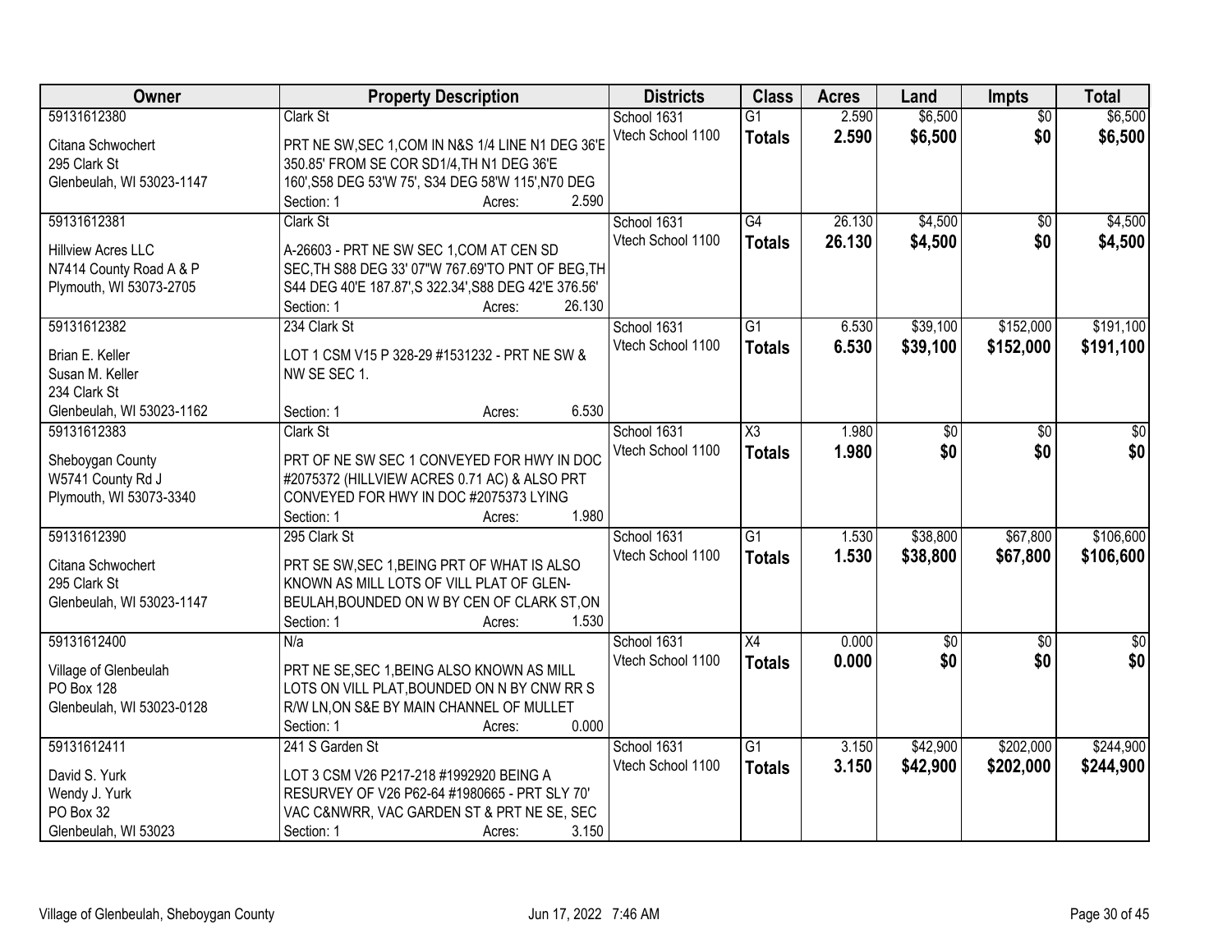| Owner | Property Description | Districts | Class | Acres | Land | Impts | Total |
|---|---|---|---|---|---|---|---|
| 59131612380<br>Citana Schwochert<br>295 Clark St<br>Glenbeulah, WI 53023-1147 | Clark St<br>PRT NE SW,SEC 1,COM IN N&S 1/4 LINE N1 DEG 36'E 350.85' FROM SE COR SD1/4,TH N1 DEG 36'E 160',S58 DEG 53'W 75', S34 DEG 58'W 115',N70 DEG<br>Section: 1 Acres: 2.590 | School 1631<br>Vtech School 1100 | G1<br>**Totals** | 2.590<br>**2.590** | $6,500<br>**$6,500** | $0<br>**$0** | $6,500<br>**$6,500** |
| 59131612381<br>Hillview Acres LLC<br>N7414 County Road A & P<br>Plymouth, WI 53073-2705 | Clark St<br>A-26603 - PRT NE SW SEC 1,COM AT CEN SD SEC,TH S88 DEG 33' 07"W 767.69'TO PNT OF BEG,TH S44 DEG 40'E 187.87',S 322.34',S88 DEG 42'E 376.56'<br>Section: 1 Acres: 26.130 | School 1631<br>Vtech School 1100 | G4<br>**Totals** | 26.130<br>**26.130** | $4,500<br>**$4,500** | $0<br>**$0** | $4,500<br>**$4,500** |
| 59131612382<br>Brian E. Keller<br>Susan M. Keller<br>234 Clark St<br>Glenbeulah, WI 53023-1162 | 234 Clark St<br>LOT 1 CSM V15 P 328-29 #1531232 - PRT NE SW & NW SE SEC 1.<br>Section: 1 Acres: 6.530 | School 1631<br>Vtech School 1100 | G1<br>**Totals** | 6.530<br>**6.530** | $39,100<br>**$39,100** | $152,000<br>**$152,000** | $191,100<br>**$191,100** |
| 59131612383<br>Sheboygan County<br>W5741 County Rd J<br>Plymouth, WI 53073-3340 | Clark St<br>PRT OF NE SW SEC 1 CONVEYED FOR HWY IN DOC #2075372 (HILLVIEW ACRES 0.71 AC) & ALSO PRT CONVEYED FOR HWY IN DOC #2075373 LYING<br>Section: 1 Acres: 1.980 | School 1631<br>Vtech School 1100 | X3<br>**Totals** | 1.980<br>**1.980** | $0<br>**$0** | $0<br>**$0** | $0<br>**$0** |
| 59131612390<br>Citana Schwochert<br>295 Clark St<br>Glenbeulah, WI 53023-1147 | 295 Clark St<br>PRT SE SW,SEC 1,BEING PRT OF WHAT IS ALSO KNOWN AS MILL LOTS OF VILL PLAT OF GLEN-BEULAH,BOUNDED ON W BY CEN OF CLARK ST,ON<br>Section: 1 Acres: 1.530 | School 1631<br>Vtech School 1100 | G1<br>**Totals** | 1.530<br>**1.530** | $38,800<br>**$38,800** | $67,800<br>**$67,800** | $106,600<br>**$106,600** |
| 59131612400<br>Village of Glenbeulah<br>PO Box 128<br>Glenbeulah, WI 53023-0128 | N/a<br>PRT NE SE,SEC 1,BEING ALSO KNOWN AS MILL LOTS ON VILL PLAT,BOUNDED ON N BY CNW RR S R/W LN,ON S&E BY MAIN CHANNEL OF MULLET<br>Section: 1 Acres: 0.000 | School 1631<br>Vtech School 1100 | X4<br>**Totals** | 0.000<br>**0.000** | $0<br>**$0** | $0<br>**$0** | $0<br>**$0** |
| 59131612411<br>David S. Yurk<br>Wendy J. Yurk<br>PO Box 32<br>Glenbeulah, WI 53023 | 241 S Garden St<br>LOT 3 CSM V26 P217-218 #1992920 BEING A RESURVEY OF V26 P62-64 #1980665 - PRT SLY 70' VAC C&NWRR, VAC GARDEN ST & PRT NE SE, SEC<br>Section: 1 Acres: 3.150 | School 1631<br>Vtech School 1100 | G1<br>**Totals** | 3.150<br>**3.150** | $42,900<br>**$42,900** | $202,000<br>**$202,000** | $244,900<br>**$244,900** |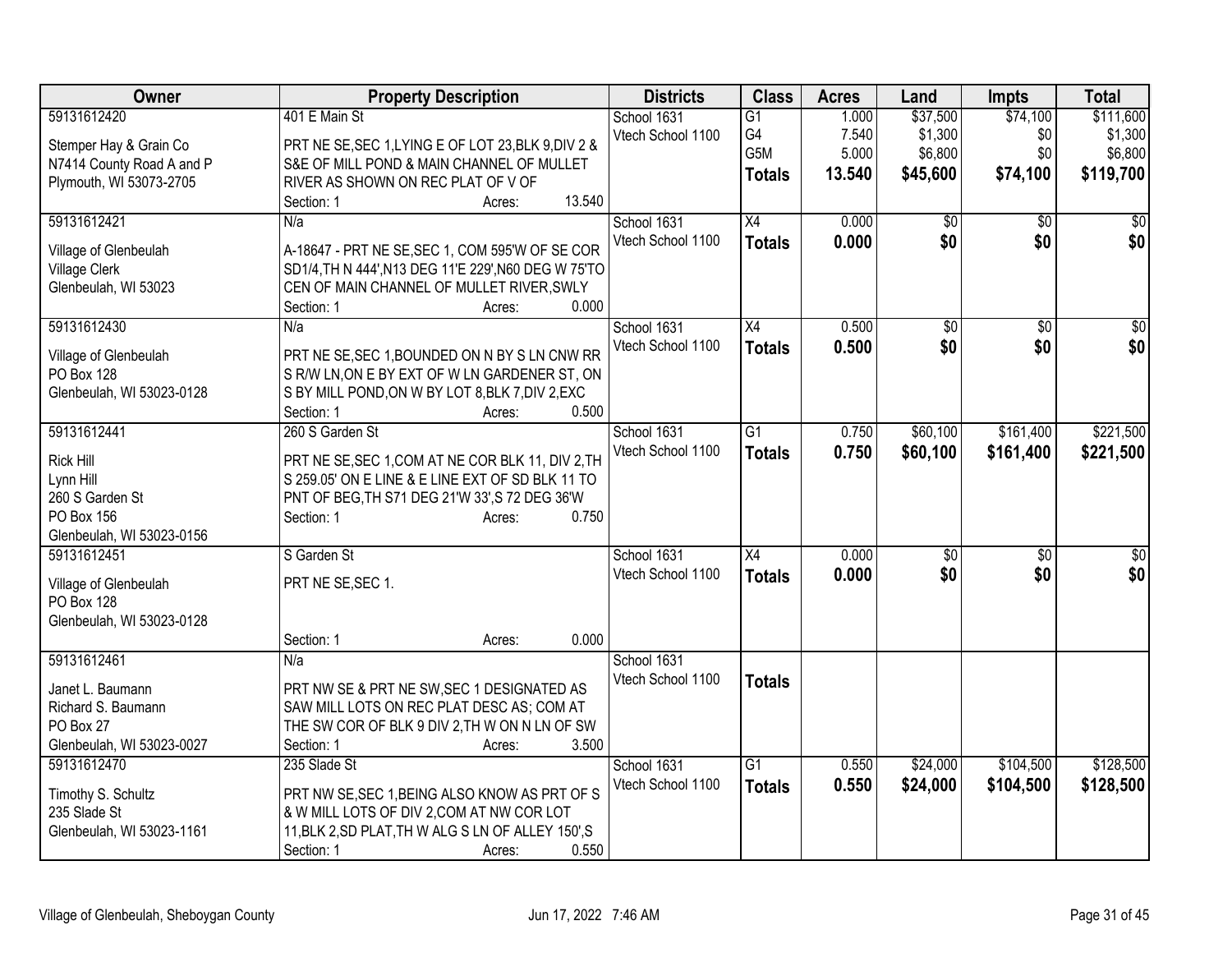| Owner | Property Description | Districts | Class | Acres | Land | Impts | Total |
|---|---|---|---|---|---|---|---|
| 59131612420<br>Stemper Hay & Grain Co<br>N7414 County Road A and P<br>Plymouth, WI 53073-2705 | 401 E Main St<br>PRT NE SE,SEC 1,LYING E OF LOT 23,BLK 9,DIV 2 & S&E OF MILL POND & MAIN CHANNEL OF MULLET RIVER AS SHOWN ON REC PLAT OF V OF<br>Section: 1 Acres: 13.540 | School 1631<br>Vtech School 1100 | G1<br>G4<br>G5M<br>**Totals** | 1.000<br>7.540<br>5.000<br>**13.540** | $37,500<br>$1,300<br>$6,800<br>**$45,600** | $74,100<br>$0<br>$0<br>**$74,100** | $111,600<br>$1,300<br>$6,800<br>**$119,700** |
| 59131612421<br>Village of Glenbeulah<br>Village Clerk<br>Glenbeulah, WI 53023 | N/a<br>A-18647 - PRT NE SE,SEC 1, COM 595'W OF SE COR SD1/4,TH N 444',N13 DEG 11'E 229',N60 DEG W 75'TO CEN OF MAIN CHANNEL OF MULLET RIVER,SWLY<br>Section: 1 Acres: 0.000 | School 1631<br>Vtech School 1100 | X4<br>**Totals** | 0.000<br>**0.000** | $0<br>**$0** | $0<br>**$0** | $0<br>**$0** |
| 59131612430<br>Village of Glenbeulah<br>PO Box 128<br>Glenbeulah, WI 53023-0128 | N/a<br>PRT NE SE,SEC 1,BOUNDED ON N BY S LN CNW RR S R/W LN,ON E BY EXT OF W LN GARDENER ST, ON S BY MILL POND,ON W BY LOT 8,BLK 7,DIV 2,EXC<br>Section: 1 Acres: 0.500 | School 1631<br>Vtech School 1100 | X4<br>**Totals** | 0.500<br>**0.500** | $0<br>**$0** | $0<br>**$0** | $0<br>**$0** |
| 59131612441<br>Rick Hill<br>Lynn Hill<br>260 S Garden St<br>PO Box 156<br>Glenbeulah, WI 53023-0156 | 260 S Garden St<br>PRT NE SE,SEC 1,COM AT NE COR BLK 11, DIV 2,TH S 259.05' ON E LINE & E LINE EXT OF SD BLK 11 TO PNT OF BEG,TH S71 DEG 21'W 33',S 72 DEG 36'W<br>Section: 1 Acres: 0.750 | School 1631<br>Vtech School 1100 | G1<br>**Totals** | 0.750<br>**0.750** | $60,100<br>**$60,100** | $161,400<br>**$161,400** | $221,500<br>**$221,500** |
| 59131612451<br>Village of Glenbeulah<br>PO Box 128<br>Glenbeulah, WI 53023-0128 | S Garden St<br>PRT NE SE,SEC 1.<br>Section: 1 Acres: 0.000 | School 1631<br>Vtech School 1100 | X4<br>**Totals** | 0.000<br>**0.000** | $0<br>**$0** | $0<br>**$0** | $0<br>**$0** |
| 59131612461<br>Janet L. Baumann<br>Richard S. Baumann<br>PO Box 27<br>Glenbeulah, WI 53023-0027 | N/a<br>PRT NW SE & PRT NE SW,SEC 1 DESIGNATED AS SAW MILL LOTS ON REC PLAT DESC AS; COM AT THE SW COR OF BLK 9 DIV 2,TH W ON N LN OF SW<br>Section: 1 Acres: 3.500 | School 1631<br>Vtech School 1100 | **Totals** | | | | |
| 59131612470<br>Timothy S. Schultz<br>235 Slade St<br>Glenbeulah, WI 53023-1161 | 235 Slade St<br>PRT NW SE,SEC 1,BEING ALSO KNOW AS PRT OF S & W MILL LOTS OF DIV 2,COM AT NW COR LOT 11,BLK 2,SD PLAT,TH W ALG S LN OF ALLEY 150',S<br>Section: 1 Acres: 0.550 | School 1631<br>Vtech School 1100 | G1<br>**Totals** | 0.550<br>**0.550** | $24,000<br>**$24,000** | $104,500<br>**$104,500** | $128,500<br>**$128,500** |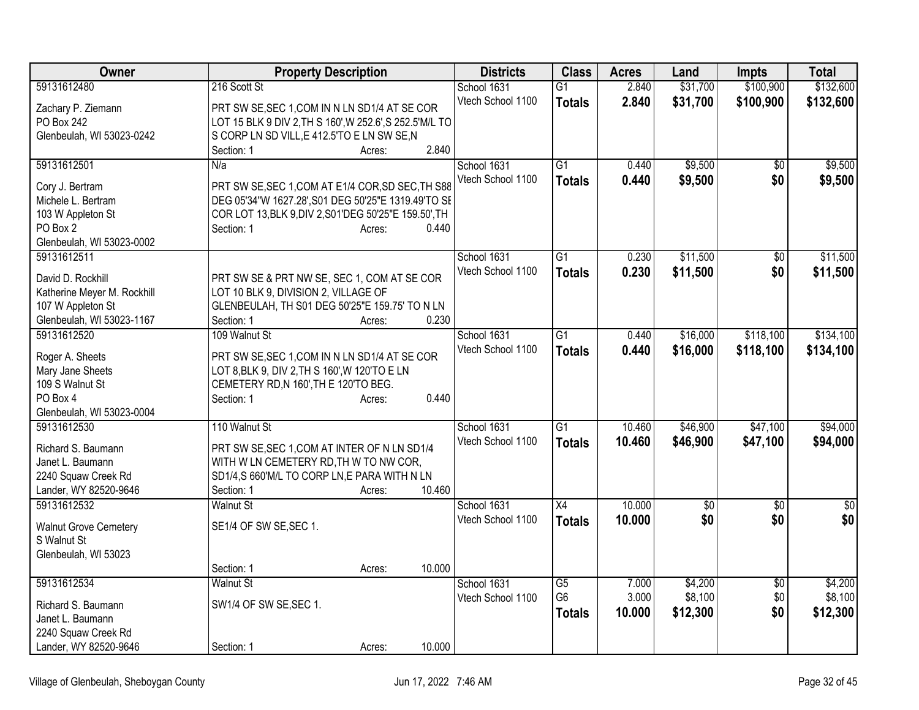| Owner | Property Description | Districts | Class | Acres | Land | Impts | Total |
|---|---|---|---|---|---|---|---|
| 59131612480<br>Zachary P. Ziemann<br>PO Box 242<br>Glenbeulah, WI 53023-0242 | 216 Scott St<br>PRT SW SE,SEC 1,COM IN N LN SD1/4 AT SE COR LOT 15 BLK 9 DIV 2,TH S 160',W 252.6',S 252.5'M/L TO S CORP LN SD VILL,E 412.5'TO E LN SW SE,N<br>Section: 1 Acres: 2.840 | School 1631<br>Vtech School 1100 | G1<br>**Totals** | 2.840<br>**2.840** | $31,700<br>**$31,700** | $100,900<br>**$100,900** | $132,600<br>**$132,600** |
| 59131612501<br>Cory J. Bertram<br>Michele L. Bertram<br>103 W Appleton St<br>PO Box 2<br>Glenbeulah, WI 53023-0002 | N/a<br>PRT SW SE,SEC 1,COM AT E1/4 COR,SD SEC,TH S88 DEG 05'34"W 1627.28',S01 DEG 50'25"E 1319.49'TO SE COR LOT 13,BLK 9,DIV 2,S01'DEG 50'25"E 159.50',TH<br>Section: 1 Acres: 0.440 | School 1631<br>Vtech School 1100 | G1<br>**Totals** | 0.440<br>**0.440** | $9,500<br>**$9,500** | $0<br>**$0** | $9,500<br>**$9,500** |
| 59131612511<br>David D. Rockhill<br>Katherine Meyer M. Rockhill<br>107 W Appleton St<br>Glenbeulah, WI 53023-1167 | PRT SW SE & PRT NW SE, SEC 1, COM AT SE COR LOT 10 BLK 9, DIVISION 2, VILLAGE OF GLENBEULAH, TH S01 DEG 50'25"E 159.75' TO N LN<br>Section: 1 Acres: 0.230 | School 1631<br>Vtech School 1100 | G1<br>**Totals** | 0.230<br>**0.230** | $11,500<br>**$11,500** | $0<br>**$0** | $11,500<br>**$11,500** |
| 59131612520<br>Roger A. Sheets<br>Mary Jane Sheets<br>109 S Walnut St<br>PO Box 4<br>Glenbeulah, WI 53023-0004 | 109 Walnut St<br>PRT SW SE,SEC 1,COM IN N LN SD1/4 AT SE COR LOT 8,BLK 9, DIV 2,TH S 160',W 120'TO E LN CEMETERY RD,N 160',TH E 120'TO BEG.<br>Section: 1 Acres: 0.440 | School 1631<br>Vtech School 1100 | G1<br>**Totals** | 0.440<br>**0.440** | $16,000<br>**$16,000** | $118,100<br>**$118,100** | $134,100<br>**$134,100** |
| 59131612530<br>Richard S. Baumann<br>Janet L. Baumann<br>2240 Squaw Creek Rd<br>Lander, WY 82520-9646 | 110 Walnut St<br>PRT SW SE,SEC 1,COM AT INTER OF N LN SD1/4 WITH W LN CEMETERY RD,TH W TO NW COR, SD1/4,S 660'M/L TO CORP LN,E PARA WITH N LN<br>Section: 1 Acres: 10.460 | School 1631<br>Vtech School 1100 | G1<br>**Totals** | 10.460<br>**10.460** | $46,900<br>**$46,900** | $47,100<br>**$47,100** | $94,000<br>**$94,000** |
| 59131612532<br>Walnut Grove Cemetery<br>S Walnut St<br>Glenbeulah, WI 53023 | Walnut St<br>SE1/4 OF SW SE,SEC 1.<br>Section: 1 Acres: 10.000 | School 1631<br>Vtech School 1100 | X4<br>**Totals** | 10.000<br>**10.000** | $0<br>**$0** | $0<br>**$0** | $0<br>**$0** |
| 59131612534<br>Richard S. Baumann<br>Janet L. Baumann<br>2240 Squaw Creek Rd<br>Lander, WY 82520-9646 | Walnut St<br>SW1/4 OF SW SE,SEC 1.<br>Section: 1 Acres: 10.000 | School 1631<br>Vtech School 1100 | G5<br>G6<br>**Totals** | 7.000<br>3.000<br>**10.000** | $4,200<br>$8,100<br>**$12,300** | $0<br>$0<br>**$0** | $4,200<br>$8,100<br>**$12,300** |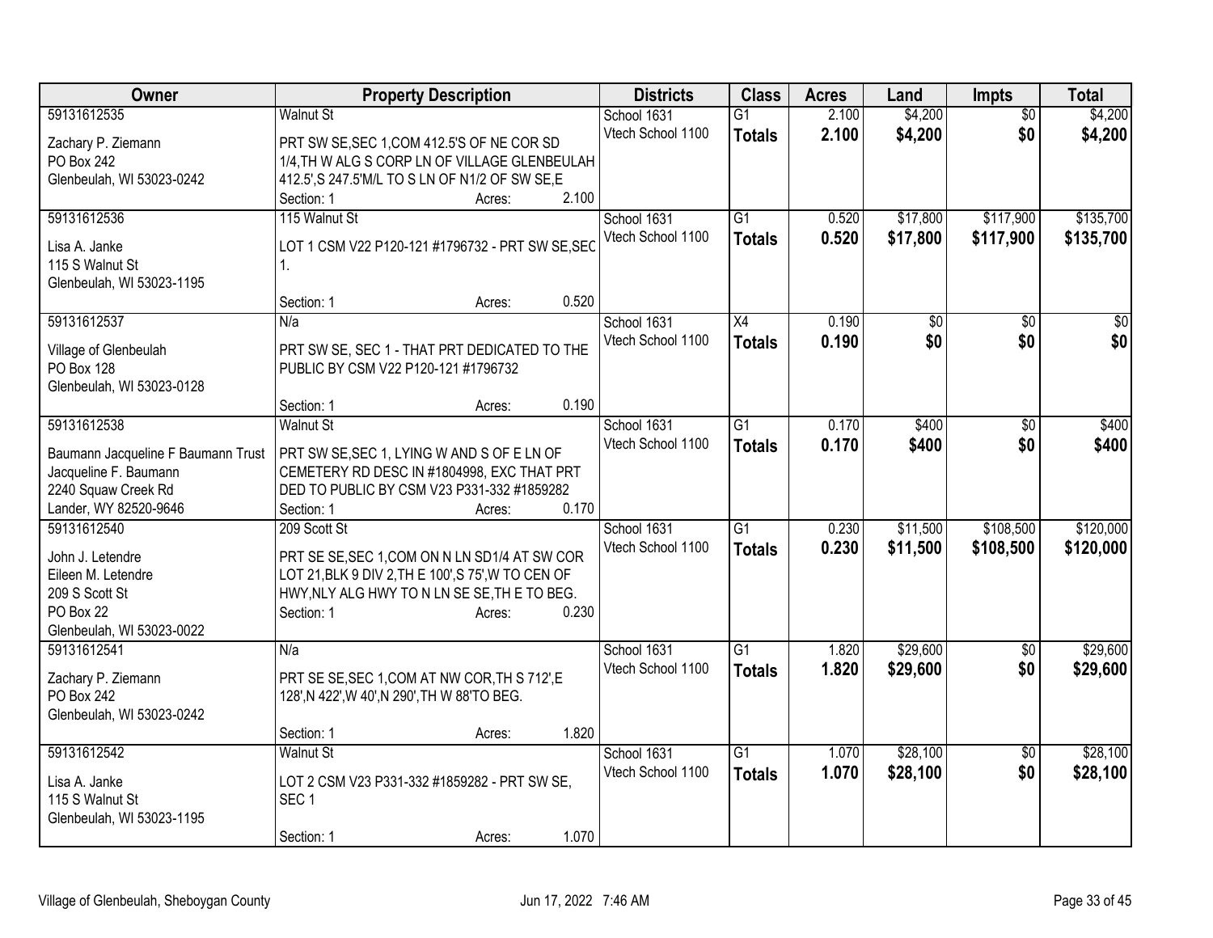| Owner | Property Description | Districts | Class | Acres | Land | Impts | Total |
|---|---|---|---|---|---|---|---|
| 59131612535<br>Zachary P. Ziemann<br>PO Box 242<br>Glenbeulah, WI 53023-0242 | Walnut St<br>PRT SW SE,SEC 1,COM 412.5'S OF NE COR SD 1/4,TH W ALG S CORP LN OF VILLAGE GLENBEULAH 412.5',S 247.5'M/L TO S LN OF N1/2 OF SW SE,E<br>Section: 1 Acres: 2.100 | School 1631<br>Vtech School 1100 | G1<br>**Totals** | 2.100<br>**2.100** | $4,200<br>**$4,200** | $0<br>**$0** | $4,200<br>**$4,200** |
| 59131612536<br>Lisa A. Janke<br>115 S Walnut St<br>Glenbeulah, WI 53023-1195 | 115 Walnut St<br>LOT 1 CSM V22 P120-121 #1796732 - PRT SW SE,SEC 1.<br>Section: 1 Acres: 0.520 | School 1631<br>Vtech School 1100 | G1<br>**Totals** | 0.520<br>**0.520** | $17,800<br>**$17,800** | $117,900<br>**$117,900** | $135,700<br>**$135,700** |
| 59131612537<br>Village of Glenbeulah<br>PO Box 128<br>Glenbeulah, WI 53023-0128 | N/a<br>PRT SW SE, SEC 1 - THAT PRT DEDICATED TO THE PUBLIC BY CSM V22 P120-121 #1796732<br>Section: 1 Acres: 0.190 | School 1631<br>Vtech School 1100 | X4<br>**Totals** | 0.190<br>**0.190** | $0<br>**$0** | $0<br>**$0** | $0<br>**$0** |
| 59131612538<br>Baumann Jacqueline F Baumann Trust<br>Jacqueline F. Baumann<br>2240 Squaw Creek Rd<br>Lander, WY 82520-9646 | Walnut St<br>PRT SW SE,SEC 1, LYING W AND S OF E LN OF CEMETERY RD DESC IN #1804998, EXC THAT PRT DED TO PUBLIC BY CSM V23 P331-332 #1859282<br>Section: 1 Acres: 0.170 | School 1631<br>Vtech School 1100 | G1<br>**Totals** | 0.170<br>**0.170** | $400<br>**$400** | $0<br>**$0** | $400<br>**$400** |
| 59131612540<br>John J. Letendre<br>Eileen M. Letendre<br>209 S Scott St<br>PO Box 22<br>Glenbeulah, WI 53023-0022 | 209 Scott St<br>PRT SE SE,SEC 1,COM ON N LN SD1/4 AT SW COR LOT 21,BLK 9 DIV 2,TH E 100',S 75',W TO CEN OF HWY,NLY ALG HWY TO N LN SE SE,TH E TO BEG.<br>Section: 1 Acres: 0.230 | School 1631<br>Vtech School 1100 | G1<br>**Totals** | 0.230<br>**0.230** | $11,500<br>**$11,500** | $108,500<br>**$108,500** | $120,000<br>**$120,000** |
| 59131612541<br>Zachary P. Ziemann<br>PO Box 242<br>Glenbeulah, WI 53023-0242 | N/a<br>PRT SE SE,SEC 1,COM AT NW COR,TH S 712',E 128',N 422',W 40',N 290',TH W 88'TO BEG.<br>Section: 1 Acres: 1.820 | School 1631<br>Vtech School 1100 | G1<br>**Totals** | 1.820<br>**1.820** | $29,600<br>**$29,600** | $0<br>**$0** | $29,600<br>**$29,600** |
| 59131612542<br>Lisa A. Janke<br>115 S Walnut St<br>Glenbeulah, WI 53023-1195 | Walnut St<br>LOT 2 CSM V23 P331-332 #1859282 - PRT SW SE, SEC 1<br>Section: 1 Acres: 1.070 | School 1631<br>Vtech School 1100 | G1<br>**Totals** | 1.070<br>**1.070** | $28,100<br>**$28,100** | $0<br>**$0** | $28,100<br>**$28,100** |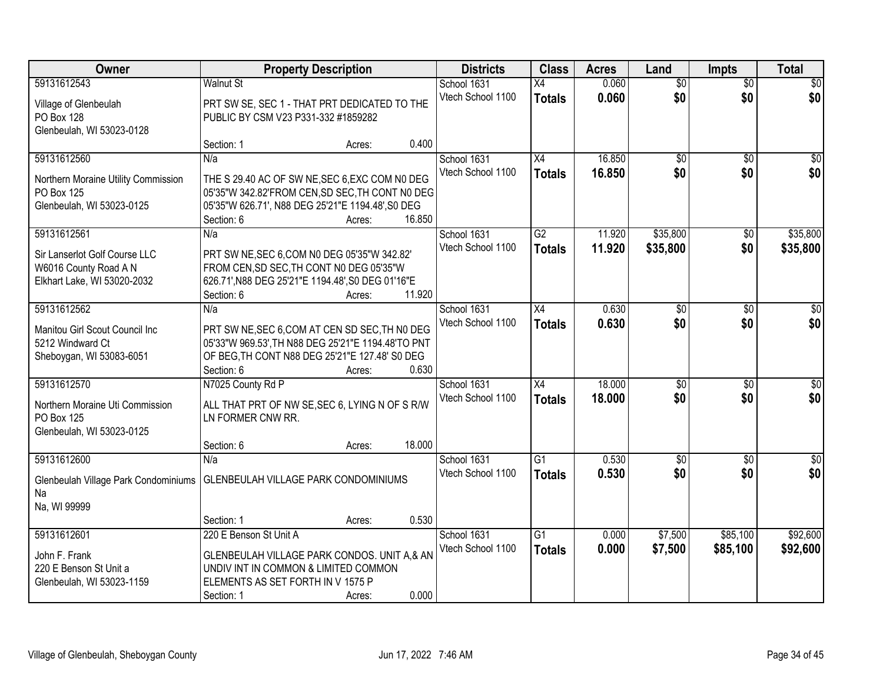| Owner | Property Description | Districts | Class | Acres | Land | Impts | Total |
|---|---|---|---|---|---|---|---|
| 59131612543<br>Village of Glenbeulah<br>PO Box 128<br>Glenbeulah, WI 53023-0128 | Walnut St<br>PRT SW SE, SEC 1 - THAT PRT DEDICATED TO THE PUBLIC BY CSM V23 P331-332 #1859282<br>Section: 1 Acres: 0.400 | School 1631<br>Vtech School 1100 | X4<br>**Totals** | 0.060<br>**0.060** | $0<br>**$0** | $0<br>**$0** | $0<br>**$0** |
| 59131612560<br>Northern Moraine Utility Commission<br>PO Box 125<br>Glenbeulah, WI 53023-0125 | N/a<br>THE S 29.40 AC OF SW NE,SEC 6,EXC COM N0 DEG 05'35"W 342.82'FROM CEN,SD SEC,TH CONT N0 DEG 05'35"W 626.71', N88 DEG 25'21"E 1194.48',S0 DEG<br>Section: 6 Acres: 16.850 | School 1631<br>Vtech School 1100 | X4<br>**Totals** | 16.850<br>**16.850** | $0<br>**$0** | $0<br>**$0** | $0<br>**$0** |
| 59131612561<br>Sir Lanserlot Golf Course LLC<br>W6016 County Road A N<br>Elkhart Lake, WI 53020-2032 | N/a<br>PRT SW NE,SEC 6,COM N0 DEG 05'35"W 342.82' FROM CEN,SD SEC,TH CONT N0 DEG 05'35"W 626.71',N88 DEG 25'21"E 1194.48',S0 DEG 01'16"E<br>Section: 6 Acres: 11.920 | School 1631<br>Vtech School 1100 | G2<br>**Totals** | 11.920<br>**11.920** | $35,800<br>**$35,800** | $0<br>**$0** | $35,800<br>**$35,800** |
| 59131612562<br>Manitou Girl Scout Council Inc<br>5212 Windward Ct<br>Sheboygan, WI 53083-6051 | N/a<br>PRT SW NE,SEC 6,COM AT CEN SD SEC,TH N0 DEG 05'33"W 969.53',TH N88 DEG 25'21"E 1194.48'TO PNT OF BEG,TH CONT N88 DEG 25'21"E 127.48' S0 DEG<br>Section: 6 Acres: 0.630 | School 1631<br>Vtech School 1100 | X4<br>**Totals** | 0.630<br>**0.630** | $0<br>**$0** | $0<br>**$0** | $0<br>**$0** |
| 59131612570<br>Northern Moraine Uti Commission<br>PO Box 125<br>Glenbeulah, WI 53023-0125 | N7025 County Rd P<br>ALL THAT PRT OF NW SE,SEC 6, LYING N OF S R/W LN FORMER CNW RR.<br>Section: 6 Acres: 18.000 | School 1631<br>Vtech School 1100 | X4<br>**Totals** | 18.000<br>**18.000** | $0<br>**$0** | $0<br>**$0** | $0<br>**$0** |
| 59131612600<br>Glenbeulah Village Park Condominiums<br>Na<br>Na, WI 99999 | N/a<br>GLENBEULAH VILLAGE PARK CONDOMINIUMS<br>Section: 1 Acres: 0.530 | School 1631<br>Vtech School 1100 | G1<br>**Totals** | 0.530<br>**0.530** | $0<br>**$0** | $0<br>**$0** | $0<br>**$0** |
| 59131612601<br>John F. Frank<br>220 E Benson St Unit a<br>Glenbeulah, WI 53023-1159 | 220 E Benson St Unit A<br>GLENBEULAH VILLAGE PARK CONDOS. UNIT A,& AN UNDIV INT IN COMMON & LIMITED COMMON ELEMENTS AS SET FORTH IN V 1575 P<br>Section: 1 Acres: 0.000 | School 1631<br>Vtech School 1100 | G1<br>**Totals** | 0.000<br>**0.000** | $7,500<br>**$7,500** | $85,100<br>**$85,100** | $92,600<br>**$92,600** |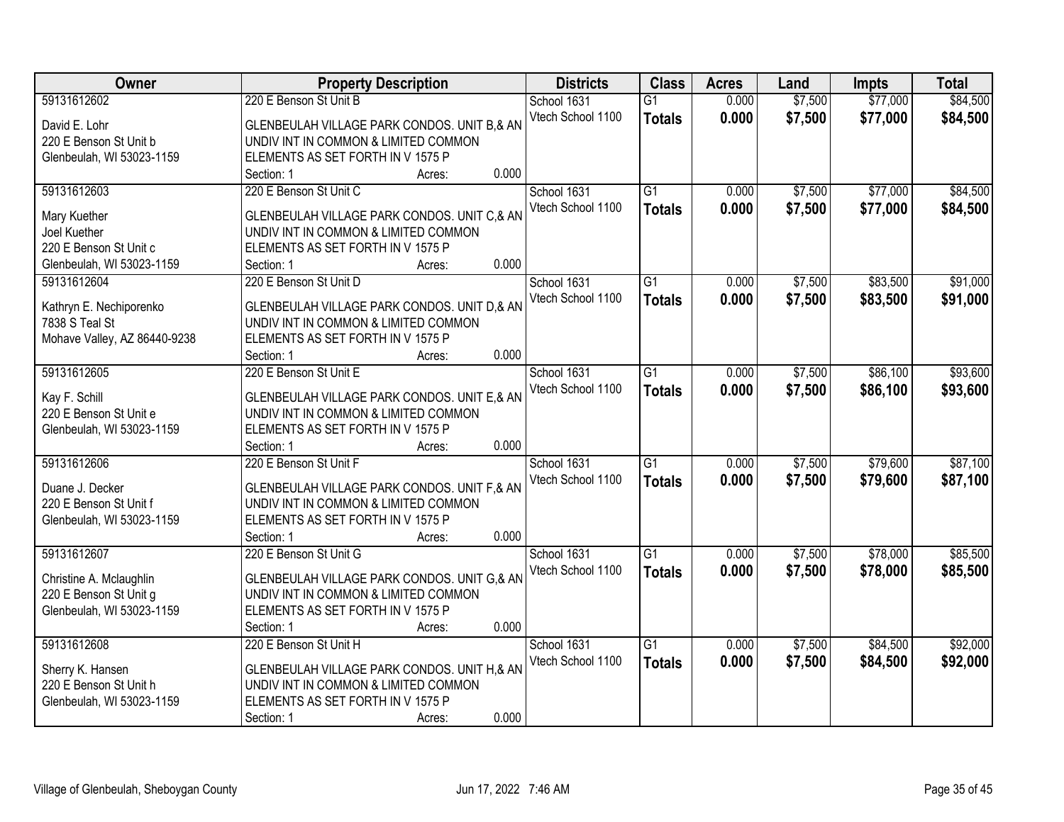| Owner | Property Description | Districts | Class | Acres | Land | Impts | Total |
|---|---|---|---|---|---|---|---|
| 59131612602<br>David E. Lohr<br>220 E Benson St Unit b<br>Glenbeulah, WI 53023-1159 | 220 E Benson St Unit B<br>GLENBEULAH VILLAGE PARK CONDOS. UNIT B,& AN UNDIV INT IN COMMON & LIMITED COMMON ELEMENTS AS SET FORTH IN V 1575 P<br>Section: 1 Acres: 0.000 | School 1631<br>Vtech School 1100 | G1<br>**Totals** | 0.000<br>**0.000** | $7,500<br>**$7,500** | $77,000<br>**$77,000** | $84,500<br>**$84,500** |
| 59131612603<br>Mary Kuether<br>Joel Kuether<br>220 E Benson St Unit c<br>Glenbeulah, WI 53023-1159 | 220 E Benson St Unit C<br>GLENBEULAH VILLAGE PARK CONDOS. UNIT C,& AN UNDIV INT IN COMMON & LIMITED COMMON ELEMENTS AS SET FORTH IN V 1575 P<br>Section: 1 Acres: 0.000 | School 1631<br>Vtech School 1100 | G1<br>**Totals** | 0.000<br>**0.000** | $7,500<br>**$7,500** | $77,000<br>**$77,000** | $84,500<br>**$84,500** |
| 59131612604<br>Kathryn E. Nechiporenko<br>7838 S Teal St<br>Mohave Valley, AZ 86440-9238 | 220 E Benson St Unit D<br>GLENBEULAH VILLAGE PARK CONDOS. UNIT D,& AN UNDIV INT IN COMMON & LIMITED COMMON ELEMENTS AS SET FORTH IN V 1575 P<br>Section: 1 Acres: 0.000 | School 1631<br>Vtech School 1100 | G1<br>**Totals** | 0.000<br>**0.000** | $7,500<br>**$7,500** | $83,500<br>**$83,500** | $91,000<br>**$91,000** |
| 59131612605<br>Kay F. Schill<br>220 E Benson St Unit e<br>Glenbeulah, WI 53023-1159 | 220 E Benson St Unit E<br>GLENBEULAH VILLAGE PARK CONDOS. UNIT E,& AN UNDIV INT IN COMMON & LIMITED COMMON ELEMENTS AS SET FORTH IN V 1575 P<br>Section: 1 Acres: 0.000 | School 1631<br>Vtech School 1100 | G1<br>**Totals** | 0.000<br>**0.000** | $7,500<br>**$7,500** | $86,100<br>**$86,100** | $93,600<br>**$93,600** |
| 59131612606<br>Duane J. Decker<br>220 E Benson St Unit f<br>Glenbeulah, WI 53023-1159 | 220 E Benson St Unit F<br>GLENBEULAH VILLAGE PARK CONDOS. UNIT F,& AN UNDIV INT IN COMMON & LIMITED COMMON ELEMENTS AS SET FORTH IN V 1575 P<br>Section: 1 Acres: 0.000 | School 1631<br>Vtech School 1100 | G1<br>**Totals** | 0.000<br>**0.000** | $7,500<br>**$7,500** | $79,600<br>**$79,600** | $87,100<br>**$87,100** |
| 59131612607<br>Christine A. Mclaughlin<br>220 E Benson St Unit g<br>Glenbeulah, WI 53023-1159 | 220 E Benson St Unit G<br>GLENBEULAH VILLAGE PARK CONDOS. UNIT G,& AN UNDIV INT IN COMMON & LIMITED COMMON ELEMENTS AS SET FORTH IN V 1575 P<br>Section: 1 Acres: 0.000 | School 1631<br>Vtech School 1100 | G1<br>**Totals** | 0.000<br>**0.000** | $7,500<br>**$7,500** | $78,000<br>**$78,000** | $85,500<br>**$85,500** |
| 59131612608<br>Sherry K. Hansen<br>220 E Benson St Unit h<br>Glenbeulah, WI 53023-1159 | 220 E Benson St Unit H<br>GLENBEULAH VILLAGE PARK CONDOS. UNIT H,& AN UNDIV INT IN COMMON & LIMITED COMMON ELEMENTS AS SET FORTH IN V 1575 P<br>Section: 1 Acres: 0.000 | School 1631<br>Vtech School 1100 | G1<br>**Totals** | 0.000<br>**0.000** | $7,500<br>**$7,500** | $84,500<br>**$84,500** | $92,000<br>**$92,000** |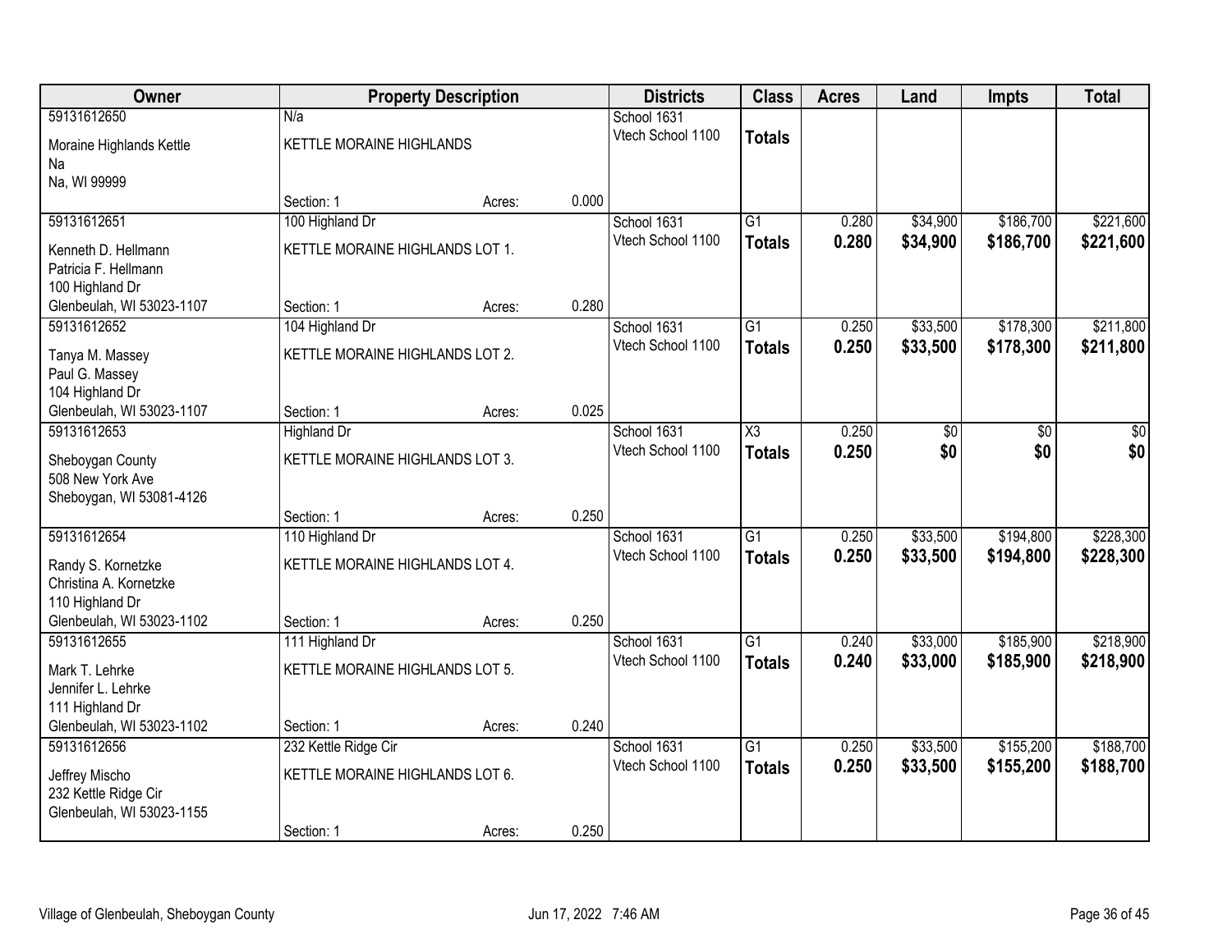| Owner | Property Description | | | Districts | Class | Acres | Land | Impts | Total |
|---|---|---|---|---|---|---|---|---|---|
| 59131612650<br>Moraine Highlands Kettle<br>Na<br>Na, WI 99999 | N/a<br>KETTLE MORAINE HIGHLANDS<br>Section: 1 | Acres: | 0.000 | School 1631<br>Vtech School 1100 | **Totals** | | | | |
| 59131612651<br>Kenneth D. Hellmann<br>Patricia F. Hellmann<br>100 Highland Dr<br>Glenbeulah, WI 53023-1107 | 100 Highland Dr<br>KETTLE MORAINE HIGHLANDS LOT 1.<br>Section: 1 | Acres: | 0.280 | School 1631<br>Vtech School 1100 | G1<br>**Totals** | 0.280<br>**0.280** | $34,900<br>**$34,900** | $186,700<br>**$186,700** | $221,600<br>**$221,600** |
| 59131612652<br>Tanya M. Massey<br>Paul G. Massey<br>104 Highland Dr<br>Glenbeulah, WI 53023-1107 | 104 Highland Dr<br>KETTLE MORAINE HIGHLANDS LOT 2.<br>Section: 1 | Acres: | 0.025 | School 1631<br>Vtech School 1100 | G1<br>**Totals** | 0.250<br>**0.250** | $33,500<br>**$33,500** | $178,300<br>**$178,300** | $211,800<br>**$211,800** |
| 59131612653<br>Sheboygan County<br>508 New York Ave<br>Sheboygan, WI 53081-4126 | Highland Dr<br>KETTLE MORAINE HIGHLANDS LOT 3.<br>Section: 1 | Acres: | 0.250 | School 1631<br>Vtech School 1100 | X3<br>**Totals** | 0.250<br>**0.250** | $0<br>**$0** | $0<br>**$0** | $0<br>**$0** |
| 59131612654<br>Randy S. Kornetzke<br>Christina A. Kornetzke<br>110 Highland Dr<br>Glenbeulah, WI 53023-1102 | 110 Highland Dr<br>KETTLE MORAINE HIGHLANDS LOT 4.<br>Section: 1 | Acres: | 0.250 | School 1631<br>Vtech School 1100 | G1<br>**Totals** | 0.250<br>**0.250** | $33,500<br>**$33,500** | $194,800<br>**$194,800** | $228,300<br>**$228,300** |
| 59131612655<br>Mark T. Lehrke<br>Jennifer L. Lehrke<br>111 Highland Dr<br>Glenbeulah, WI 53023-1102 | 111 Highland Dr<br>KETTLE MORAINE HIGHLANDS LOT 5.<br>Section: 1 | Acres: | 0.240 | School 1631<br>Vtech School 1100 | G1<br>**Totals** | 0.240<br>**0.240** | $33,000<br>**$33,000** | $185,900<br>**$185,900** | $218,900<br>**$218,900** |
| 59131612656<br>Jeffrey Mischo<br>232 Kettle Ridge Cir<br>Glenbeulah, WI 53023-1155 | 232 Kettle Ridge Cir<br>KETTLE MORAINE HIGHLANDS LOT 6.<br>Section: 1 | Acres: | 0.250 | School 1631<br>Vtech School 1100 | G1<br>**Totals** | 0.250<br>**0.250** | $33,500<br>**$33,500** | $155,200<br>**$155,200** | $188,700<br>**$188,700** |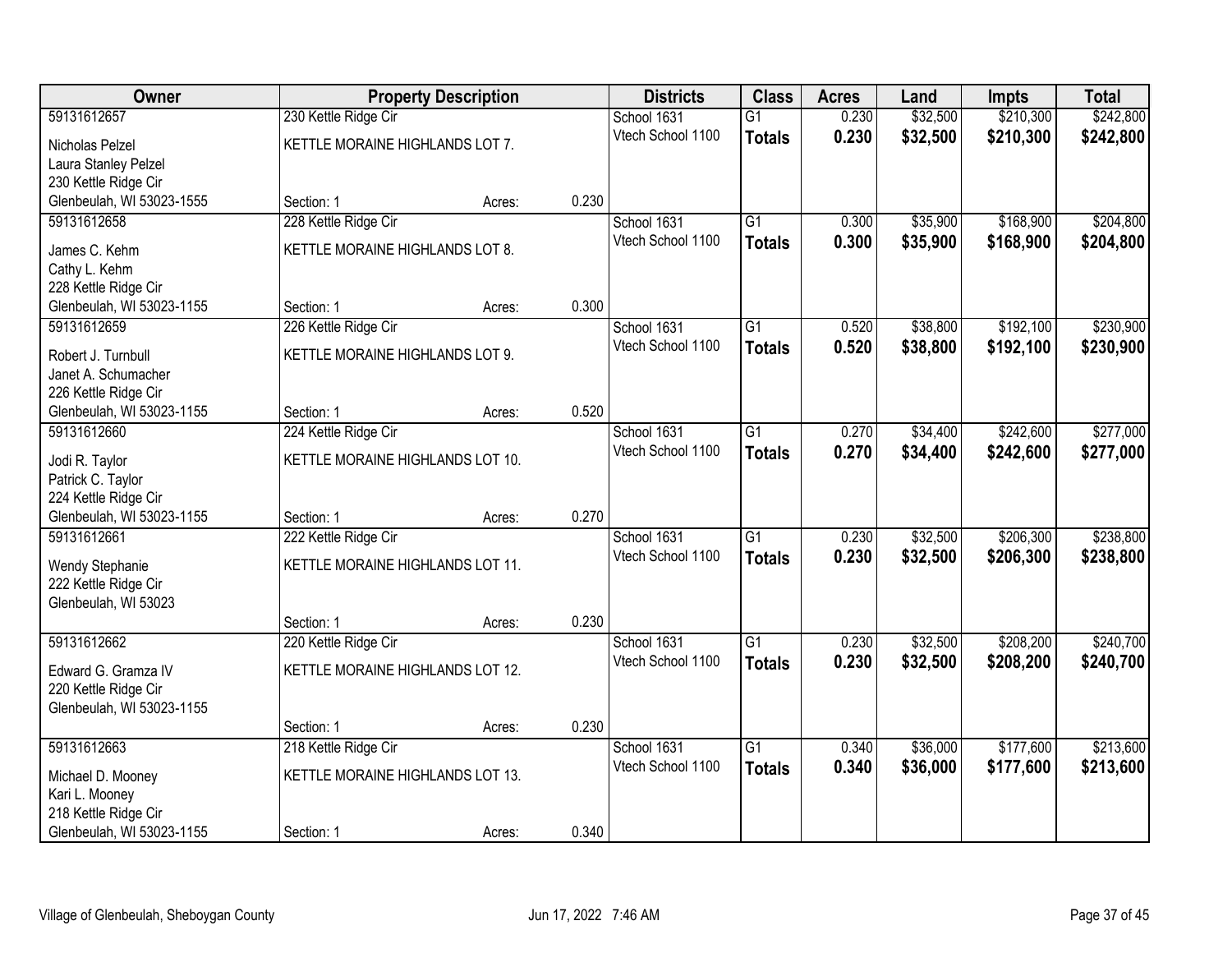| Owner | Property Description | | | Districts | Class | Acres | Land | Impts | Total |
|---|---|---|---|---|---|---|---|---|---|
| 59131612657 | 230 Kettle Ridge Cir | | | School 1631 | G1 | 0.230 | $32,500 | $210,300 | $242,800 |
| Nicholas Pelzel<br>Laura Stanley Pelzel<br>230 Kettle Ridge Cir<br>Glenbeulah, WI 53023-1555 | KETTLE MORAINE HIGHLANDS LOT 7.<br>Section: 1 | Acres: | 0.230 | Vtech School 1100 | **Totals** | **0.230** | **$32,500** | **$210,300** | **$242,800** |
| 59131612658 | 228 Kettle Ridge Cir | | | School 1631 | G1 | 0.300 | $35,900 | $168,900 | $204,800 |
| James C. Kehm<br>Cathy L. Kehm<br>228 Kettle Ridge Cir<br>Glenbeulah, WI 53023-1155 | KETTLE MORAINE HIGHLANDS LOT 8.<br>Section: 1 | Acres: | 0.300 | Vtech School 1100 | **Totals** | **0.300** | **$35,900** | **$168,900** | **$204,800** |
| 59131612659 | 226 Kettle Ridge Cir | | | School 1631 | G1 | 0.520 | $38,800 | $192,100 | $230,900 |
| Robert J. Turnbull<br>Janet A. Schumacher<br>226 Kettle Ridge Cir<br>Glenbeulah, WI 53023-1155 | KETTLE MORAINE HIGHLANDS LOT 9.<br>Section: 1 | Acres: | 0.520 | Vtech School 1100 | **Totals** | **0.520** | **$38,800** | **$192,100** | **$230,900** |
| 59131612660 | 224 Kettle Ridge Cir | | | School 1631 | G1 | 0.270 | $34,400 | $242,600 | $277,000 |
| Jodi R. Taylor<br>Patrick C. Taylor<br>224 Kettle Ridge Cir<br>Glenbeulah, WI 53023-1155 | KETTLE MORAINE HIGHLANDS LOT 10.<br>Section: 1 | Acres: | 0.270 | Vtech School 1100 | **Totals** | **0.270** | **$34,400** | **$242,600** | **$277,000** |
| 59131612661 | 222 Kettle Ridge Cir | | | School 1631 | G1 | 0.230 | $32,500 | $206,300 | $238,800 |
| Wendy Stephanie<br>222 Kettle Ridge Cir<br>Glenbeulah, WI 53023 | KETTLE MORAINE HIGHLANDS LOT 11.<br>Section: 1 | Acres: | 0.230 | Vtech School 1100 | **Totals** | **0.230** | **$32,500** | **$206,300** | **$238,800** |
| 59131612662 | 220 Kettle Ridge Cir | | | School 1631 | G1 | 0.230 | $32,500 | $208,200 | $240,700 |
| Edward G. Gramza IV<br>220 Kettle Ridge Cir<br>Glenbeulah, WI 53023-1155 | KETTLE MORAINE HIGHLANDS LOT 12.<br>Section: 1 | Acres: | 0.230 | Vtech School 1100 | **Totals** | **0.230** | **$32,500** | **$208,200** | **$240,700** |
| 59131612663 | 218 Kettle Ridge Cir | | | School 1631 | G1 | 0.340 | $36,000 | $177,600 | $213,600 |
| Michael D. Mooney<br>Kari L. Mooney<br>218 Kettle Ridge Cir<br>Glenbeulah, WI 53023-1155 | KETTLE MORAINE HIGHLANDS LOT 13.<br>Section: 1 | Acres: | 0.340 | Vtech School 1100 | **Totals** | **0.340** | **$36,000** | **$177,600** | **$213,600** |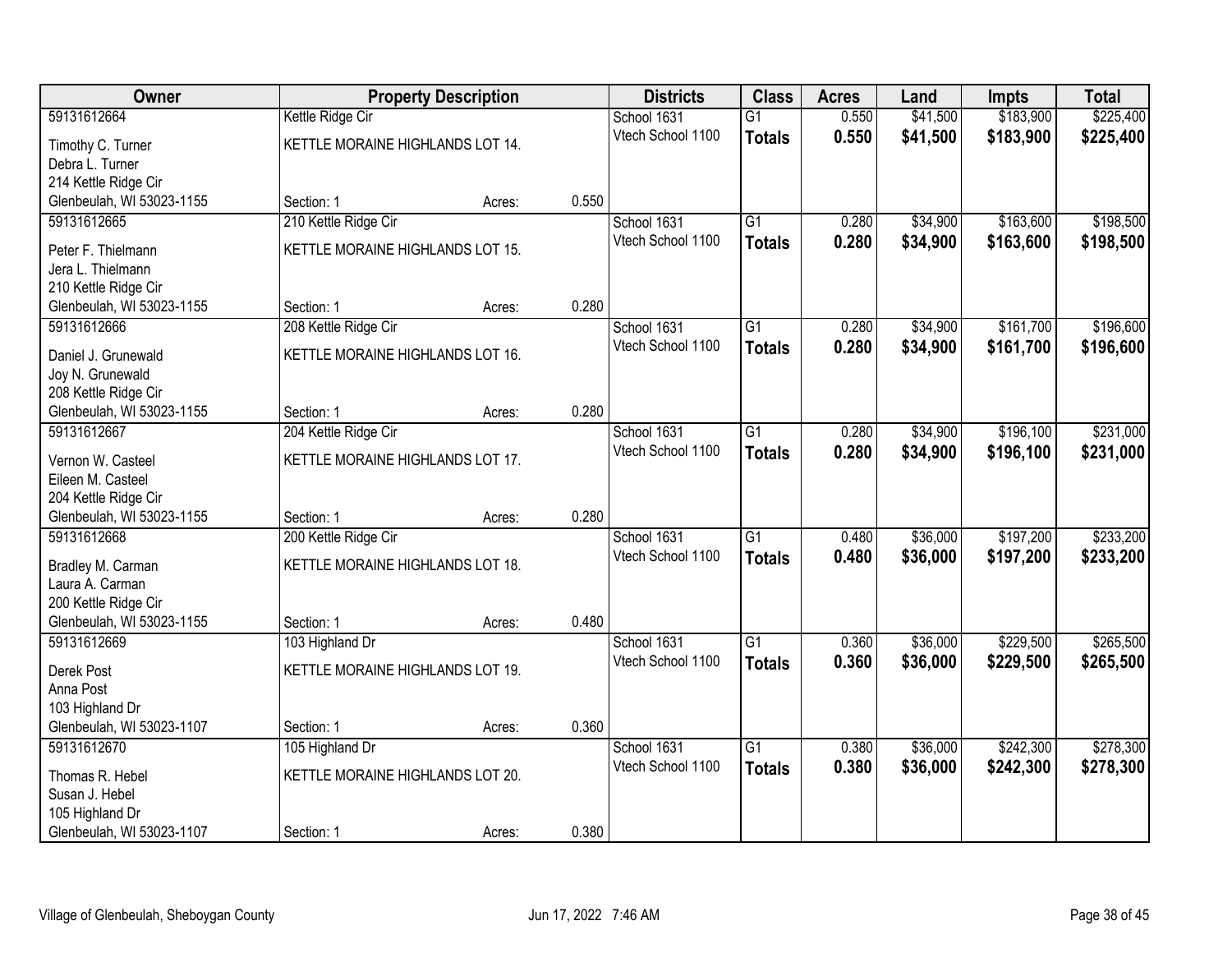| Owner | Property Description | | | Districts | Class | Acres | Land | Impts | Total |
|---|---|---|---|---|---|---|---|---|---|
| 59131612664 | Kettle Ridge Cir | | | School 1631 | G1 | 0.550 | $41,500 | $183,900 | $225,400 |
| Timothy C. Turner<br>Debra L. Turner<br>214 Kettle Ridge Cir<br>Glenbeulah, WI 53023-1155 | KETTLE MORAINE HIGHLANDS LOT 14.<br>Section: 1 | Acres: | 0.550 | Vtech School 1100 | **Totals** | **0.550** | **$41,500** | **$183,900** | **$225,400** |
| 59131612665 | 210 Kettle Ridge Cir | | | School 1631 | G1 | 0.280 | $34,900 | $163,600 | $198,500 |
| Peter F. Thielmann<br>Jera L. Thielmann<br>210 Kettle Ridge Cir<br>Glenbeulah, WI 53023-1155 | KETTLE MORAINE HIGHLANDS LOT 15.<br>Section: 1 | Acres: | 0.280 | Vtech School 1100 | **Totals** | **0.280** | **$34,900** | **$163,600** | **$198,500** |
| 59131612666 | 208 Kettle Ridge Cir | | | School 1631 | G1 | 0.280 | $34,900 | $161,700 | $196,600 |
| Daniel J. Grunewald<br>Joy N. Grunewald<br>208 Kettle Ridge Cir<br>Glenbeulah, WI 53023-1155 | KETTLE MORAINE HIGHLANDS LOT 16.<br>Section: 1 | Acres: | 0.280 | Vtech School 1100 | **Totals** | **0.280** | **$34,900** | **$161,700** | **$196,600** |
| 59131612667 | 204 Kettle Ridge Cir | | | School 1631 | G1 | 0.280 | $34,900 | $196,100 | $231,000 |
| Vernon W. Casteel<br>Eileen M. Casteel<br>204 Kettle Ridge Cir<br>Glenbeulah, WI 53023-1155 | KETTLE MORAINE HIGHLANDS LOT 17.<br>Section: 1 | Acres: | 0.280 | Vtech School 1100 | **Totals** | **0.280** | **$34,900** | **$196,100** | **$231,000** |
| 59131612668 | 200 Kettle Ridge Cir | | | School 1631 | G1 | 0.480 | $36,000 | $197,200 | $233,200 |
| Bradley M. Carman<br>Laura A. Carman<br>200 Kettle Ridge Cir<br>Glenbeulah, WI 53023-1155 | KETTLE MORAINE HIGHLANDS LOT 18.<br>Section: 1 | Acres: | 0.480 | Vtech School 1100 | **Totals** | **0.480** | **$36,000** | **$197,200** | **$233,200** |
| 59131612669 | 103 Highland Dr | | | School 1631 | G1 | 0.360 | $36,000 | $229,500 | $265,500 |
| Derek Post<br>Anna Post<br>103 Highland Dr<br>Glenbeulah, WI 53023-1107 | KETTLE MORAINE HIGHLANDS LOT 19.<br>Section: 1 | Acres: | 0.360 | Vtech School 1100 | **Totals** | **0.360** | **$36,000** | **$229,500** | **$265,500** |
| 59131612670 | 105 Highland Dr | | | School 1631 | G1 | 0.380 | $36,000 | $242,300 | $278,300 |
| Thomas R. Hebel<br>Susan J. Hebel<br>105 Highland Dr<br>Glenbeulah, WI 53023-1107 | KETTLE MORAINE HIGHLANDS LOT 20.<br>Section: 1 | Acres: | 0.380 | Vtech School 1100 | **Totals** | **0.380** | **$36,000** | **$242,300** | **$278,300** |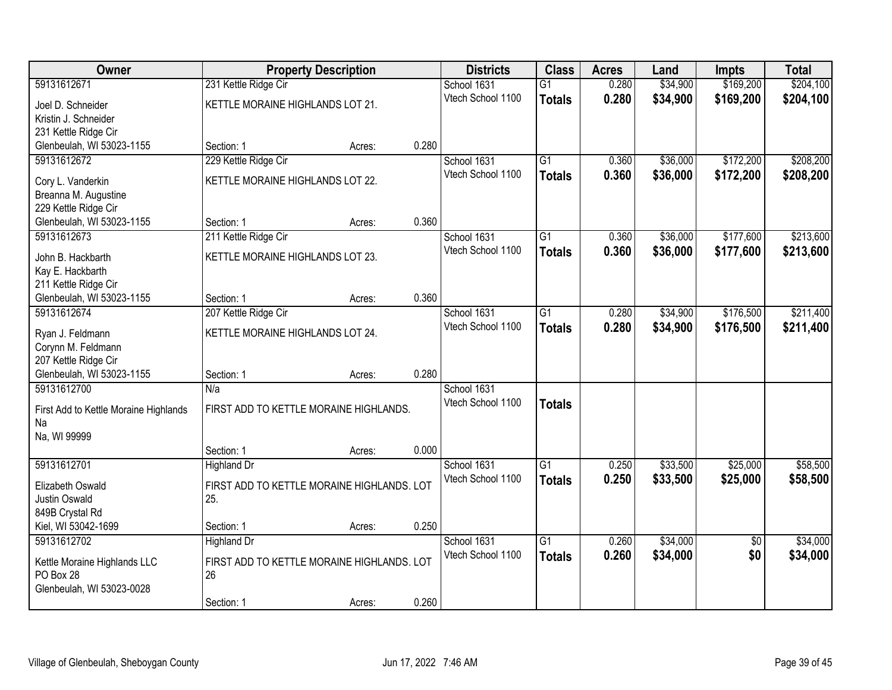| Owner | Property Description | Districts | Class | Acres | Land | Impts | Total |
|---|---|---|---|---|---|---|---|
| 59131612671<br>Joel D. Schneider<br>Kristin J. Schneider<br>231 Kettle Ridge Cir<br>Glenbeulah, WI 53023-1155 | 231 Kettle Ridge Cir<br>KETTLE MORAINE HIGHLANDS LOT 21.<br>Section: 1 Acres: 0.280 | School 1631<br>Vtech School 1100 | G1<br>**Totals** | 0.280<br>**0.280** | $34,900<br>**$34,900** | $169,200<br>**$169,200** | $204,100<br>**$204,100** |
| 59131612672<br>Cory L. Vanderkin<br>Breanna M. Augustine<br>229 Kettle Ridge Cir<br>Glenbeulah, WI 53023-1155 | 229 Kettle Ridge Cir<br>KETTLE MORAINE HIGHLANDS LOT 22.<br>Section: 1 Acres: 0.360 | School 1631<br>Vtech School 1100 | G1<br>**Totals** | 0.360<br>**0.360** | $36,000<br>**$36,000** | $172,200<br>**$172,200** | $208,200<br>**$208,200** |
| 59131612673<br>John B. Hackbarth<br>Kay E. Hackbarth<br>211 Kettle Ridge Cir<br>Glenbeulah, WI 53023-1155 | 211 Kettle Ridge Cir<br>KETTLE MORAINE HIGHLANDS LOT 23.<br>Section: 1 Acres: 0.360 | School 1631<br>Vtech School 1100 | G1<br>**Totals** | 0.360<br>**0.360** | $36,000<br>**$36,000** | $177,600<br>**$177,600** | $213,600<br>**$213,600** |
| 59131612674<br>Ryan J. Feldmann<br>Corynn M. Feldmann<br>207 Kettle Ridge Cir<br>Glenbeulah, WI 53023-1155 | 207 Kettle Ridge Cir<br>KETTLE MORAINE HIGHLANDS LOT 24.<br>Section: 1 Acres: 0.280 | School 1631<br>Vtech School 1100 | G1<br>**Totals** | 0.280<br>**0.280** | $34,900<br>**$34,900** | $176,500<br>**$176,500** | $211,400<br>**$211,400** |
| 59131612700<br>First Add to Kettle Moraine Highlands<br>Na<br>Na, WI 99999 | N/a<br>FIRST ADD TO KETTLE MORAINE HIGHLANDS.<br>Section: 1 Acres: 0.000 | School 1631<br>Vtech School 1100 | **Totals** | | | | |
| 59131612701<br>Elizabeth Oswald<br>Justin Oswald<br>849B Crystal Rd<br>Kiel, WI 53042-1699 | Highland Dr<br>FIRST ADD TO KETTLE MORAINE HIGHLANDS. LOT 25.<br>Section: 1 Acres: 0.250 | School 1631<br>Vtech School 1100 | G1<br>**Totals** | 0.250<br>**0.250** | $33,500<br>**$33,500** | $25,000<br>**$25,000** | $58,500<br>**$58,500** |
| 59131612702<br>Kettle Moraine Highlands LLC<br>PO Box 28<br>Glenbeulah, WI 53023-0028 | Highland Dr<br>FIRST ADD TO KETTLE MORAINE HIGHLANDS. LOT 26<br>Section: 1 Acres: 0.260 | School 1631<br>Vtech School 1100 | G1<br>**Totals** | 0.260<br>**0.260** | $34,000<br>**$34,000** | $0<br>**$0** | $34,000<br>**$34,000** |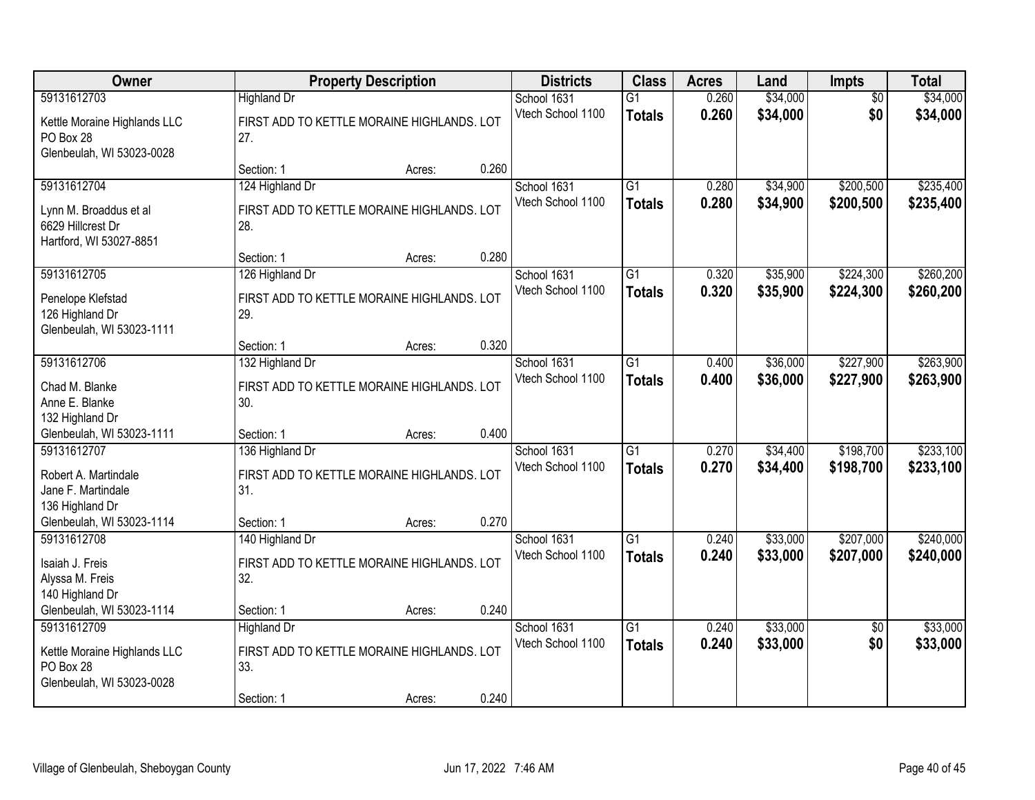| Owner | Property Description | Districts | Class | Acres | Land | Impts | Total |
|---|---|---|---|---|---|---|---|
| 59131612703<br>Kettle Moraine Highlands LLC<br>PO Box 28<br>Glenbeulah, WI 53023-0028 | Highland Dr<br>FIRST ADD TO KETTLE MORAINE HIGHLANDS. LOT 27.<br>Section: 1 Acres: 0.260 | School 1631<br>Vtech School 1100 | G1<br>**Totals** | 0.260<br>**0.260** | $34,000<br>**$34,000** | $0<br>**$0** | $34,000<br>**$34,000** |
| 59131612704<br>Lynn M. Broaddus et al<br>6629 Hillcrest Dr<br>Hartford, WI 53027-8851 | 124 Highland Dr<br>FIRST ADD TO KETTLE MORAINE HIGHLANDS. LOT 28.<br>Section: 1 Acres: 0.280 | School 1631<br>Vtech School 1100 | G1<br>**Totals** | 0.280<br>**0.280** | $34,900<br>**$34,900** | $200,500<br>**$200,500** | $235,400<br>**$235,400** |
| 59131612705<br>Penelope Klefstad<br>126 Highland Dr<br>Glenbeulah, WI 53023-1111 | 126 Highland Dr<br>FIRST ADD TO KETTLE MORAINE HIGHLANDS. LOT 29.<br>Section: 1 Acres: 0.320 | School 1631<br>Vtech School 1100 | G1<br>**Totals** | 0.320<br>**0.320** | $35,900<br>**$35,900** | $224,300<br>**$224,300** | $260,200<br>**$260,200** |
| 59131612706<br>Chad M. Blanke<br>Anne E. Blanke<br>132 Highland Dr<br>Glenbeulah, WI 53023-1111 | 132 Highland Dr<br>FIRST ADD TO KETTLE MORAINE HIGHLANDS. LOT 30.<br>Section: 1 Acres: 0.400 | School 1631<br>Vtech School 1100 | G1<br>**Totals** | 0.400<br>**0.400** | $36,000<br>**$36,000** | $227,900<br>**$227,900** | $263,900<br>**$263,900** |
| 59131612707<br>Robert A. Martindale<br>Jane F. Martindale<br>136 Highland Dr<br>Glenbeulah, WI 53023-1114 | 136 Highland Dr<br>FIRST ADD TO KETTLE MORAINE HIGHLANDS. LOT 31.<br>Section: 1 Acres: 0.270 | School 1631<br>Vtech School 1100 | G1<br>**Totals** | 0.270<br>**0.270** | $34,400<br>**$34,400** | $198,700<br>**$198,700** | $233,100<br>**$233,100** |
| 59131612708<br>Isaiah J. Freis<br>Alyssa M. Freis<br>140 Highland Dr<br>Glenbeulah, WI 53023-1114 | 140 Highland Dr<br>FIRST ADD TO KETTLE MORAINE HIGHLANDS. LOT 32.<br>Section: 1 Acres: 0.240 | School 1631<br>Vtech School 1100 | G1<br>**Totals** | 0.240<br>**0.240** | $33,000<br>**$33,000** | $207,000<br>**$207,000** | $240,000<br>**$240,000** |
| 59131612709<br>Kettle Moraine Highlands LLC<br>PO Box 28<br>Glenbeulah, WI 53023-0028 | Highland Dr<br>FIRST ADD TO KETTLE MORAINE HIGHLANDS. LOT 33.<br>Section: 1 Acres: 0.240 | School 1631<br>Vtech School 1100 | G1<br>**Totals** | 0.240<br>**0.240** | $33,000<br>**$33,000** | $0<br>**$0** | $33,000<br>**$33,000** |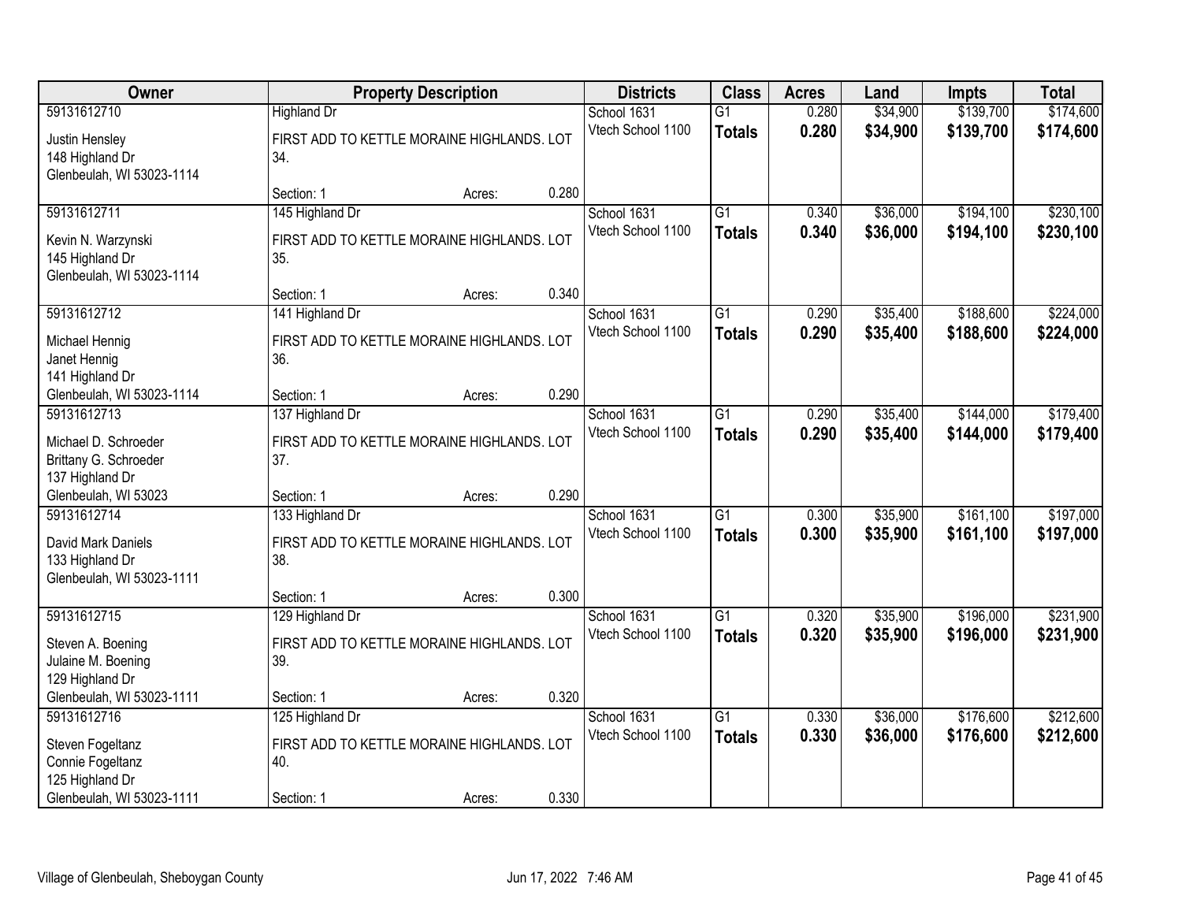| Owner | Property Description | Districts | Class | Acres | Land | Impts | Total |
|---|---|---|---|---|---|---|---|
| 59131612710<br>Justin Hensley<br>148 Highland Dr<br>Glenbeulah, WI 53023-1114 | Highland Dr<br>FIRST ADD TO KETTLE MORAINE HIGHLANDS. LOT 34.<br>Section: 1 Acres: 0.280 | School 1631<br>Vtech School 1100 | G1<br>**Totals** | 0.280<br>**0.280** | $34,900<br>**$34,900** | $139,700<br>**$139,700** | $174,600<br>**$174,600** |
| 59131612711<br>Kevin N. Warzynski<br>145 Highland Dr<br>Glenbeulah, WI 53023-1114 | 145 Highland Dr<br>FIRST ADD TO KETTLE MORAINE HIGHLANDS. LOT 35.<br>Section: 1 Acres: 0.340 | School 1631<br>Vtech School 1100 | G1<br>**Totals** | 0.340<br>**0.340** | $36,000<br>**$36,000** | $194,100<br>**$194,100** | $230,100<br>**$230,100** |
| 59131612712<br>Michael Hennig<br>Janet Hennig<br>141 Highland Dr<br>Glenbeulah, WI 53023-1114 | 141 Highland Dr<br>FIRST ADD TO KETTLE MORAINE HIGHLANDS. LOT 36.<br>Section: 1 Acres: 0.290 | School 1631<br>Vtech School 1100 | G1<br>**Totals** | 0.290<br>**0.290** | $35,400<br>**$35,400** | $188,600<br>**$188,600** | $224,000<br>**$224,000** |
| 59131612713<br>Michael D. Schroeder<br>Brittany G. Schroeder<br>137 Highland Dr<br>Glenbeulah, WI 53023 | 137 Highland Dr<br>FIRST ADD TO KETTLE MORAINE HIGHLANDS. LOT 37.<br>Section: 1 Acres: 0.290 | School 1631<br>Vtech School 1100 | G1<br>**Totals** | 0.290<br>**0.290** | $35,400<br>**$35,400** | $144,000<br>**$144,000** | $179,400<br>**$179,400** |
| 59131612714<br>David Mark Daniels<br>133 Highland Dr<br>Glenbeulah, WI 53023-1111 | 133 Highland Dr<br>FIRST ADD TO KETTLE MORAINE HIGHLANDS. LOT 38.<br>Section: 1 Acres: 0.300 | School 1631<br>Vtech School 1100 | G1<br>**Totals** | 0.300<br>**0.300** | $35,900<br>**$35,900** | $161,100<br>**$161,100** | $197,000<br>**$197,000** |
| 59131612715<br>Steven A. Boening<br>Julaine M. Boening<br>129 Highland Dr<br>Glenbeulah, WI 53023-1111 | 129 Highland Dr<br>FIRST ADD TO KETTLE MORAINE HIGHLANDS. LOT 39.<br>Section: 1 Acres: 0.320 | School 1631<br>Vtech School 1100 | G1<br>**Totals** | 0.320<br>**0.320** | $35,900<br>**$35,900** | $196,000<br>**$196,000** | $231,900<br>**$231,900** |
| 59131612716<br>Steven Fogeltanz<br>Connie Fogeltanz<br>125 Highland Dr<br>Glenbeulah, WI 53023-1111 | 125 Highland Dr<br>FIRST ADD TO KETTLE MORAINE HIGHLANDS. LOT 40.<br>Section: 1 Acres: 0.330 | School 1631<br>Vtech School 1100 | G1<br>**Totals** | 0.330<br>**0.330** | $36,000<br>**$36,000** | $176,600<br>**$176,600** | $212,600<br>**$212,600** |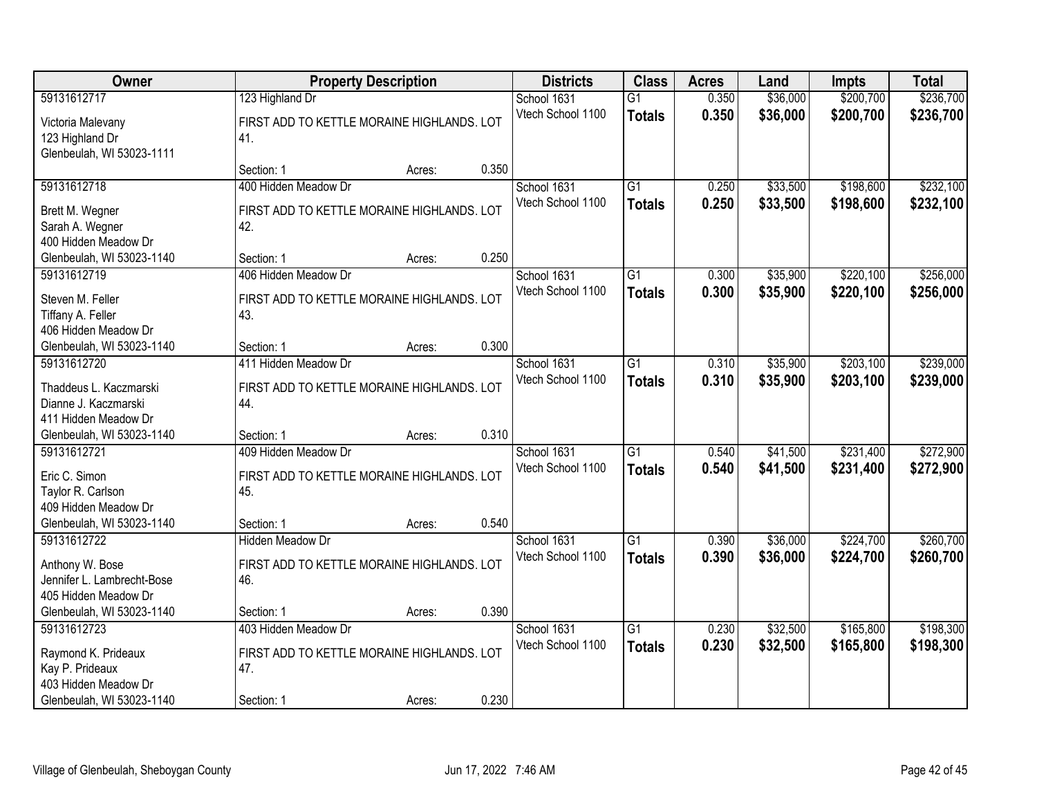| Owner | Property Description | Districts | Class | Acres | Land | Impts | Total |
|---|---|---|---|---|---|---|---|
| 59131612717<br>Victoria Malevany<br>123 Highland Dr<br>Glenbeulah, WI 53023-1111 | 123 Highland Dr<br>FIRST ADD TO KETTLE MORAINE HIGHLANDS. LOT 41.<br>Section: 1 Acres: 0.350 | School 1631<br>Vtech School 1100 | G1<br>**Totals** | 0.350<br>**0.350** | $36,000<br>**$36,000** | $200,700<br>**$200,700** | $236,700<br>**$236,700** |
| 59131612718<br>Brett M. Wegner<br>Sarah A. Wegner<br>400 Hidden Meadow Dr<br>Glenbeulah, WI 53023-1140 | 400 Hidden Meadow Dr<br>FIRST ADD TO KETTLE MORAINE HIGHLANDS. LOT 42.<br>Section: 1 Acres: 0.250 | School 1631<br>Vtech School 1100 | G1<br>**Totals** | 0.250<br>**0.250** | $33,500<br>**$33,500** | $198,600<br>**$198,600** | $232,100<br>**$232,100** |
| 59131612719<br>Steven M. Feller<br>Tiffany A. Feller<br>406 Hidden Meadow Dr<br>Glenbeulah, WI 53023-1140 | 406 Hidden Meadow Dr<br>FIRST ADD TO KETTLE MORAINE HIGHLANDS. LOT 43.<br>Section: 1 Acres: 0.300 | School 1631<br>Vtech School 1100 | G1<br>**Totals** | 0.300<br>**0.300** | $35,900<br>**$35,900** | $220,100<br>**$220,100** | $256,000<br>**$256,000** |
| 59131612720<br>Thaddeus L. Kaczmarski<br>Dianne J. Kaczmarski<br>411 Hidden Meadow Dr<br>Glenbeulah, WI 53023-1140 | 411 Hidden Meadow Dr<br>FIRST ADD TO KETTLE MORAINE HIGHLANDS. LOT 44.<br>Section: 1 Acres: 0.310 | School 1631<br>Vtech School 1100 | G1<br>**Totals** | 0.310<br>**0.310** | $35,900<br>**$35,900** | $203,100<br>**$203,100** | $239,000<br>**$239,000** |
| 59131612721<br>Eric C. Simon<br>Taylor R. Carlson<br>409 Hidden Meadow Dr<br>Glenbeulah, WI 53023-1140 | 409 Hidden Meadow Dr<br>FIRST ADD TO KETTLE MORAINE HIGHLANDS. LOT 45.<br>Section: 1 Acres: 0.540 | School 1631<br>Vtech School 1100 | G1<br>**Totals** | 0.540<br>**0.540** | $41,500<br>**$41,500** | $231,400<br>**$231,400** | $272,900<br>**$272,900** |
| 59131612722<br>Anthony W. Bose<br>Jennifer L. Lambrecht-Bose<br>405 Hidden Meadow Dr<br>Glenbeulah, WI 53023-1140 | Hidden Meadow Dr<br>FIRST ADD TO KETTLE MORAINE HIGHLANDS. LOT 46.<br>Section: 1 Acres: 0.390 | School 1631<br>Vtech School 1100 | G1<br>**Totals** | 0.390<br>**0.390** | $36,000<br>**$36,000** | $224,700<br>**$224,700** | $260,700<br>**$260,700** |
| 59131612723<br>Raymond K. Prideaux<br>Kay P. Prideaux<br>403 Hidden Meadow Dr<br>Glenbeulah, WI 53023-1140 | 403 Hidden Meadow Dr<br>FIRST ADD TO KETTLE MORAINE HIGHLANDS. LOT 47.<br>Section: 1 Acres: 0.230 | School 1631<br>Vtech School 1100 | G1<br>**Totals** | 0.230<br>**0.230** | $32,500<br>**$32,500** | $165,800<br>**$165,800** | $198,300<br>**$198,300** |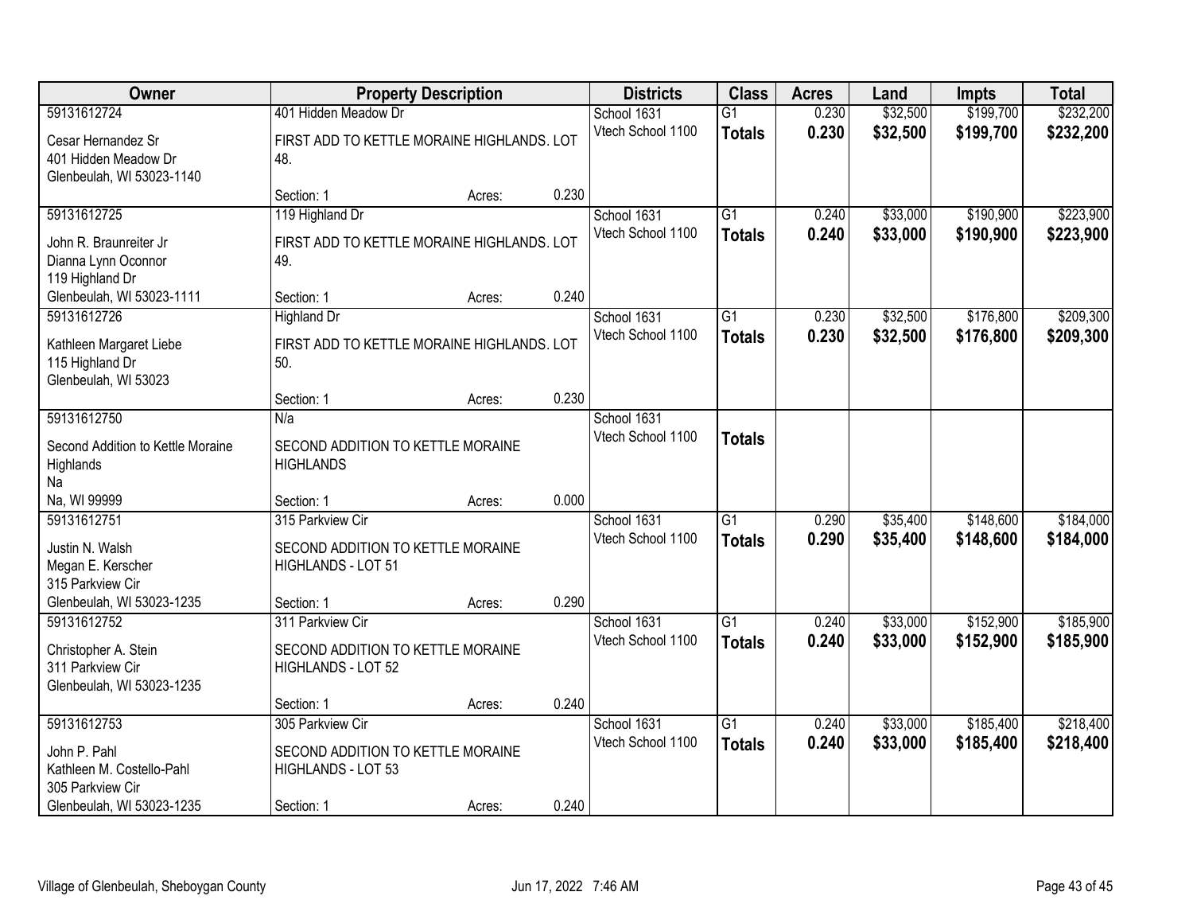| Owner | Property Description | Districts | Class | Acres | Land | Impts | Total |
|---|---|---|---|---|---|---|---|
| 59131612724<br>Cesar Hernandez Sr<br>401 Hidden Meadow Dr<br>Glenbeulah, WI 53023-1140 | 401 Hidden Meadow Dr<br>FIRST ADD TO KETTLE MORAINE HIGHLANDS. LOT 48.<br>Section: 1 Acres: 0.230 | School 1631<br>Vtech School 1100 | G1<br>**Totals** | 0.230<br>**0.230** | $32,500<br>**$32,500** | $199,700<br>**$199,700** | $232,200<br>**$232,200** |
| 59131612725<br>John R. Braunreiter Jr<br>Dianna Lynn Oconnor<br>119 Highland Dr<br>Glenbeulah, WI 53023-1111 | 119 Highland Dr<br>FIRST ADD TO KETTLE MORAINE HIGHLANDS. LOT 49.<br>Section: 1 Acres: 0.240 | School 1631<br>Vtech School 1100 | G1<br>**Totals** | 0.240<br>**0.240** | $33,000<br>**$33,000** | $190,900<br>**$190,900** | $223,900<br>**$223,900** |
| 59131612726<br>Kathleen Margaret Liebe<br>115 Highland Dr<br>Glenbeulah, WI 53023 | Highland Dr<br>FIRST ADD TO KETTLE MORAINE HIGHLANDS. LOT 50.<br>Section: 1 Acres: 0.230 | School 1631<br>Vtech School 1100 | G1<br>**Totals** | 0.230<br>**0.230** | $32,500<br>**$32,500** | $176,800<br>**$176,800** | $209,300<br>**$209,300** |
| 59131612750<br>Second Addition to Kettle Moraine Highlands<br>Na<br>Na, WI 99999 | N/a<br>SECOND ADDITION TO KETTLE MORAINE HIGHLANDS<br>Section: 1 Acres: 0.000 | School 1631<br>Vtech School 1100 | **Totals** | | | | |
| 59131612751<br>Justin N. Walsh<br>Megan E. Kerscher<br>315 Parkview Cir<br>Glenbeulah, WI 53023-1235 | 315 Parkview Cir<br>SECOND ADDITION TO KETTLE MORAINE HIGHLANDS - LOT 51<br>Section: 1 Acres: 0.290 | School 1631<br>Vtech School 1100 | G1<br>**Totals** | 0.290<br>**0.290** | $35,400<br>**$35,400** | $148,600<br>**$148,600** | $184,000<br>**$184,000** |
| 59131612752<br>Christopher A. Stein<br>311 Parkview Cir<br>Glenbeulah, WI 53023-1235 | 311 Parkview Cir<br>SECOND ADDITION TO KETTLE MORAINE HIGHLANDS - LOT 52<br>Section: 1 Acres: 0.240 | School 1631<br>Vtech School 1100 | G1<br>**Totals** | 0.240<br>**0.240** | $33,000<br>**$33,000** | $152,900<br>**$152,900** | $185,900<br>**$185,900** |
| 59131612753<br>John P. Pahl<br>Kathleen M. Costello-Pahl<br>305 Parkview Cir<br>Glenbeulah, WI 53023-1235 | 305 Parkview Cir<br>SECOND ADDITION TO KETTLE MORAINE HIGHLANDS - LOT 53<br>Section: 1 Acres: 0.240 | School 1631<br>Vtech School 1100 | G1<br>**Totals** | 0.240<br>**0.240** | $33,000<br>**$33,000** | $185,400<br>**$185,400** | $218,400<br>**$218,400** |

Village of Glenbeulah, Sheboygan County    Jun 17, 2022 7:46 AM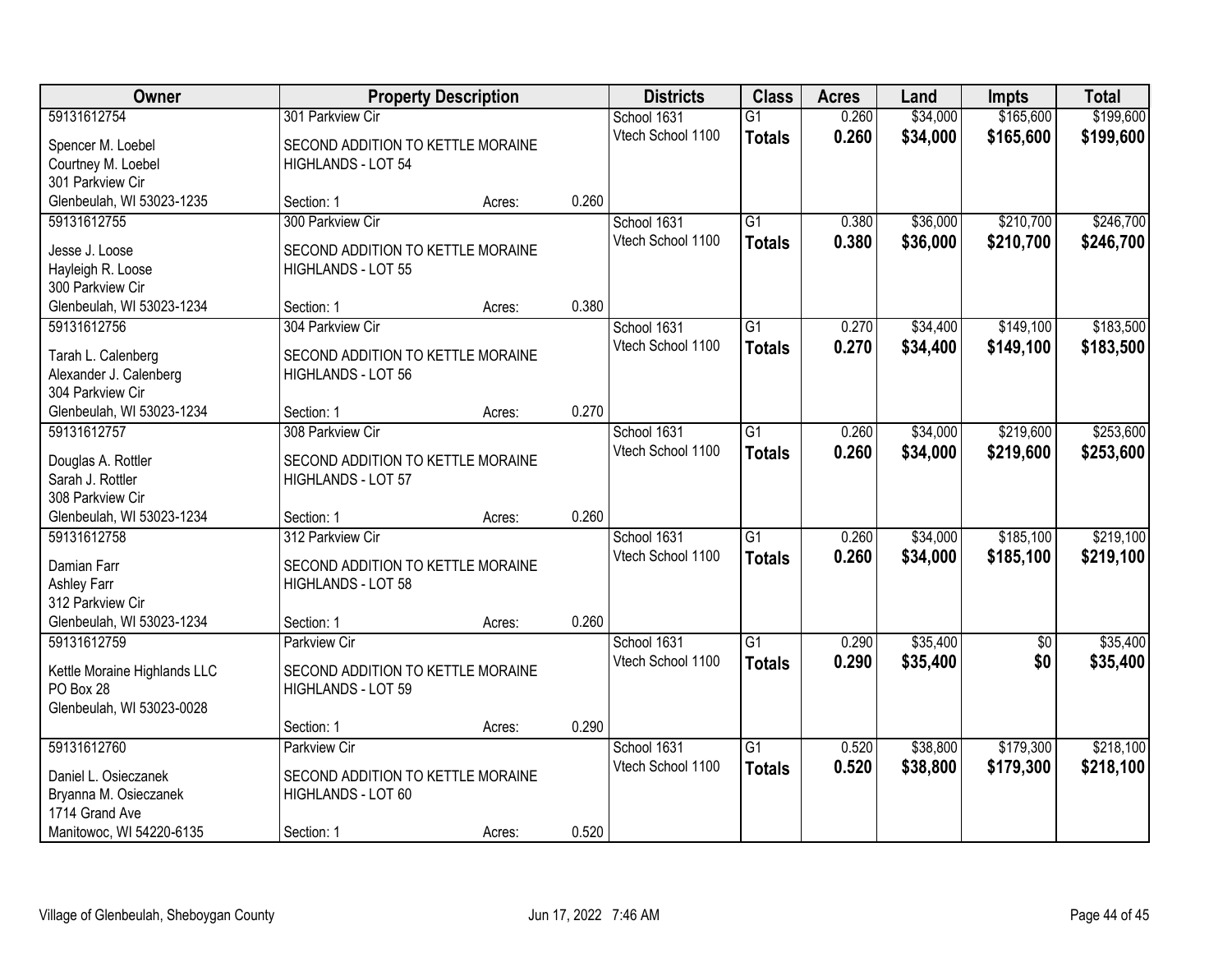| Owner | Property Description | | | Districts | Class | Acres | Land | Impts | Total |
|---|---|---|---|---|---|---|---|---|---|
| 59131612754<br>Spencer M. Loebel<br>Courtney M. Loebel<br>301 Parkview Cir<br>Glenbeulah, WI 53023-1235 | 301 Parkview Cir<br>SECOND ADDITION TO KETTLE MORAINE HIGHLANDS - LOT 54<br>Section: 1 | Acres: | 0.260 | School 1631<br>Vtech School 1100 | G1<br>**Totals** | 0.260<br>**0.260** | $34,000<br>**$34,000** | $165,600<br>**$165,600** | $199,600<br>**$199,600** |
| 59131612755<br>Jesse J. Loose<br>Hayleigh R. Loose<br>300 Parkview Cir<br>Glenbeulah, WI 53023-1234 | 300 Parkview Cir<br>SECOND ADDITION TO KETTLE MORAINE HIGHLANDS - LOT 55<br>Section: 1 | Acres: | 0.380 | School 1631<br>Vtech School 1100 | G1<br>**Totals** | 0.380<br>**0.380** | $36,000<br>**$36,000** | $210,700<br>**$210,700** | $246,700<br>**$246,700** |
| 59131612756<br>Tarah L. Calenberg<br>Alexander J. Calenberg<br>304 Parkview Cir<br>Glenbeulah, WI 53023-1234 | 304 Parkview Cir<br>SECOND ADDITION TO KETTLE MORAINE HIGHLANDS - LOT 56<br>Section: 1 | Acres: | 0.270 | School 1631<br>Vtech School 1100 | G1<br>**Totals** | 0.270<br>**0.270** | $34,400<br>**$34,400** | $149,100<br>**$149,100** | $183,500<br>**$183,500** |
| 59131612757<br>Douglas A. Rottler<br>Sarah J. Rottler<br>308 Parkview Cir<br>Glenbeulah, WI 53023-1234 | 308 Parkview Cir<br>SECOND ADDITION TO KETTLE MORAINE HIGHLANDS - LOT 57<br>Section: 1 | Acres: | 0.260 | School 1631<br>Vtech School 1100 | G1<br>**Totals** | 0.260<br>**0.260** | $34,000<br>**$34,000** | $219,600<br>**$219,600** | $253,600<br>**$253,600** |
| 59131612758<br>Damian Farr<br>Ashley Farr<br>312 Parkview Cir<br>Glenbeulah, WI 53023-1234 | 312 Parkview Cir<br>SECOND ADDITION TO KETTLE MORAINE HIGHLANDS - LOT 58<br>Section: 1 | Acres: | 0.260 | School 1631<br>Vtech School 1100 | G1<br>**Totals** | 0.260<br>**0.260** | $34,000<br>**$34,000** | $185,100<br>**$185,100** | $219,100<br>**$219,100** |
| 59131612759<br>Kettle Moraine Highlands LLC<br>PO Box 28<br>Glenbeulah, WI 53023-0028 | Parkview Cir<br>SECOND ADDITION TO KETTLE MORAINE HIGHLANDS - LOT 59<br>Section: 1 | Acres: | 0.290 | School 1631<br>Vtech School 1100 | G1<br>**Totals** | 0.290<br>**0.290** | $35,400<br>**$35,400** | $0<br>**$0** | $35,400<br>**$35,400** |
| 59131612760<br>Daniel L. Osieczanek<br>Bryanna M. Osieczanek<br>1714 Grand Ave<br>Manitowoc, WI 54220-6135 | Parkview Cir<br>SECOND ADDITION TO KETTLE MORAINE HIGHLANDS - LOT 60<br>Section: 1 | Acres: | 0.520 | School 1631<br>Vtech School 1100 | G1<br>**Totals** | 0.520<br>**0.520** | $38,800<br>**$38,800** | $179,300<br>**$179,300** | $218,100<br>**$218,100** |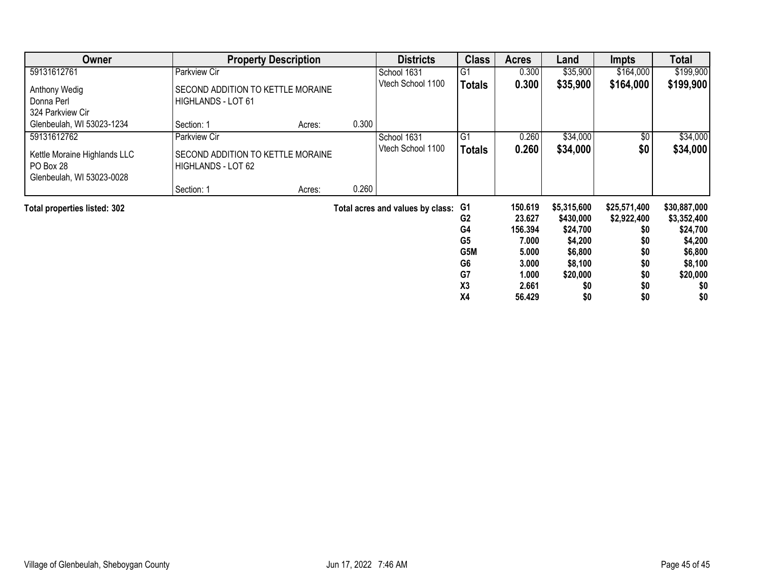| Owner | Property Description | | | Districts | Class | Acres | Land | Impts | Total |
|---|---|---|---|---|---|---|---|---|---|
| 59131612761 | Parkview Cir | | | School 1631 | G1 | 0.300 | $35,900 | $164,000 | $199,900 |
| Anthony Wedig<br>Donna Perl<br>324 Parkview Cir<br>Glenbeulah, WI 53023-1234 | SECOND ADDITION TO KETTLE MORAINE HIGHLANDS - LOT 61 | | | Vtech School 1100 | **Totals** | **0.300** | **$35,900** | **$164,000** | **$199,900** |
| | Section: 1 | Acres: | 0.300 | | | | | | |
| 59131612762 | Parkview Cir | | | School 1631 | G1 | 0.260 | $34,000 | $0 | $34,000 |
| Kettle Moraine Highlands LLC<br>PO Box 28<br>Glenbeulah, WI 53023-0028 | SECOND ADDITION TO KETTLE MORAINE HIGHLANDS - LOT 62 | | | Vtech School 1100 | **Totals** | **0.260** | **$34,000** | **$0** | **$34,000** |
| | Section: 1 | Acres: | 0.260 | | | | | | |

**Total properties listed: 302**

**Total acres and values by class:**

| Class | Acres | Land | Impts | Total |
|---|---|---|---|---|
| G1 | 150.619 | $5,315,600 | $25,571,400 | $30,887,000 |
| G2 | 23.627 | $430,000 | $2,922,400 | $3,352,400 |
| G4 | 156.394 | $24,700 | $0 | $24,700 |
| G5 | 7.000 | $4,200 | $0 | $4,200 |
| G5M | 5.000 | $6,800 | $0 | $6,800 |
| G6 | 3.000 | $8,100 | $0 | $8,100 |
| G7 | 1.000 | $20,000 | $0 | $20,000 |
| X3 | 2.661 | $0 | $0 | $0 |
| X4 | 56.429 | $0 | $0 | $0 |

Village of Glenbeulah, Sheboygan County    Jun 17, 2022 7:46 AM